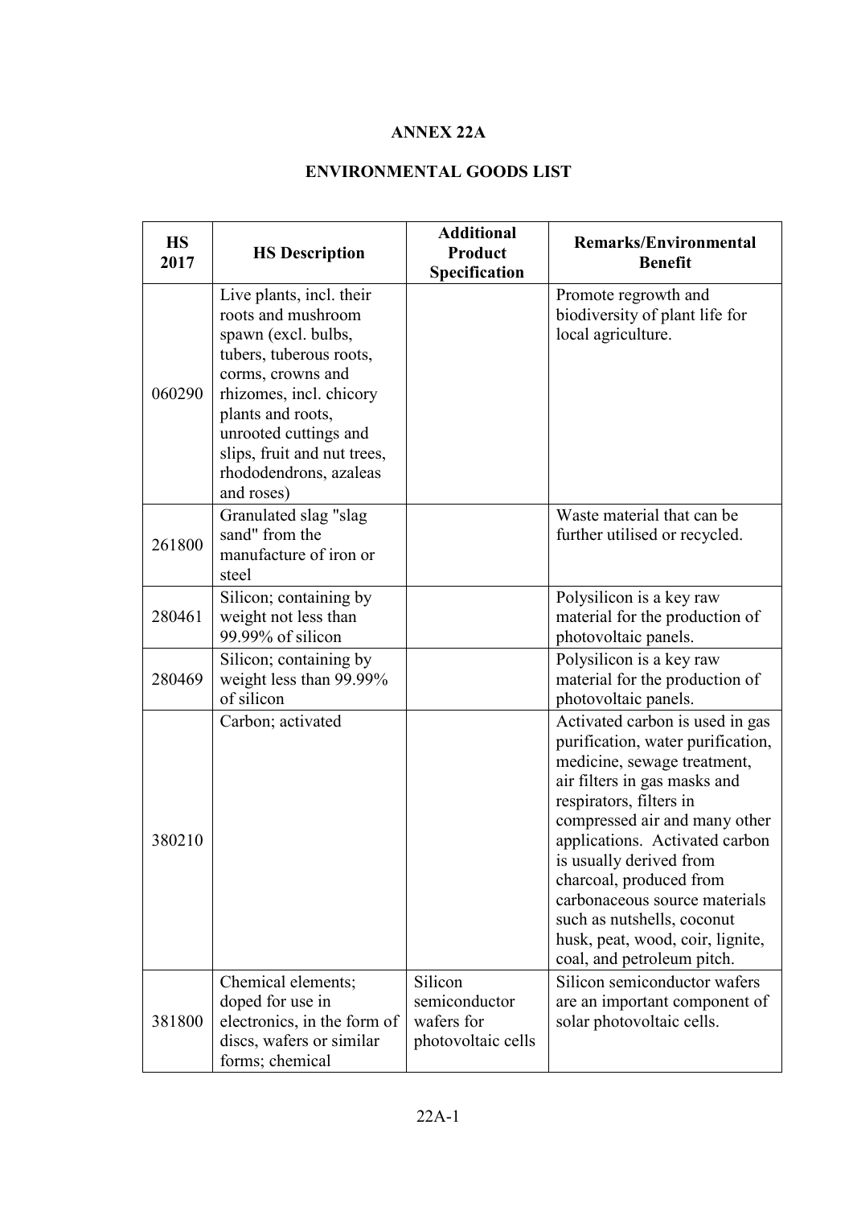# ANNEX 22A

## ENVIRONMENTAL GOODS LIST

| HS 2017 | HS Description | Additional Product Specification | Remarks/Environmental Benefit |
|---|---|---|---|
| 060290 | Live plants, incl. their roots and mushroom spawn (excl. bulbs, tubers, tuberous roots, corms, crowns and rhizomes, incl. chicory plants and roots, unrooted cuttings and slips, fruit and nut trees, rhododendrons, azaleas and roses) | | Promote regrowth and biodiversity of plant life for local agriculture. |
| 261800 | Granulated slag "slag sand" from the manufacture of iron or steel | | Waste material that can be further utilised or recycled. |
| 280461 | Silicon; containing by weight not less than 99.99% of silicon | | Polysilicon is a key raw material for the production of photovoltaic panels. |
| 280469 | Silicon; containing by weight less than 99.99% of silicon | | Polysilicon is a key raw material for the production of photovoltaic panels. |
| 380210 | Carbon; activated | | Activated carbon is used in gas purification, water purification, medicine, sewage treatment, air filters in gas masks and respirators, filters in compressed air and many other applications. Activated carbon is usually derived from charcoal, produced from carbonaceous source materials such as nutshells, coconut husk, peat, wood, coir, lignite, coal, and petroleum pitch. |
| 381800 | Chemical elements; doped for use in electronics, in the form of discs, wafers or similar forms; chemical | Silicon semiconductor wafers for photovoltaic cells | Silicon semiconductor wafers are an important component of solar photovoltaic cells. |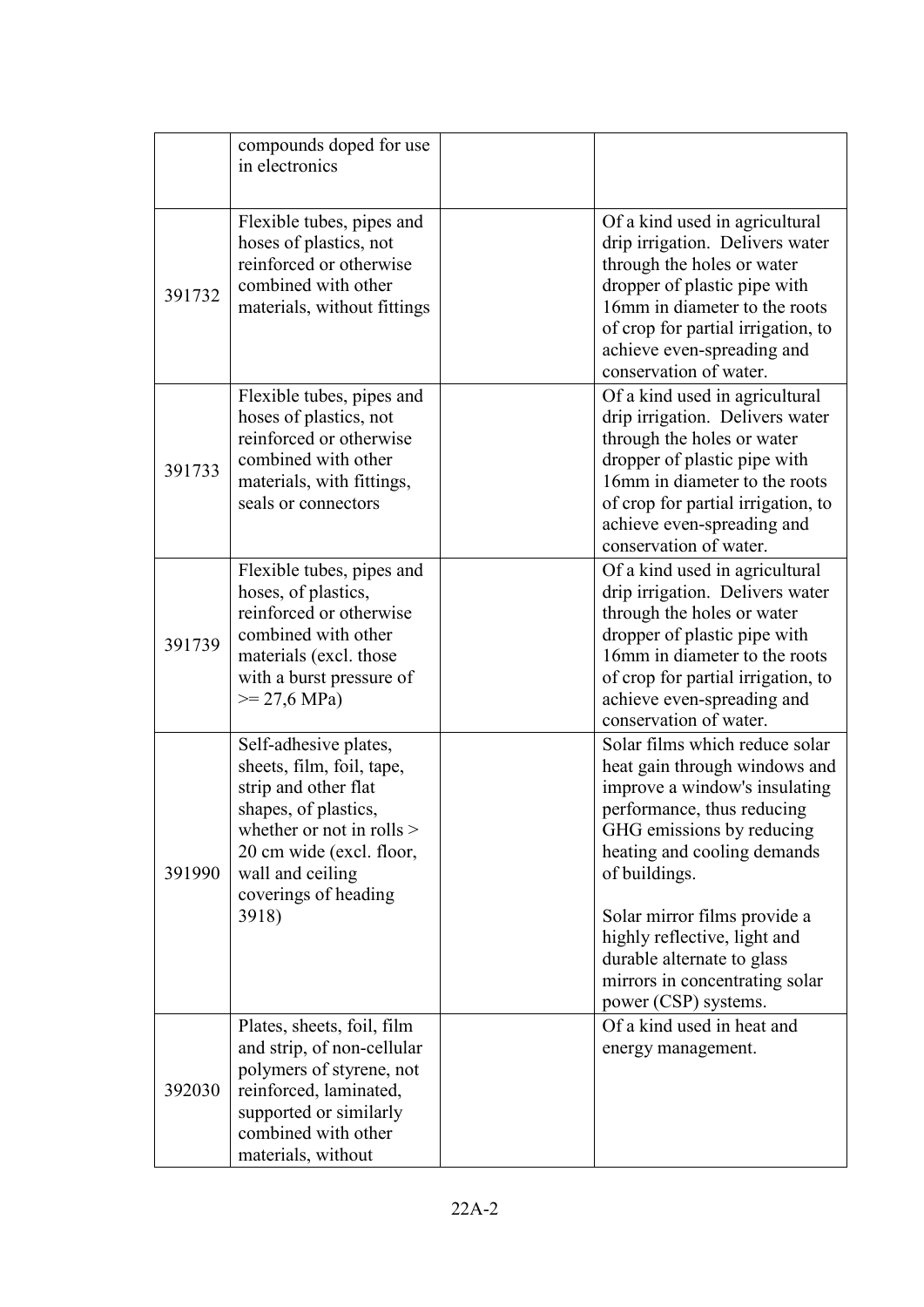| | | | |
|---|---|---|---|
| | compounds doped for use in electronics | | |
| 391732 | Flexible tubes, pipes and hoses of plastics, not reinforced or otherwise combined with other materials, without fittings | | Of a kind used in agricultural drip irrigation. Delivers water through the holes or water dropper of plastic pipe with 16mm in diameter to the roots of crop for partial irrigation, to achieve even-spreading and conservation of water. |
| 391733 | Flexible tubes, pipes and hoses of plastics, not reinforced or otherwise combined with other materials, with fittings, seals or connectors | | Of a kind used in agricultural drip irrigation. Delivers water through the holes or water dropper of plastic pipe with 16mm in diameter to the roots of crop for partial irrigation, to achieve even-spreading and conservation of water. |
| 391739 | Flexible tubes, pipes and hoses, of plastics, reinforced or otherwise combined with other materials (excl. those with a burst pressure of >= 27,6 MPa) | | Of a kind used in agricultural drip irrigation. Delivers water through the holes or water dropper of plastic pipe with 16mm in diameter to the roots of crop for partial irrigation, to achieve even-spreading and conservation of water. |
| 391990 | Self-adhesive plates, sheets, film, foil, tape, strip and other flat shapes, of plastics, whether or not in rolls > 20 cm wide (excl. floor, wall and ceiling coverings of heading 3918) | | Solar films which reduce solar heat gain through windows and improve a window's insulating performance, thus reducing GHG emissions by reducing heating and cooling demands of buildings.<br><br>Solar mirror films provide a highly reflective, light and durable alternate to glass mirrors in concentrating solar power (CSP) systems. |
| 392030 | Plates, sheets, foil, film and strip, of non-cellular polymers of styrene, not reinforced, laminated, supported or similarly combined with other materials, without | | Of a kind used in heat and energy management. |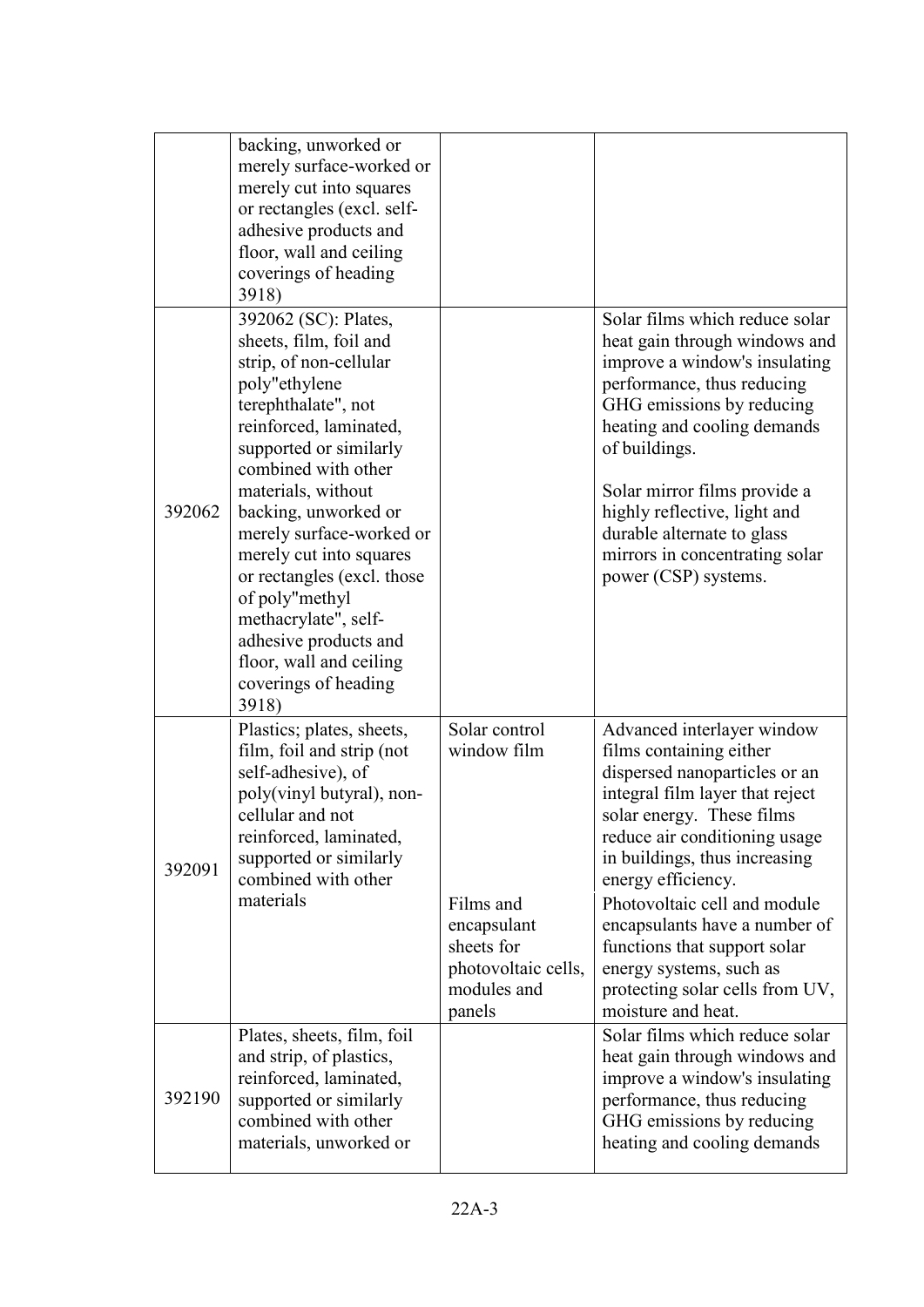| | | | |
|---|---|---|---|
| | backing, unworked or merely surface-worked or merely cut into squares or rectangles (excl. self-adhesive products and floor, wall and ceiling coverings of heading 3918) | | |
| 392062 | 392062 (SC): Plates, sheets, film, foil and strip, of non-cellular poly"ethylene terephthalate", not reinforced, laminated, supported or similarly combined with other materials, without backing, unworked or merely surface-worked or merely cut into squares or rectangles (excl. those of poly"methyl methacrylate", self-adhesive products and floor, wall and ceiling coverings of heading 3918) | | Solar films which reduce solar heat gain through windows and improve a window's insulating performance, thus reducing GHG emissions by reducing heating and cooling demands of buildings.<br><br>Solar mirror films provide a highly reflective, light and durable alternate to glass mirrors in concentrating solar power (CSP) systems. |
| 392091 | Plastics; plates, sheets, film, foil and strip (not self-adhesive), of poly(vinyl butyral), non-cellular and not reinforced, laminated, supported or similarly combined with other materials | Solar control window film | Advanced interlayer window films containing either dispersed nanoparticles or an integral film layer that reject solar energy. These films reduce air conditioning usage in buildings, thus increasing energy efficiency. |
| | | Films and encapsulant sheets for photovoltaic cells, modules and panels | Photovoltaic cell and module encapsulants have a number of functions that support solar energy systems, such as protecting solar cells from UV, moisture and heat. |
| 392190 | Plates, sheets, film, foil and strip, of plastics, reinforced, laminated, supported or similarly combined with other materials, unworked or | | Solar films which reduce solar heat gain through windows and improve a window's insulating performance, thus reducing GHG emissions by reducing heating and cooling demands |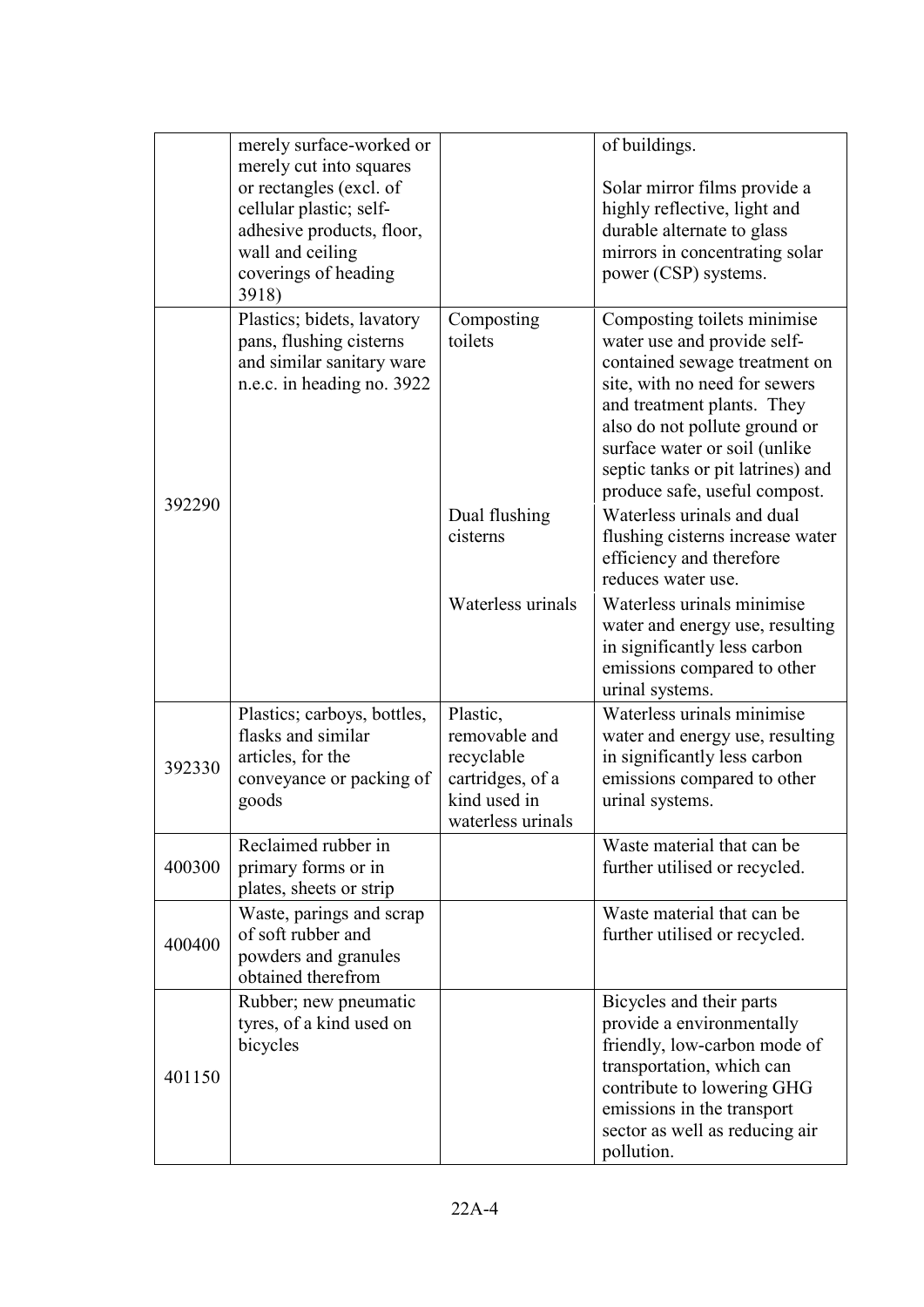| | | | |
|---|---|---|---|
| | merely surface-worked or merely cut into squares or rectangles (excl. of cellular plastic; self-adhesive products, floor, wall and ceiling coverings of heading 3918) | | of buildings.<br><br>Solar mirror films provide a highly reflective, light and durable alternate to glass mirrors in concentrating solar power (CSP) systems. |
| 392290 | Plastics; bidets, lavatory pans, flushing cisterns and similar sanitary ware n.e.c. in heading no. 3922 | Composting toilets | Composting toilets minimise water use and provide self-contained sewage treatment on site, with no need for sewers and treatment plants. They also do not pollute ground or surface water or soil (unlike septic tanks or pit latrines) and produce safe, useful compost. |
| | | Dual flushing cisterns | Waterless urinals and dual flushing cisterns increase water efficiency and therefore reduces water use. |
| | | Waterless urinals | Waterless urinals minimise water and energy use, resulting in significantly less carbon emissions compared to other urinal systems. |
| 392330 | Plastics; carboys, bottles, flasks and similar articles, for the conveyance or packing of goods | Plastic, removable and recyclable cartridges, of a kind used in waterless urinals | Waterless urinals minimise water and energy use, resulting in significantly less carbon emissions compared to other urinal systems. |
| 400300 | Reclaimed rubber in primary forms or in plates, sheets or strip | | Waste material that can be further utilised or recycled. |
| 400400 | Waste, parings and scrap of soft rubber and powders and granules obtained therefrom | | Waste material that can be further utilised or recycled. |
| 401150 | Rubber; new pneumatic tyres, of a kind used on bicycles | | Bicycles and their parts provide a environmentally friendly, low-carbon mode of transportation, which can contribute to lowering GHG emissions in the transport sector as well as reducing air pollution. |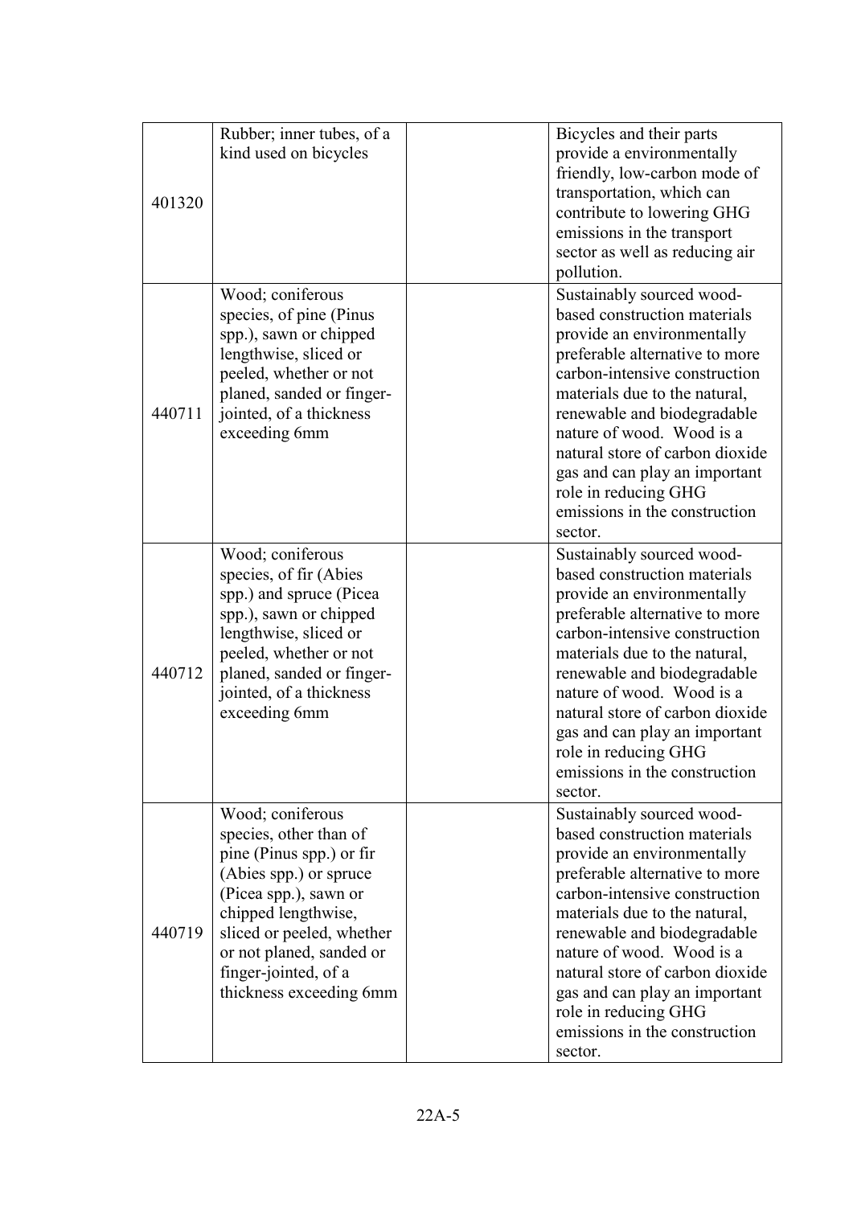| | | | |
|---|---|---|---|
| 401320 | Rubber; inner tubes, of a kind used on bicycles | | Bicycles and their parts provide a environmentally friendly, low-carbon mode of transportation, which can contribute to lowering GHG emissions in the transport sector as well as reducing air pollution. |
| 440711 | Wood; coniferous species, of pine (Pinus spp.), sawn or chipped lengthwise, sliced or peeled, whether or not planed, sanded or finger-jointed, of a thickness exceeding 6mm | | Sustainably sourced wood-based construction materials provide an environmentally preferable alternative to more carbon-intensive construction materials due to the natural, renewable and biodegradable nature of wood. Wood is a natural store of carbon dioxide gas and can play an important role in reducing GHG emissions in the construction sector. |
| 440712 | Wood; coniferous species, of fir (Abies spp.) and spruce (Picea spp.), sawn or chipped lengthwise, sliced or peeled, whether or not planed, sanded or finger-jointed, of a thickness exceeding 6mm | | Sustainably sourced wood-based construction materials provide an environmentally preferable alternative to more carbon-intensive construction materials due to the natural, renewable and biodegradable nature of wood. Wood is a natural store of carbon dioxide gas and can play an important role in reducing GHG emissions in the construction sector. |
| 440719 | Wood; coniferous species, other than of pine (Pinus spp.) or fir (Abies spp.) or spruce (Picea spp.), sawn or chipped lengthwise, sliced or peeled, whether or not planed, sanded or finger-jointed, of a thickness exceeding 6mm | | Sustainably sourced wood-based construction materials provide an environmentally preferable alternative to more carbon-intensive construction materials due to the natural, renewable and biodegradable nature of wood. Wood is a natural store of carbon dioxide gas and can play an important role in reducing GHG emissions in the construction sector. |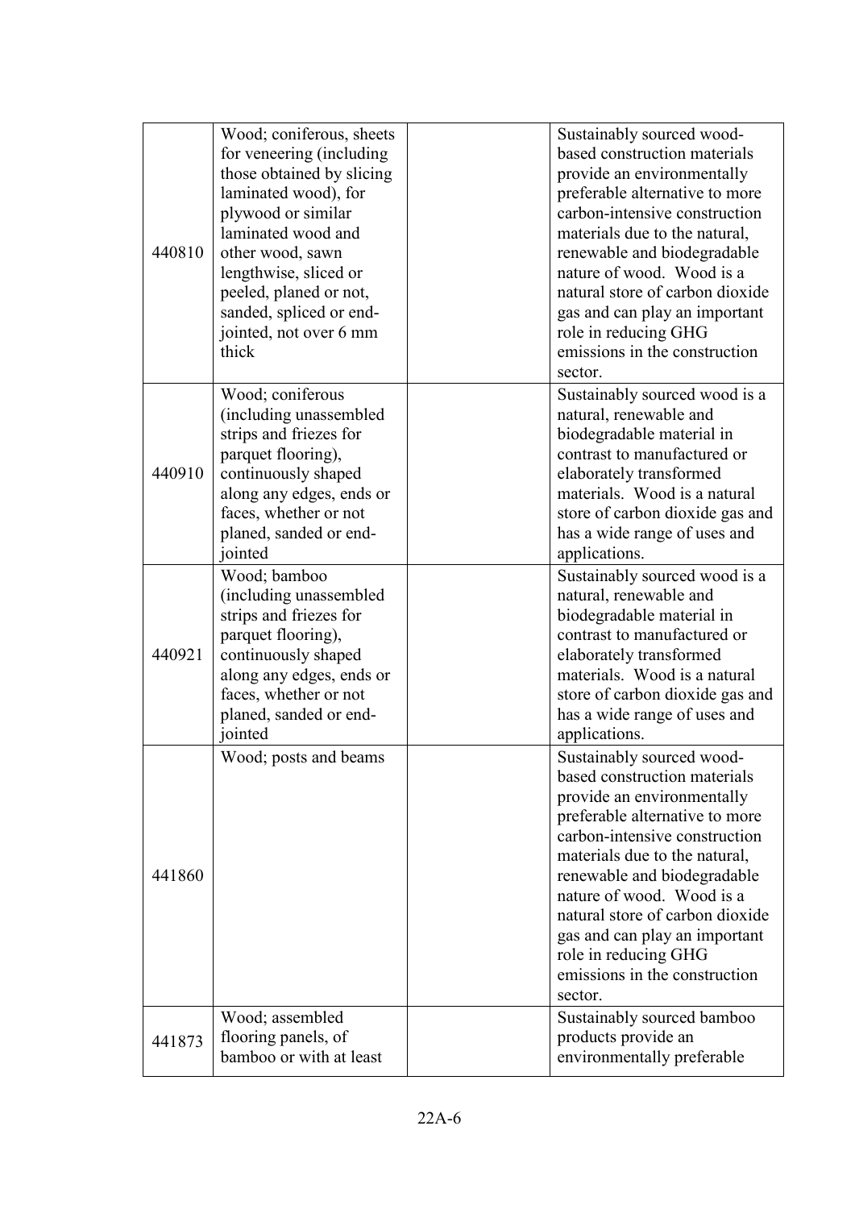| | | | |
|---|---|---|---|
| 440810 | Wood; coniferous, sheets for veneering (including those obtained by slicing laminated wood), for plywood or similar laminated wood and other wood, sawn lengthwise, sliced or peeled, planed or not, sanded, spliced or end-jointed, not over 6 mm thick | | Sustainably sourced wood-based construction materials provide an environmentally preferable alternative to more carbon-intensive construction materials due to the natural, renewable and biodegradable nature of wood. Wood is a natural store of carbon dioxide gas and can play an important role in reducing GHG emissions in the construction sector. |
| 440910 | Wood; coniferous (including unassembled strips and friezes for parquet flooring), continuously shaped along any edges, ends or faces, whether or not planed, sanded or end-jointed | | Sustainably sourced wood is a natural, renewable and biodegradable material in contrast to manufactured or elaborately transformed materials. Wood is a natural store of carbon dioxide gas and has a wide range of uses and applications. |
| 440921 | Wood; bamboo (including unassembled strips and friezes for parquet flooring), continuously shaped along any edges, ends or faces, whether or not planed, sanded or end-jointed | | Sustainably sourced wood is a natural, renewable and biodegradable material in contrast to manufactured or elaborately transformed materials. Wood is a natural store of carbon dioxide gas and has a wide range of uses and applications. |
| 441860 | Wood; posts and beams | | Sustainably sourced wood-based construction materials provide an environmentally preferable alternative to more carbon-intensive construction materials due to the natural, renewable and biodegradable nature of wood. Wood is a natural store of carbon dioxide gas and can play an important role in reducing GHG emissions in the construction sector. |
| 441873 | Wood; assembled flooring panels, of bamboo or with at least | | Sustainably sourced bamboo products provide an environmentally preferable |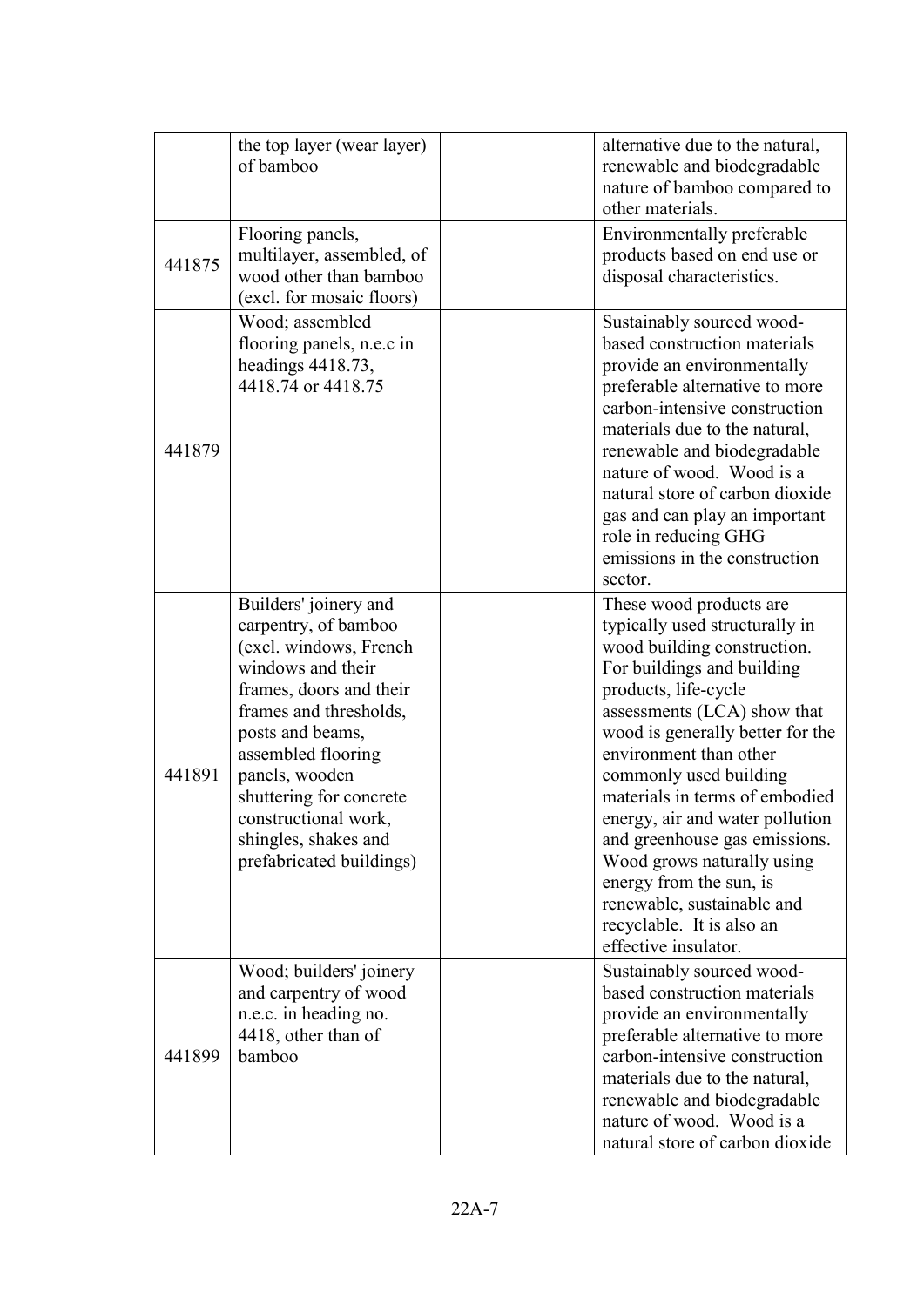| | | | |
|---|---|---|---|
| | the top layer (wear layer) of bamboo | | alternative due to the natural, renewable and biodegradable nature of bamboo compared to other materials. |
| 441875 | Flooring panels, multilayer, assembled, of wood other than bamboo (excl. for mosaic floors) | | Environmentally preferable products based on end use or disposal characteristics. |
| 441879 | Wood; assembled flooring panels, n.e.c in headings 4418.73, 4418.74 or 4418.75 | | Sustainably sourced wood-based construction materials provide an environmentally preferable alternative to more carbon-intensive construction materials due to the natural, renewable and biodegradable nature of wood. Wood is a natural store of carbon dioxide gas and can play an important role in reducing GHG emissions in the construction sector. |
| 441891 | Builders' joinery and carpentry, of bamboo (excl. windows, French windows and their frames, doors and their frames and thresholds, posts and beams, assembled flooring panels, wooden shuttering for concrete constructional work, shingles, shakes and prefabricated buildings) | | These wood products are typically used structurally in wood building construction. For buildings and building products, life-cycle assessments (LCA) show that wood is generally better for the environment than other commonly used building materials in terms of embodied energy, air and water pollution and greenhouse gas emissions. Wood grows naturally using energy from the sun, is renewable, sustainable and recyclable. It is also an effective insulator. |
| 441899 | Wood; builders' joinery and carpentry of wood n.e.c. in heading no. 4418, other than of bamboo | | Sustainably sourced wood-based construction materials provide an environmentally preferable alternative to more carbon-intensive construction materials due to the natural, renewable and biodegradable nature of wood. Wood is a natural store of carbon dioxide |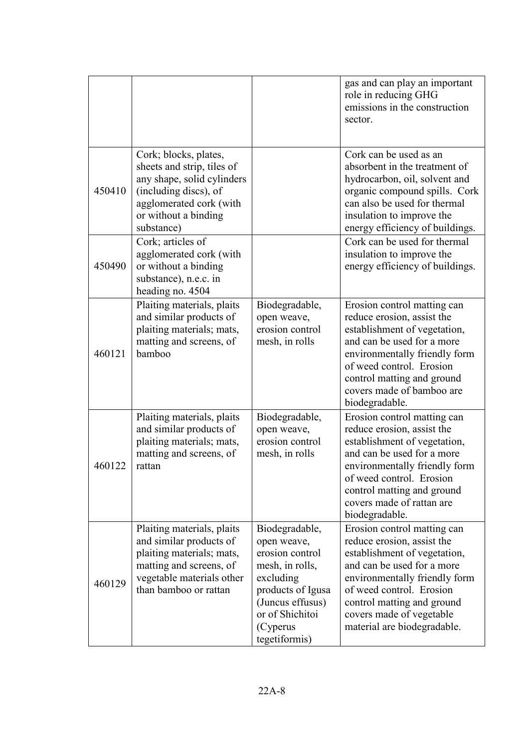| | | | |
|---|---|---|---|
| | | | gas and can play an important role in reducing GHG emissions in the construction sector. |
| 450410 | Cork; blocks, plates, sheets and strip, tiles of any shape, solid cylinders (including discs), of agglomerated cork (with or without a binding substance) | | Cork can be used as an absorbent in the treatment of hydrocarbon, oil, solvent and organic compound spills. Cork can also be used for thermal insulation to improve the energy efficiency of buildings. |
| 450490 | Cork; articles of agglomerated cork (with or without a binding substance), n.e.c. in heading no. 4504 | | Cork can be used for thermal insulation to improve the energy efficiency of buildings. |
| 460121 | Plaiting materials, plaits and similar products of plaiting materials; mats, matting and screens, of bamboo | Biodegradable, open weave, erosion control mesh, in rolls | Erosion control matting can reduce erosion, assist the establishment of vegetation, and can be used for a more environmentally friendly form of weed control. Erosion control matting and ground covers made of bamboo are biodegradable. |
| 460122 | Plaiting materials, plaits and similar products of plaiting materials; mats, matting and screens, of rattan | Biodegradable, open weave, erosion control mesh, in rolls | Erosion control matting can reduce erosion, assist the establishment of vegetation, and can be used for a more environmentally friendly form of weed control. Erosion control matting and ground covers made of rattan are biodegradable. |
| 460129 | Plaiting materials, plaits and similar products of plaiting materials; mats, matting and screens, of vegetable materials other than bamboo or rattan | Biodegradable, open weave, erosion control mesh, in rolls, excluding products of Igusa (Juncus effusus) or of Shichitoi (Cyperus tegetiformis) | Erosion control matting can reduce erosion, assist the establishment of vegetation, and can be used for a more environmentally friendly form of weed control. Erosion control matting and ground covers made of vegetable material are biodegradable. |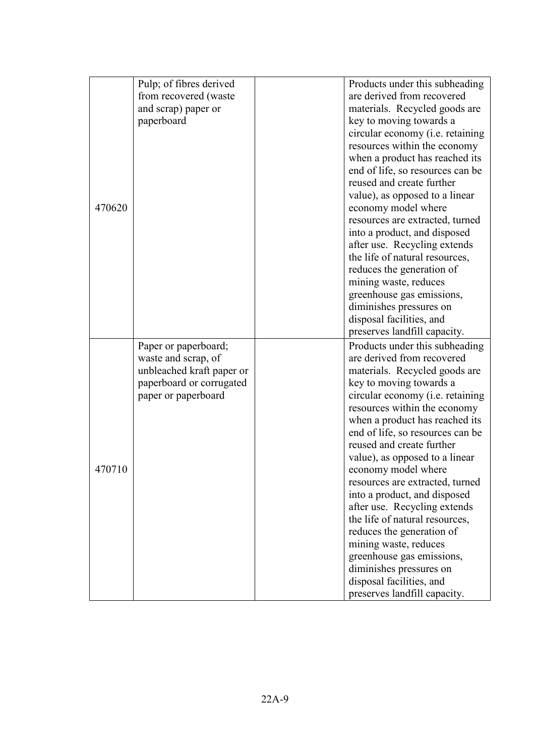| | | | |
|---|---|---|---|
| 470620 | Pulp; of fibres derived from recovered (waste and scrap) paper or paperboard | | Products under this subheading are derived from recovered materials. Recycled goods are key to moving towards a circular economy (i.e. retaining resources within the economy when a product has reached its end of life, so resources can be reused and create further value), as opposed to a linear economy model where resources are extracted, turned into a product, and disposed after use. Recycling extends the life of natural resources, reduces the generation of mining waste, reduces greenhouse gas emissions, diminishes pressures on disposal facilities, and preserves landfill capacity. |
| 470710 | Paper or paperboard; waste and scrap, of unbleached kraft paper or paperboard or corrugated paper or paperboard | | Products under this subheading are derived from recovered materials. Recycled goods are key to moving towards a circular economy (i.e. retaining resources within the economy when a product has reached its end of life, so resources can be reused and create further value), as opposed to a linear economy model where resources are extracted, turned into a product, and disposed after use. Recycling extends the life of natural resources, reduces the generation of mining waste, reduces greenhouse gas emissions, diminishes pressures on disposal facilities, and preserves landfill capacity. |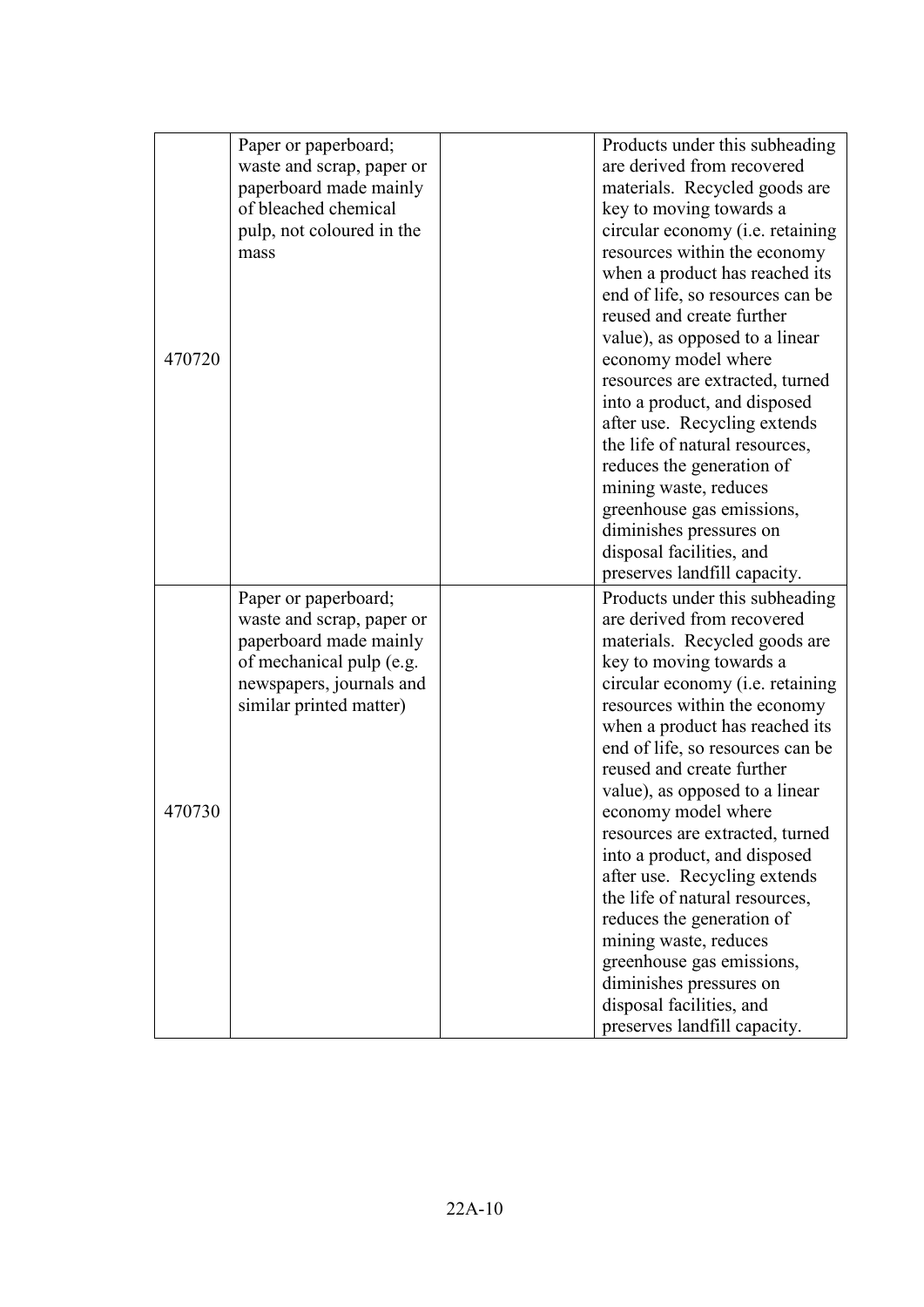| | | | |
|---|---|---|---|
| 470720 | Paper or paperboard; waste and scrap, paper or paperboard made mainly of bleached chemical pulp, not coloured in the mass | | Products under this subheading are derived from recovered materials. Recycled goods are key to moving towards a circular economy (i.e. retaining resources within the economy when a product has reached its end of life, so resources can be reused and create further value), as opposed to a linear economy model where resources are extracted, turned into a product, and disposed after use. Recycling extends the life of natural resources, reduces the generation of mining waste, reduces greenhouse gas emissions, diminishes pressures on disposal facilities, and preserves landfill capacity. |
| 470730 | Paper or paperboard; waste and scrap, paper or paperboard made mainly of mechanical pulp (e.g. newspapers, journals and similar printed matter) | | Products under this subheading are derived from recovered materials. Recycled goods are key to moving towards a circular economy (i.e. retaining resources within the economy when a product has reached its end of life, so resources can be reused and create further value), as opposed to a linear economy model where resources are extracted, turned into a product, and disposed after use. Recycling extends the life of natural resources, reduces the generation of mining waste, reduces greenhouse gas emissions, diminishes pressures on disposal facilities, and preserves landfill capacity. |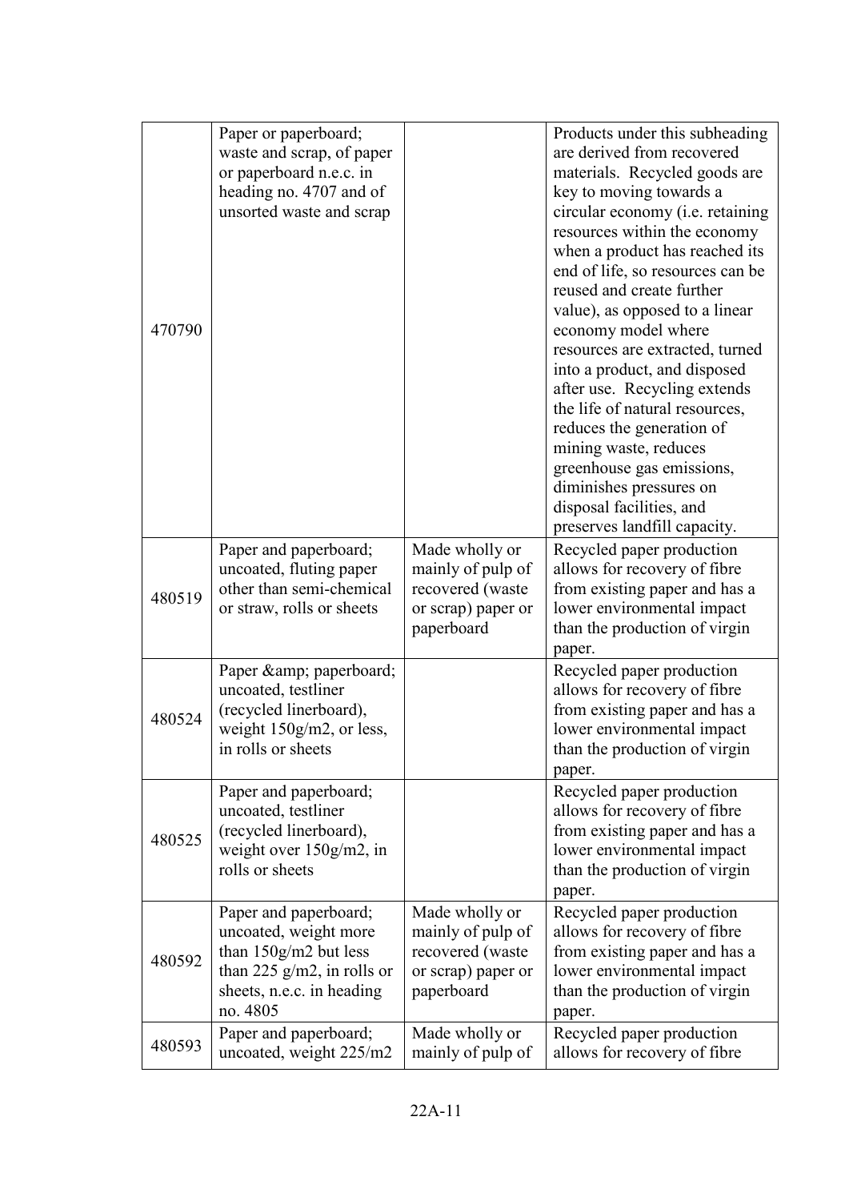| | | | |
|---|---|---|---|
| 470790 | Paper or paperboard; waste and scrap, of paper or paperboard n.e.c. in heading no. 4707 and of unsorted waste and scrap | | Products under this subheading are derived from recovered materials. Recycled goods are key to moving towards a circular economy (i.e. retaining resources within the economy when a product has reached its end of life, so resources can be reused and create further value), as opposed to a linear economy model where resources are extracted, turned into a product, and disposed after use. Recycling extends the life of natural resources, reduces the generation of mining waste, reduces greenhouse gas emissions, diminishes pressures on disposal facilities, and preserves landfill capacity. |
| 480519 | Paper and paperboard; uncoated, fluting paper other than semi-chemical or straw, rolls or sheets | Made wholly or mainly of pulp of recovered (waste or scrap) paper or paperboard | Recycled paper production allows for recovery of fibre from existing paper and has a lower environmental impact than the production of virgin paper. |
| 480524 | Paper &amp; paperboard; uncoated, testliner (recycled linerboard), weight 150g/m2, or less, in rolls or sheets | | Recycled paper production allows for recovery of fibre from existing paper and has a lower environmental impact than the production of virgin paper. |
| 480525 | Paper and paperboard; uncoated, testliner (recycled linerboard), weight over 150g/m2, in rolls or sheets | | Recycled paper production allows for recovery of fibre from existing paper and has a lower environmental impact than the production of virgin paper. |
| 480592 | Paper and paperboard; uncoated, weight more than 150g/m2 but less than 225 g/m2, in rolls or sheets, n.e.c. in heading no. 4805 | Made wholly or mainly of pulp of recovered (waste or scrap) paper or paperboard | Recycled paper production allows for recovery of fibre from existing paper and has a lower environmental impact than the production of virgin paper. |
| 480593 | Paper and paperboard; uncoated, weight 225/m2 | Made wholly or mainly of pulp of | Recycled paper production allows for recovery of fibre |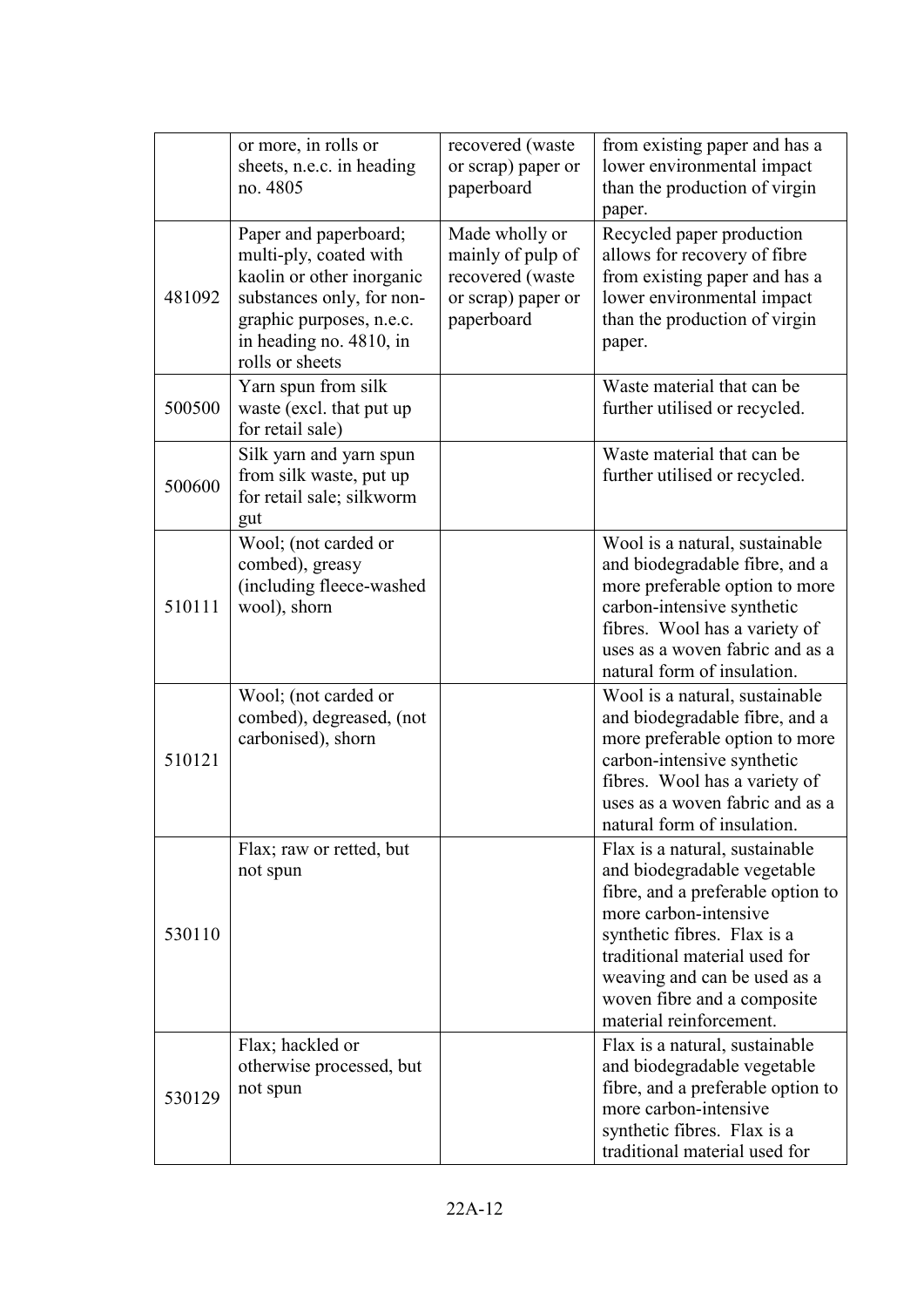| | | | |
|---|---|---|---|
| | or more, in rolls or sheets, n.e.c. in heading no. 4805 | recovered (waste or scrap) paper or paperboard | from existing paper and has a lower environmental impact than the production of virgin paper. |
| 481092 | Paper and paperboard; multi-ply, coated with kaolin or other inorganic substances only, for non-graphic purposes, n.e.c. in heading no. 4810, in rolls or sheets | Made wholly or mainly of pulp of recovered (waste or scrap) paper or paperboard | Recycled paper production allows for recovery of fibre from existing paper and has a lower environmental impact than the production of virgin paper. |
| 500500 | Yarn spun from silk waste (excl. that put up for retail sale) | | Waste material that can be further utilised or recycled. |
| 500600 | Silk yarn and yarn spun from silk waste, put up for retail sale; silkworm gut | | Waste material that can be further utilised or recycled. |
| 510111 | Wool; (not carded or combed), greasy (including fleece-washed wool), shorn | | Wool is a natural, sustainable and biodegradable fibre, and a more preferable option to more carbon-intensive synthetic fibres. Wool has a variety of uses as a woven fabric and as a natural form of insulation. |
| 510121 | Wool; (not carded or combed), degreased, (not carbonised), shorn | | Wool is a natural, sustainable and biodegradable fibre, and a more preferable option to more carbon-intensive synthetic fibres. Wool has a variety of uses as a woven fabric and as a natural form of insulation. |
| 530110 | Flax; raw or retted, but not spun | | Flax is a natural, sustainable and biodegradable vegetable fibre, and a preferable option to more carbon-intensive synthetic fibres. Flax is a traditional material used for weaving and can be used as a woven fibre and a composite material reinforcement. |
| 530129 | Flax; hackled or otherwise processed, but not spun | | Flax is a natural, sustainable and biodegradable vegetable fibre, and a preferable option to more carbon-intensive synthetic fibres. Flax is a traditional material used for |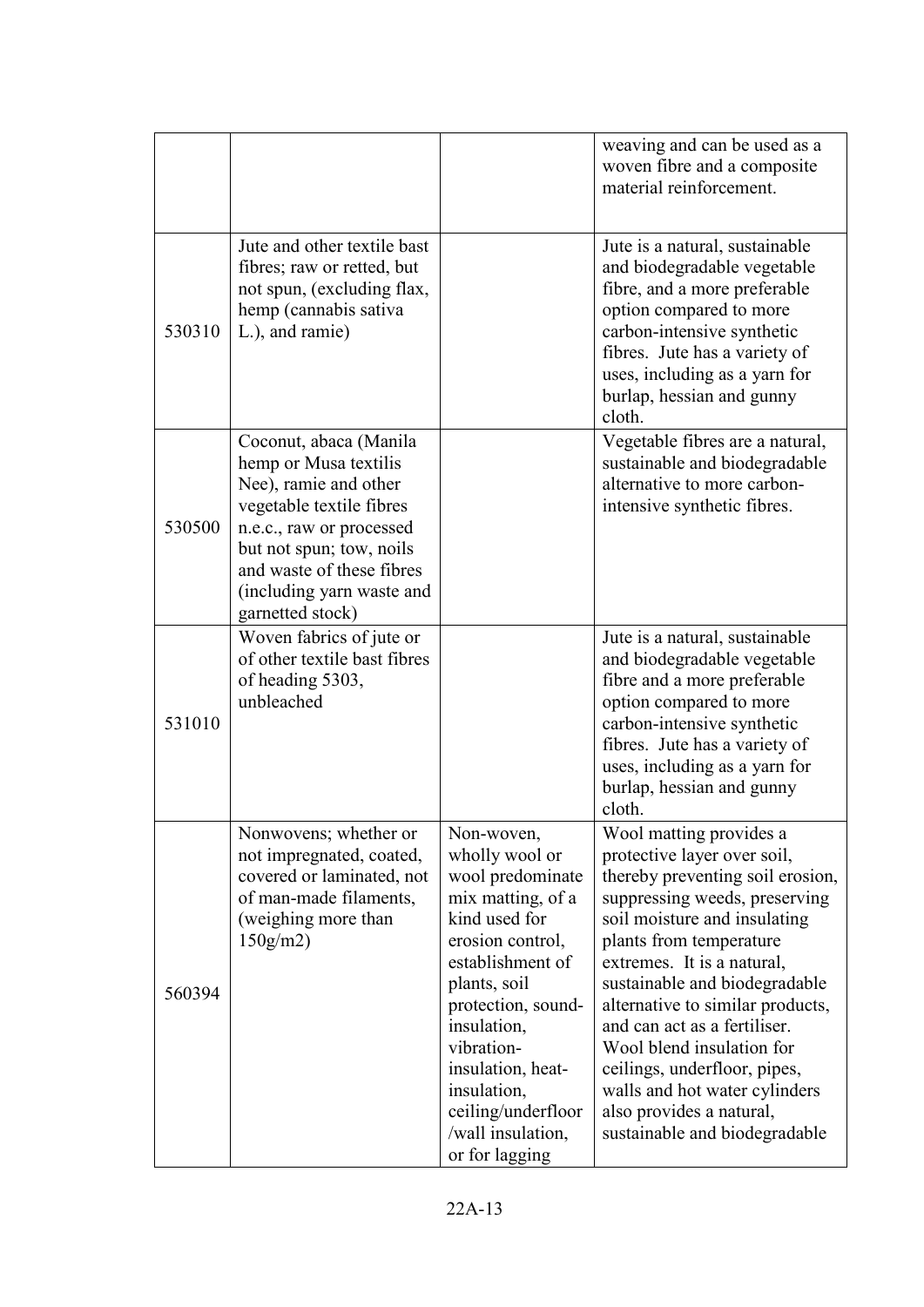| | | | |
|---|---|---|---|
| | | | weaving and can be used as a woven fibre and a composite material reinforcement. |
| 530310 | Jute and other textile bast fibres; raw or retted, but not spun, (excluding flax, hemp (cannabis sativa L.), and ramie) | | Jute is a natural, sustainable and biodegradable vegetable fibre, and a more preferable option compared to more carbon-intensive synthetic fibres. Jute has a variety of uses, including as a yarn for burlap, hessian and gunny cloth. |
| 530500 | Coconut, abaca (Manila hemp or Musa textilis Nee), ramie and other vegetable textile fibres n.e.c., raw or processed but not spun; tow, noils and waste of these fibres (including yarn waste and garnetted stock) | | Vegetable fibres are a natural, sustainable and biodegradable alternative to more carbon-intensive synthetic fibres. |
| 531010 | Woven fabrics of jute or of other textile bast fibres of heading 5303, unbleached | | Jute is a natural, sustainable and biodegradable vegetable fibre and a more preferable option compared to more carbon-intensive synthetic fibres. Jute has a variety of uses, including as a yarn for burlap, hessian and gunny cloth. |
| 560394 | Nonwovens; whether or not impregnated, coated, covered or laminated, not of man-made filaments, (weighing more than 150g/m2) | Non-woven, wholly wool or wool predominate mix matting, of a kind used for erosion control, establishment of plants, soil protection, sound-insulation, vibration-insulation, heat-insulation, ceiling/underfloor /wall insulation, or for lagging | Wool matting provides a protective layer over soil, thereby preventing soil erosion, suppressing weeds, preserving soil moisture and insulating plants from temperature extremes. It is a natural, sustainable and biodegradable alternative to similar products, and can act as a fertiliser. Wool blend insulation for ceilings, underfloor, pipes, walls and hot water cylinders also provides a natural, sustainable and biodegradable |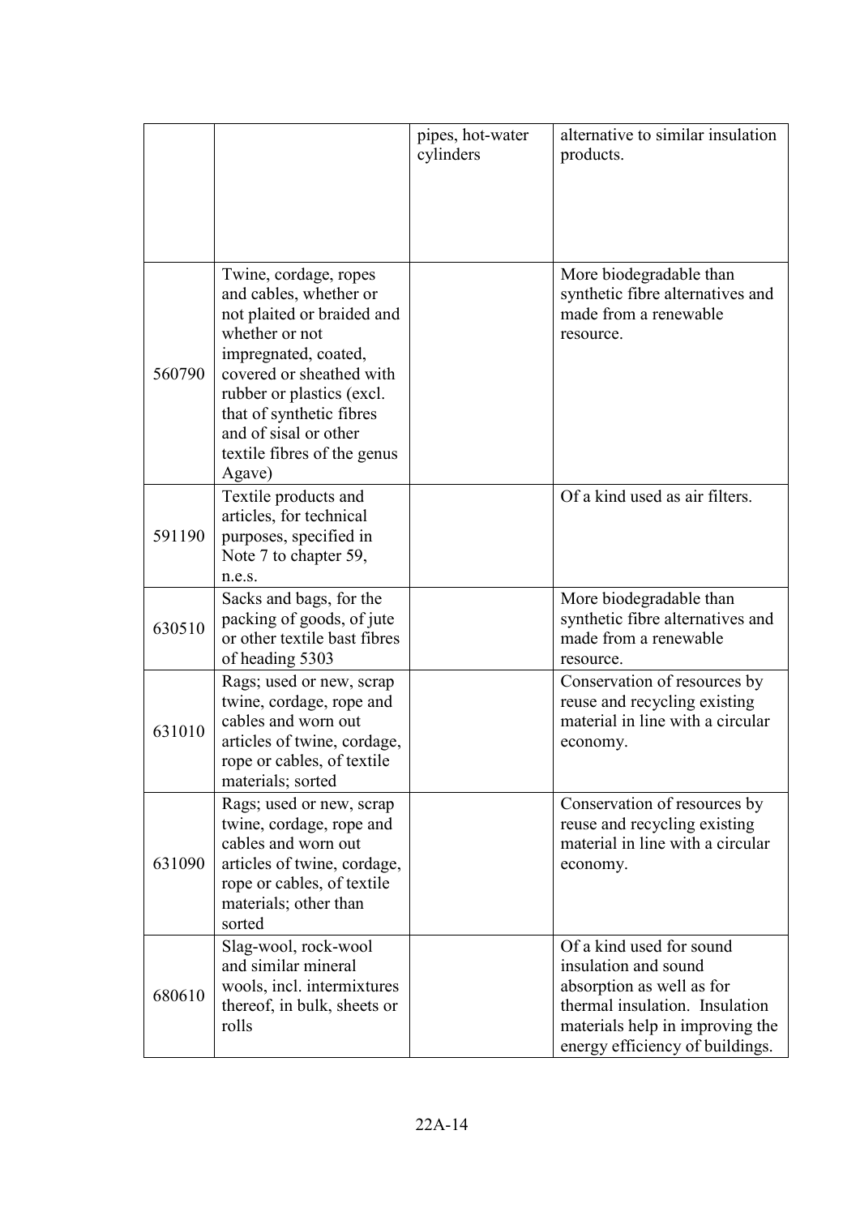| | | | |
|---|---|---|---|
| | | pipes, hot-water cylinders | alternative to similar insulation products. |
| 560790 | Twine, cordage, ropes and cables, whether or not plaited or braided and whether or not impregnated, coated, covered or sheathed with rubber or plastics (excl. that of synthetic fibres and of sisal or other textile fibres of the genus Agave) | | More biodegradable than synthetic fibre alternatives and made from a renewable resource. |
| 591190 | Textile products and articles, for technical purposes, specified in Note 7 to chapter 59, n.e.s. | | Of a kind used as air filters. |
| 630510 | Sacks and bags, for the packing of goods, of jute or other textile bast fibres of heading 5303 | | More biodegradable than synthetic fibre alternatives and made from a renewable resource. |
| 631010 | Rags; used or new, scrap twine, cordage, rope and cables and worn out articles of twine, cordage, rope or cables, of textile materials; sorted | | Conservation of resources by reuse and recycling existing material in line with a circular economy. |
| 631090 | Rags; used or new, scrap twine, cordage, rope and cables and worn out articles of twine, cordage, rope or cables, of textile materials; other than sorted | | Conservation of resources by reuse and recycling existing material in line with a circular economy. |
| 680610 | Slag-wool, rock-wool and similar mineral wools, incl. intermixtures thereof, in bulk, sheets or rolls | | Of a kind used for sound insulation and sound absorption as well as for thermal insulation. Insulation materials help in improving the energy efficiency of buildings. |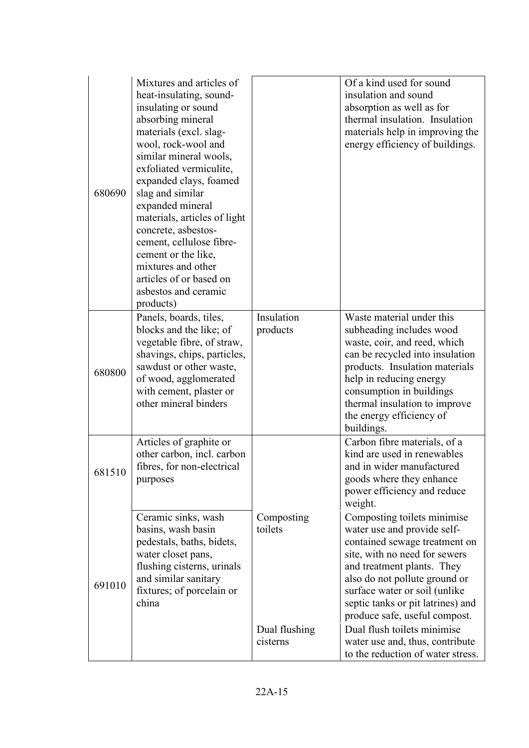| 680690 | Mixtures and articles of heat-insulating, sound-insulating or sound absorbing mineral materials (excl. slag-wool, rock-wool and similar mineral wools, exfoliated vermiculite, expanded clays, foamed slag and similar expanded mineral materials, articles of light concrete, asbestos-cement, cellulose fibre-cement or the like, mixtures and other articles of or based on asbestos and ceramic products) | | Of a kind used for sound insulation and sound absorption as well as for thermal insulation. Insulation materials help in improving the energy efficiency of buildings. |
|---|---|---|---|
| 680800 | Panels, boards, tiles, blocks and the like; of vegetable fibre, of straw, shavings, chips, particles, sawdust or other waste, of wood, agglomerated with cement, plaster or other mineral binders | Insulation products | Waste material under this subheading includes wood waste, coir, and reed, which can be recycled into insulation products. Insulation materials help in reducing energy consumption in buildings thermal insulation to improve the energy efficiency of buildings. |
| 681510 | Articles of graphite or other carbon, incl. carbon fibres, for non-electrical purposes | | Carbon fibre materials, of a kind are used in renewables and in wider manufactured goods where they enhance power efficiency and reduce weight. |
| 691010 | Ceramic sinks, wash basins, wash basin pedestals, baths, bidets, water closet pans, flushing cisterns, urinals and similar sanitary fixtures; of porcelain or china | Composting toilets | Composting toilets minimise water use and provide self-contained sewage treatment on site, with no need for sewers and treatment plants. They also do not pollute ground or surface water or soil (unlike septic tanks or pit latrines) and produce safe, useful compost. |
| | | Dual flushing cisterns | Dual flush toilets minimise water use and, thus, contribute to the reduction of water stress. |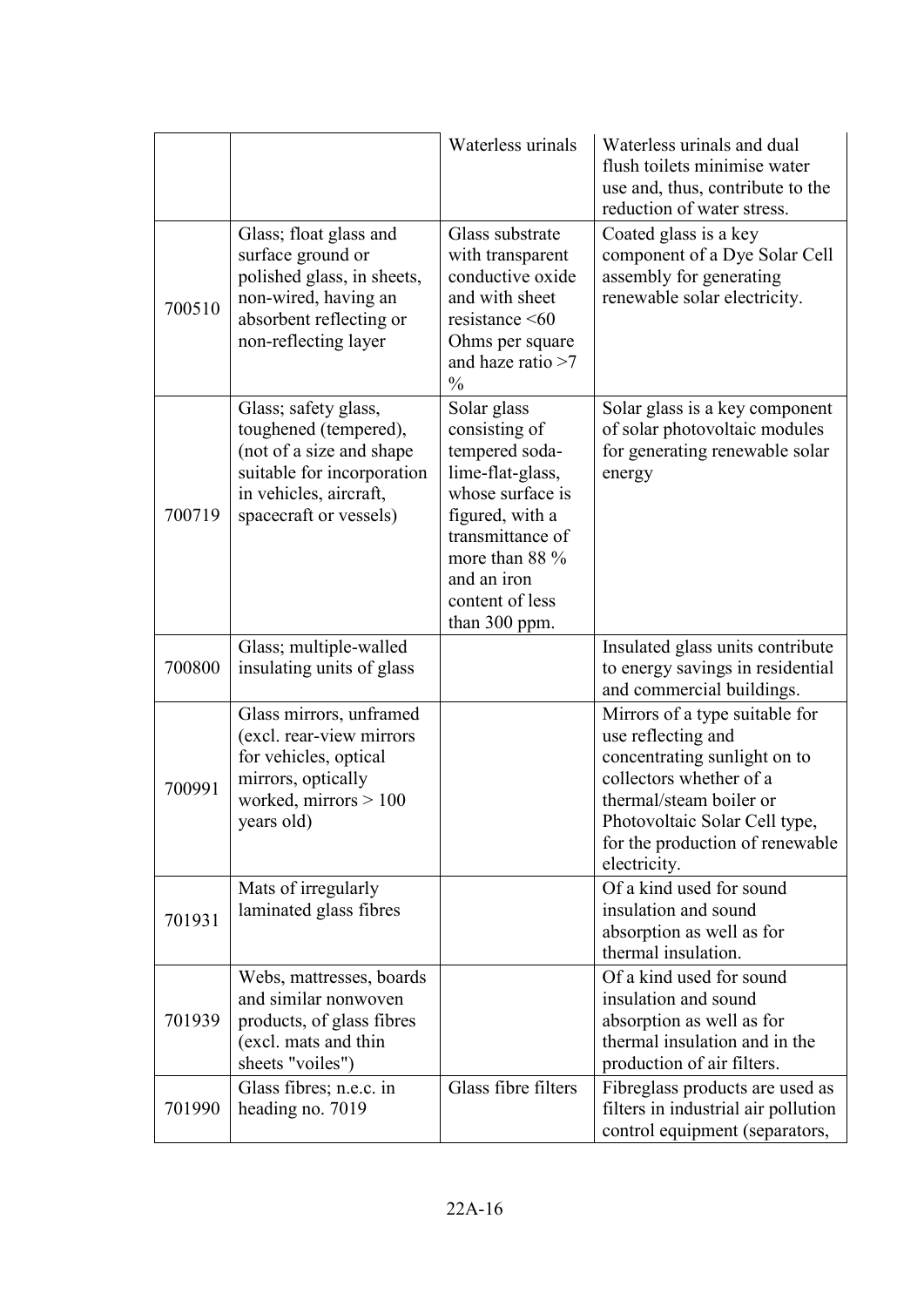| | | | |
|---|---|---|---|
| | | Waterless urinals | Waterless urinals and dual flush toilets minimise water use and, thus, contribute to the reduction of water stress. |
| 700510 | Glass; float glass and surface ground or polished glass, in sheets, non-wired, having an absorbent reflecting or non-reflecting layer | Glass substrate with transparent conductive oxide and with sheet resistance <60 Ohms per square and haze ratio >7 % | Coated glass is a key component of a Dye Solar Cell assembly for generating renewable solar electricity. |
| 700719 | Glass; safety glass, toughened (tempered), (not of a size and shape suitable for incorporation in vehicles, aircraft, spacecraft or vessels) | Solar glass consisting of tempered soda-lime-flat-glass, whose surface is figured, with a transmittance of more than 88 % and an iron content of less than 300 ppm. | Solar glass is a key component of solar photovoltaic modules for generating renewable solar energy |
| 700800 | Glass; multiple-walled insulating units of glass | | Insulated glass units contribute to energy savings in residential and commercial buildings. |
| 700991 | Glass mirrors, unframed (excl. rear-view mirrors for vehicles, optical mirrors, optically worked, mirrors > 100 years old) | | Mirrors of a type suitable for use reflecting and concentrating sunlight on to collectors whether of a thermal/steam boiler or Photovoltaic Solar Cell type, for the production of renewable electricity. |
| 701931 | Mats of irregularly laminated glass fibres | | Of a kind used for sound insulation and sound absorption as well as for thermal insulation. |
| 701939 | Webs, mattresses, boards and similar nonwoven products, of glass fibres (excl. mats and thin sheets "voiles") | | Of a kind used for sound insulation and sound absorption as well as for thermal insulation and in the production of air filters. |
| 701990 | Glass fibres; n.e.c. in heading no. 7019 | Glass fibre filters | Fibreglass products are used as filters in industrial air pollution control equipment (separators, |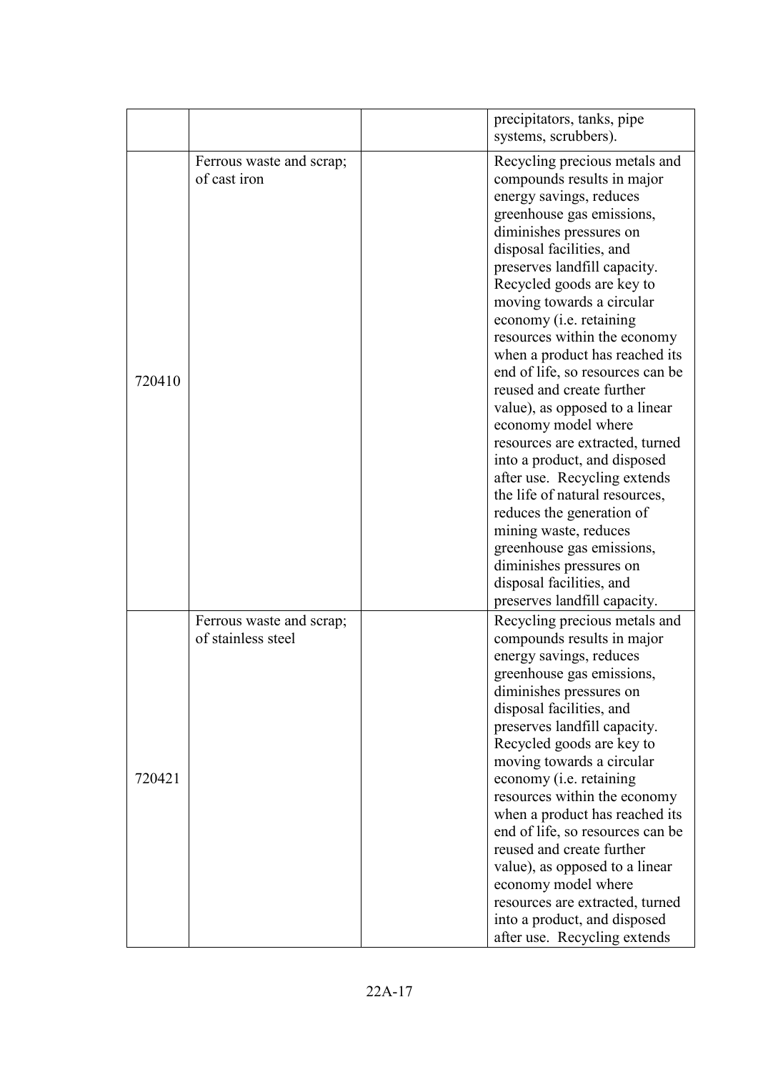| | | | precipitators, tanks, pipe systems, scrubbers). |
|---|---|---|---|
| 720410 | Ferrous waste and scrap; of cast iron | | Recycling precious metals and compounds results in major energy savings, reduces greenhouse gas emissions, diminishes pressures on disposal facilities, and preserves landfill capacity. Recycled goods are key to moving towards a circular economy (i.e. retaining resources within the economy when a product has reached its end of life, so resources can be reused and create further value), as opposed to a linear economy model where resources are extracted, turned into a product, and disposed after use. Recycling extends the life of natural resources, reduces the generation of mining waste, reduces greenhouse gas emissions, diminishes pressures on disposal facilities, and preserves landfill capacity. |
| 720421 | Ferrous waste and scrap; of stainless steel | | Recycling precious metals and compounds results in major energy savings, reduces greenhouse gas emissions, diminishes pressures on disposal facilities, and preserves landfill capacity. Recycled goods are key to moving towards a circular economy (i.e. retaining resources within the economy when a product has reached its end of life, so resources can be reused and create further value), as opposed to a linear economy model where resources are extracted, turned into a product, and disposed after use. Recycling extends |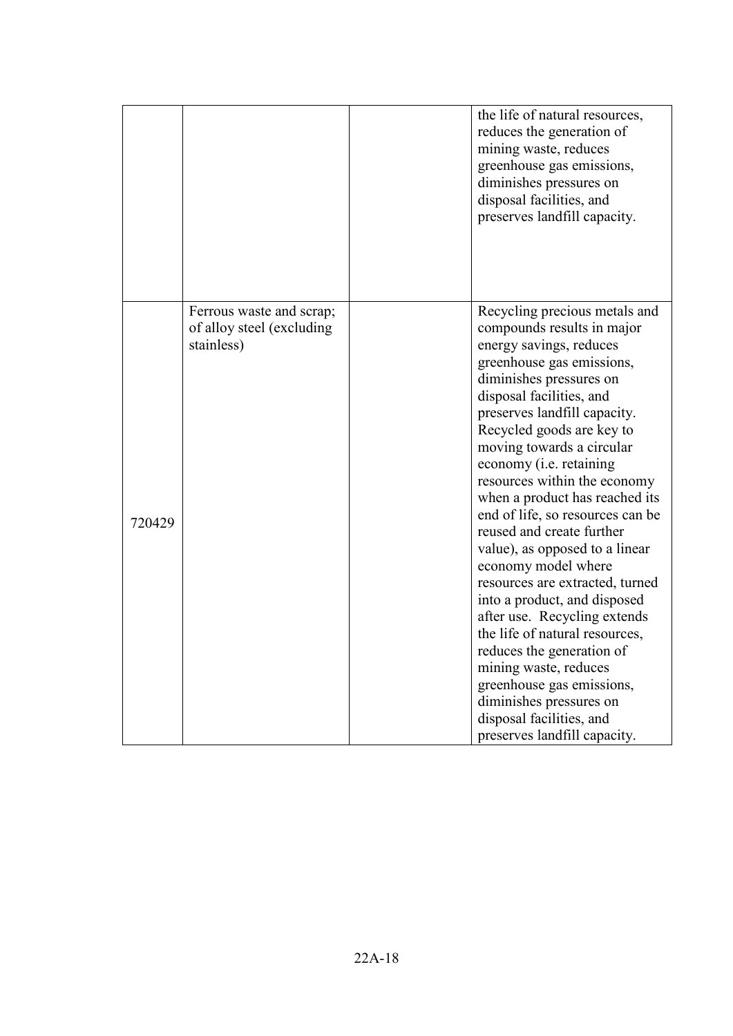|  |  |  | the life of natural resources, reduces the generation of mining waste, reduces greenhouse gas emissions, diminishes pressures on disposal facilities, and preserves landfill capacity. |
|---|---|---|---|
| 720429 | Ferrous waste and scrap; of alloy steel (excluding stainless) |  | Recycling precious metals and compounds results in major energy savings, reduces greenhouse gas emissions, diminishes pressures on disposal facilities, and preserves landfill capacity. Recycled goods are key to moving towards a circular economy (i.e. retaining resources within the economy when a product has reached its end of life, so resources can be reused and create further value), as opposed to a linear economy model where resources are extracted, turned into a product, and disposed after use. Recycling extends the life of natural resources, reduces the generation of mining waste, reduces greenhouse gas emissions, diminishes pressures on disposal facilities, and preserves landfill capacity. |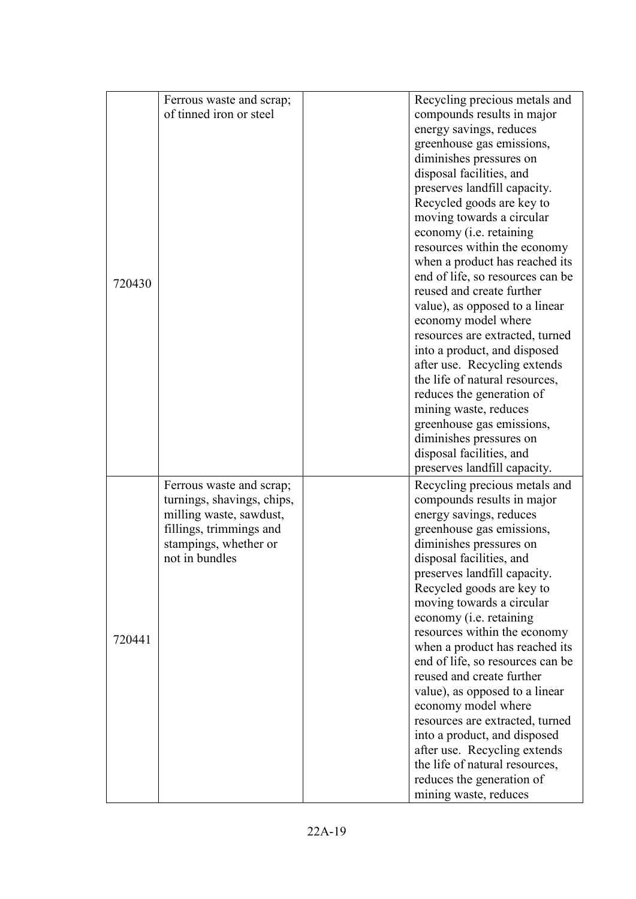| | | | |
|---|---|---|---|
| 720430 | Ferrous waste and scrap; of tinned iron or steel | | Recycling precious metals and compounds results in major energy savings, reduces greenhouse gas emissions, diminishes pressures on disposal facilities, and preserves landfill capacity. Recycled goods are key to moving towards a circular economy (i.e. retaining resources within the economy when a product has reached its end of life, so resources can be reused and create further value), as opposed to a linear economy model where resources are extracted, turned into a product, and disposed after use. Recycling extends the life of natural resources, reduces the generation of mining waste, reduces greenhouse gas emissions, diminishes pressures on disposal facilities, and preserves landfill capacity. |
| 720441 | Ferrous waste and scrap; turnings, shavings, chips, milling waste, sawdust, fillings, trimmings and stampings, whether or not in bundles | | Recycling precious metals and compounds results in major energy savings, reduces greenhouse gas emissions, diminishes pressures on disposal facilities, and preserves landfill capacity. Recycled goods are key to moving towards a circular economy (i.e. retaining resources within the economy when a product has reached its end of life, so resources can be reused and create further value), as opposed to a linear economy model where resources are extracted, turned into a product, and disposed after use. Recycling extends the life of natural resources, reduces the generation of mining waste, reduces |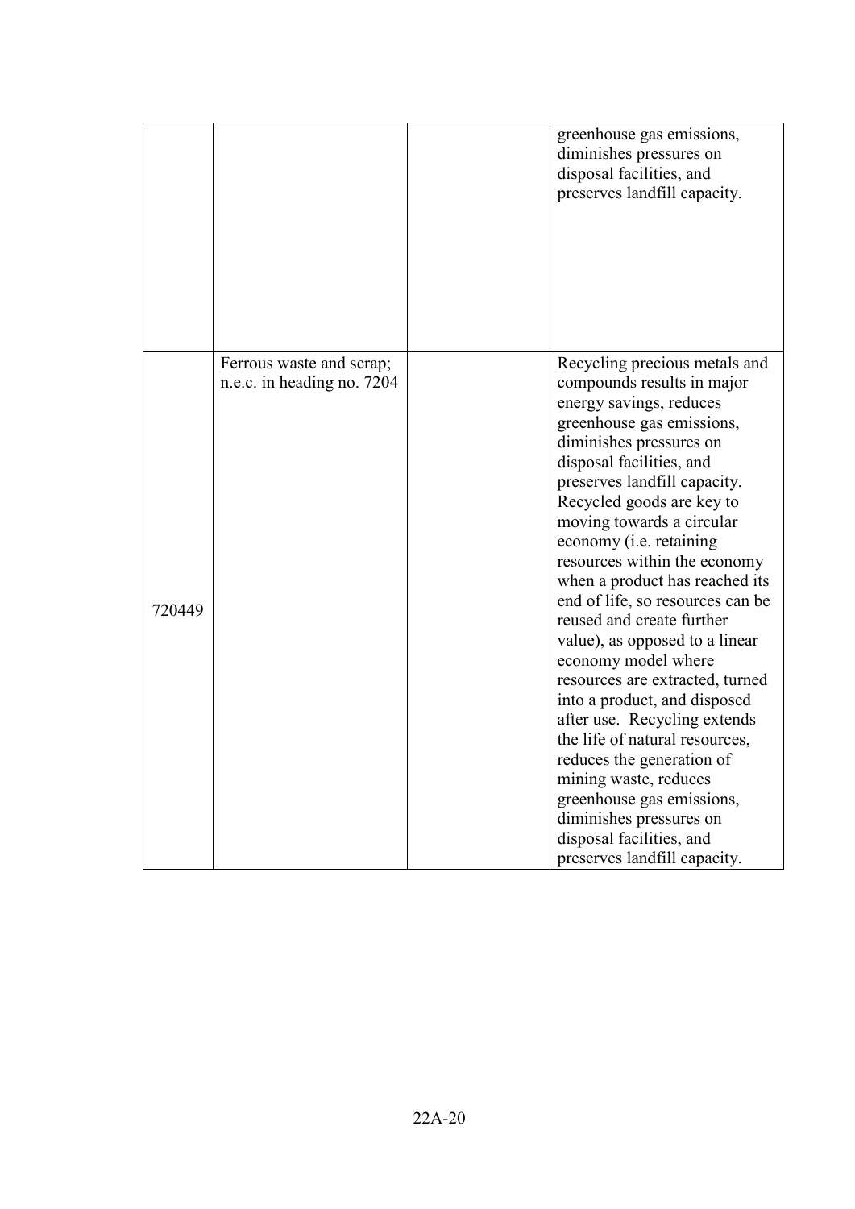| | | | |
|---|---|---|---|
| | | | greenhouse gas emissions, diminishes pressures on disposal facilities, and preserves landfill capacity. |
| 720449 | Ferrous waste and scrap; n.e.c. in heading no. 7204 | | Recycling precious metals and compounds results in major energy savings, reduces greenhouse gas emissions, diminishes pressures on disposal facilities, and preserves landfill capacity. Recycled goods are key to moving towards a circular economy (i.e. retaining resources within the economy when a product has reached its end of life, so resources can be reused and create further value), as opposed to a linear economy model where resources are extracted, turned into a product, and disposed after use. Recycling extends the life of natural resources, reduces the generation of mining waste, reduces greenhouse gas emissions, diminishes pressures on disposal facilities, and preserves landfill capacity. |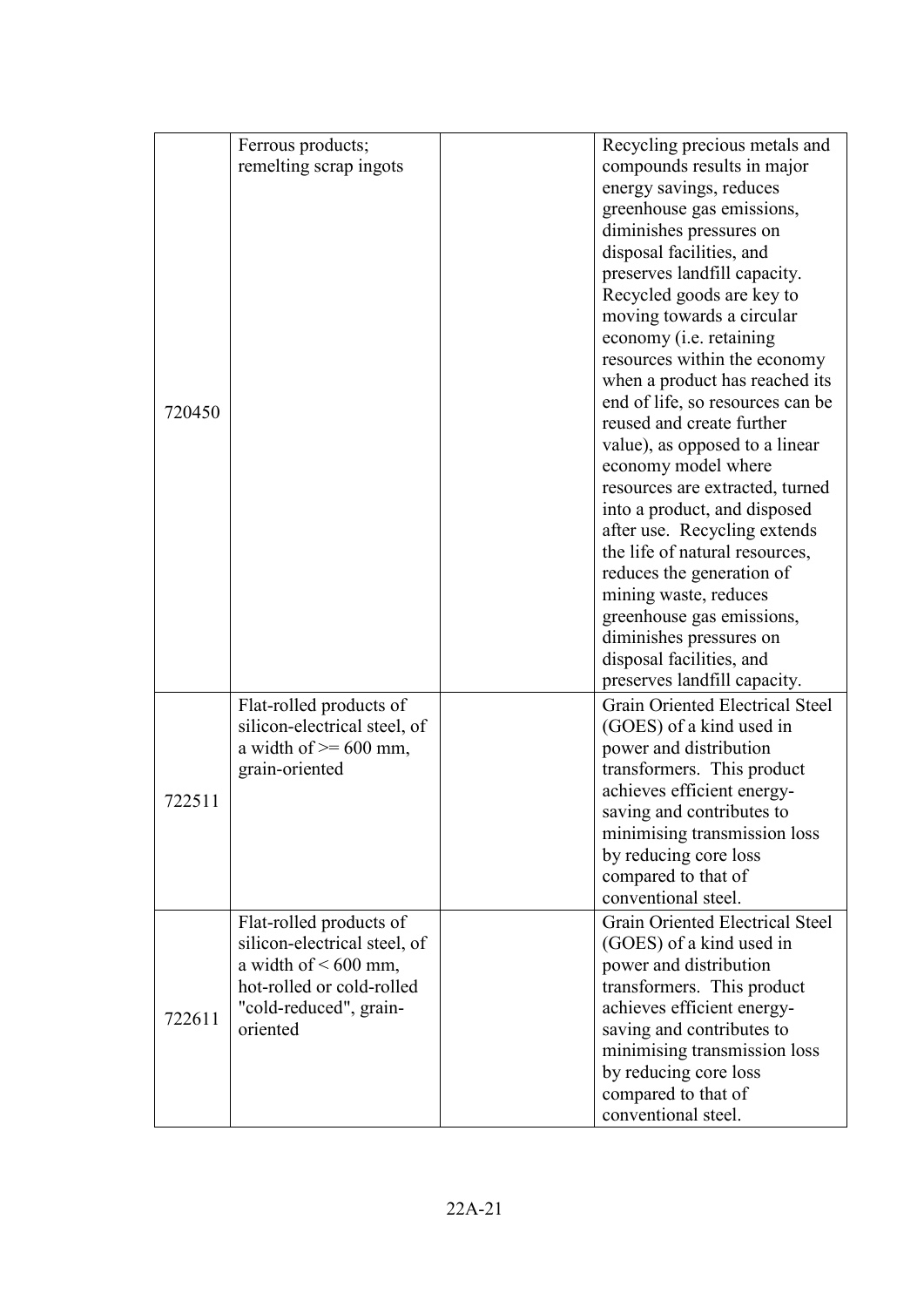| | | | |
|---|---|---|---|
| 720450 | Ferrous products; remelting scrap ingots | | Recycling precious metals and compounds results in major energy savings, reduces greenhouse gas emissions, diminishes pressures on disposal facilities, and preserves landfill capacity. Recycled goods are key to moving towards a circular economy (i.e. retaining resources within the economy when a product has reached its end of life, so resources can be reused and create further value), as opposed to a linear economy model where resources are extracted, turned into a product, and disposed after use. Recycling extends the life of natural resources, reduces the generation of mining waste, reduces greenhouse gas emissions, diminishes pressures on disposal facilities, and preserves landfill capacity. |
| 722511 | Flat-rolled products of silicon-electrical steel, of a width of >= 600 mm, grain-oriented | | Grain Oriented Electrical Steel (GOES) of a kind used in power and distribution transformers. This product achieves efficient energy-saving and contributes to minimising transmission loss by reducing core loss compared to that of conventional steel. |
| 722611 | Flat-rolled products of silicon-electrical steel, of a width of < 600 mm, hot-rolled or cold-rolled "cold-reduced", grain-oriented | | Grain Oriented Electrical Steel (GOES) of a kind used in power and distribution transformers. This product achieves efficient energy-saving and contributes to minimising transmission loss by reducing core loss compared to that of conventional steel. |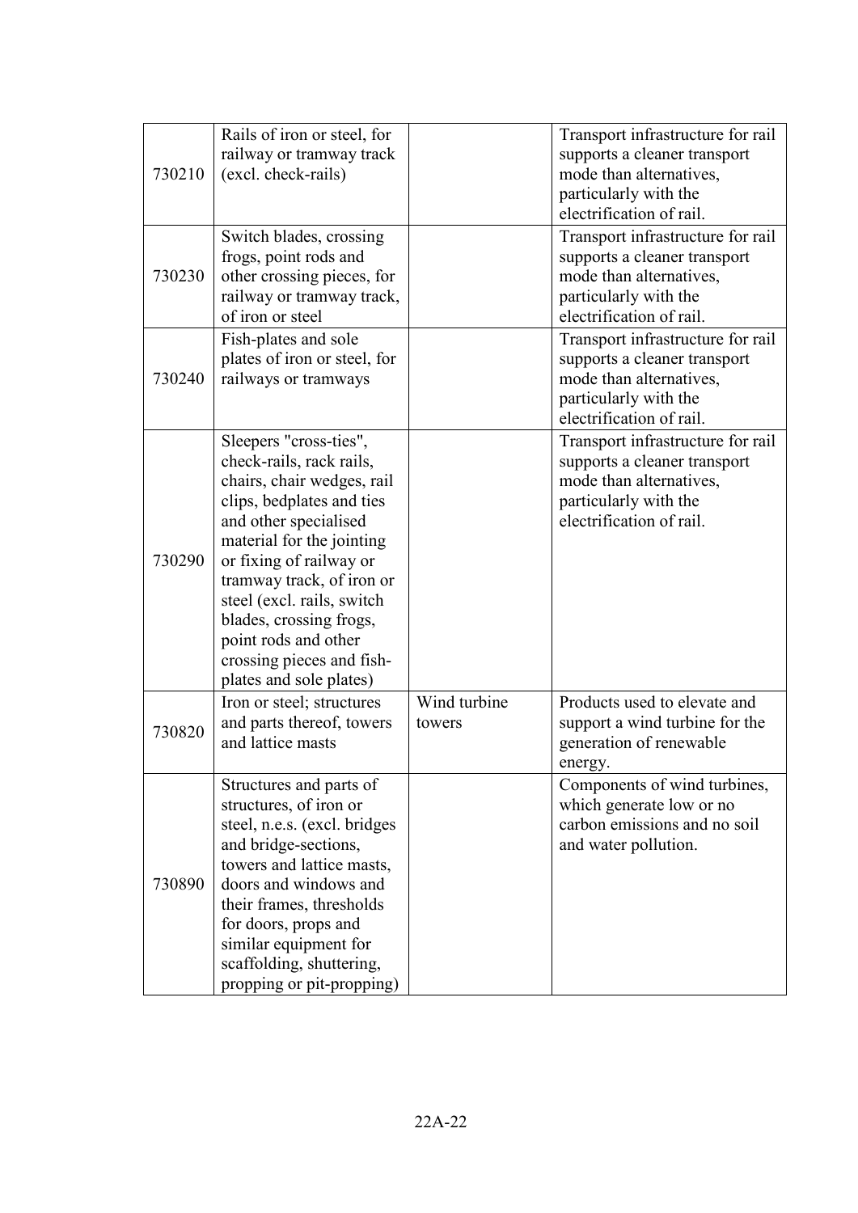| | | | |
|---|---|---|---|
| 730210 | Rails of iron or steel, for railway or tramway track (excl. check-rails) | | Transport infrastructure for rail supports a cleaner transport mode than alternatives, particularly with the electrification of rail. |
| 730230 | Switch blades, crossing frogs, point rods and other crossing pieces, for railway or tramway track, of iron or steel | | Transport infrastructure for rail supports a cleaner transport mode than alternatives, particularly with the electrification of rail. |
| 730240 | Fish-plates and sole plates of iron or steel, for railways or tramways | | Transport infrastructure for rail supports a cleaner transport mode than alternatives, particularly with the electrification of rail. |
| 730290 | Sleepers "cross-ties", check-rails, rack rails, chairs, chair wedges, rail clips, bedplates and ties and other specialised material for the jointing or fixing of railway or tramway track, of iron or steel (excl. rails, switch blades, crossing frogs, point rods and other crossing pieces and fish-plates and sole plates) | | Transport infrastructure for rail supports a cleaner transport mode than alternatives, particularly with the electrification of rail. |
| 730820 | Iron or steel; structures and parts thereof, towers and lattice masts | Wind turbine towers | Products used to elevate and support a wind turbine for the generation of renewable energy. |
| 730890 | Structures and parts of structures, of iron or steel, n.e.s. (excl. bridges and bridge-sections, towers and lattice masts, doors and windows and their frames, thresholds for doors, props and similar equipment for scaffolding, shuttering, propping or pit-propping) | | Components of wind turbines, which generate low or no carbon emissions and no soil and water pollution. |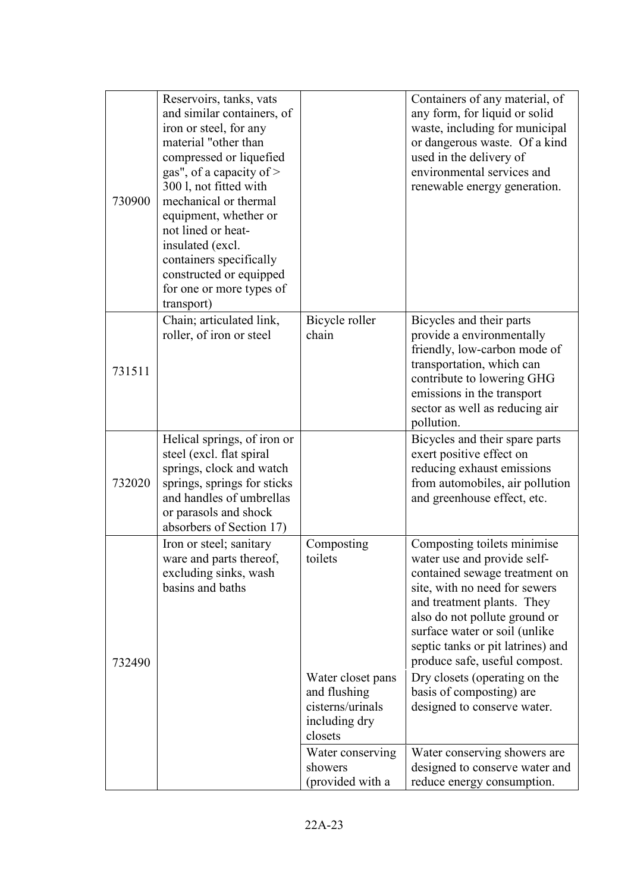| | | | |
|---|---|---|---|
| 730900 | Reservoirs, tanks, vats and similar containers, of iron or steel, for any material "other than compressed or liquefied gas", of a capacity of > 300 l, not fitted with mechanical or thermal equipment, whether or not lined or heat-insulated (excl. containers specifically constructed or equipped for one or more types of transport) | | Containers of any material, of any form, for liquid or solid waste, including for municipal or dangerous waste. Of a kind used in the delivery of environmental services and renewable energy generation. |
| 731511 | Chain; articulated link, roller, of iron or steel | Bicycle roller chain | Bicycles and their parts provide a environmentally friendly, low-carbon mode of transportation, which can contribute to lowering GHG emissions in the transport sector as well as reducing air pollution. |
| 732020 | Helical springs, of iron or steel (excl. flat spiral springs, clock and watch springs, springs for sticks and handles of umbrellas or parasols and shock absorbers of Section 17) | | Bicycles and their spare parts exert positive effect on reducing exhaust emissions from automobiles, air pollution and greenhouse effect, etc. |
| 732490 | Iron or steel; sanitary ware and parts thereof, excluding sinks, wash basins and baths | Composting toilets | Composting toilets minimise water use and provide self-contained sewage treatment on site, with no need for sewers and treatment plants. They also do not pollute ground or surface water or soil (unlike septic tanks or pit latrines) and produce safe, useful compost. |
| | | Water closet pans and flushing cisterns/urinals including dry closets | Dry closets (operating on the basis of composting) are designed to conserve water. |
| | | Water conserving showers (provided with a | Water conserving showers are designed to conserve water and reduce energy consumption. |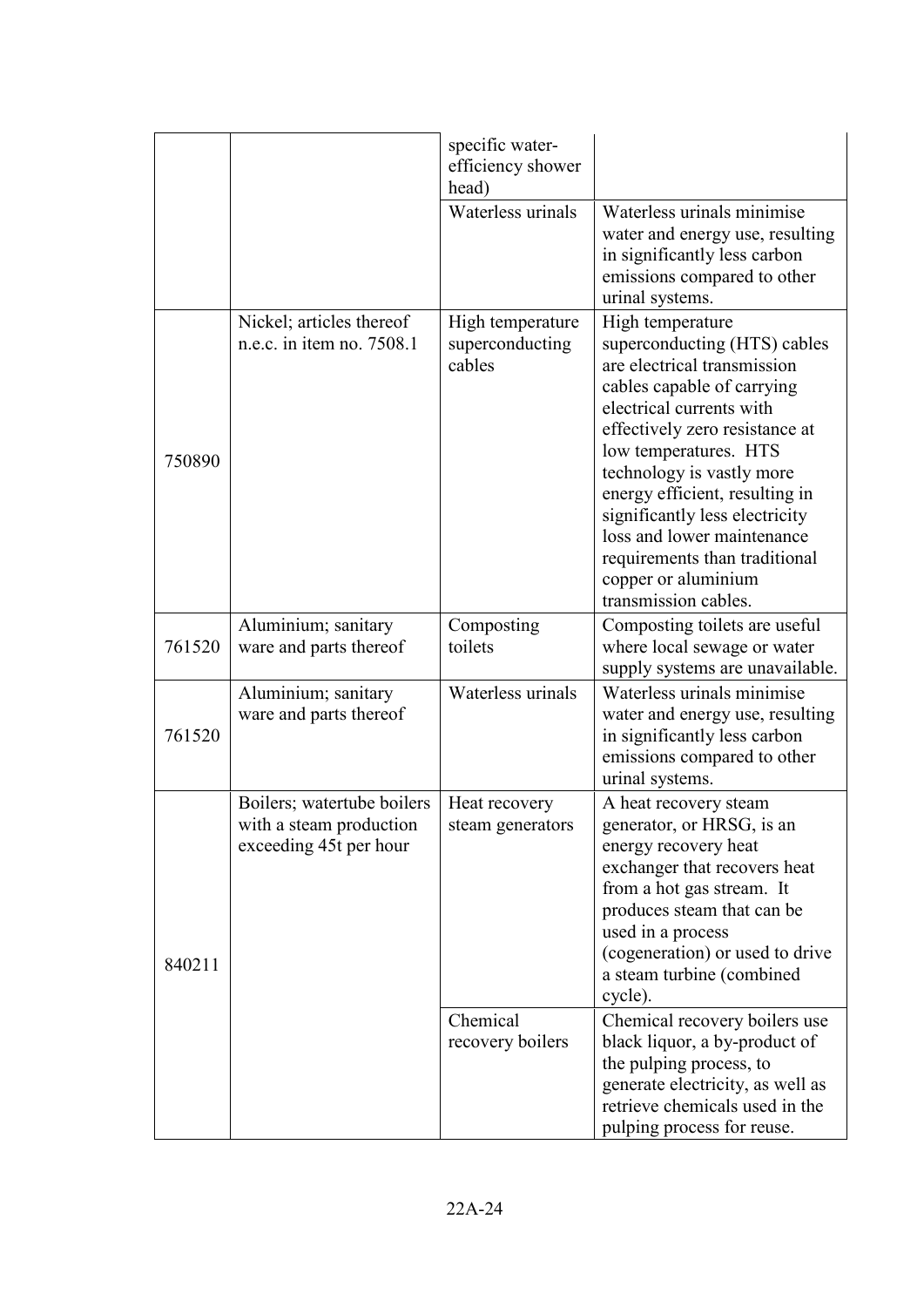| | | | |
|---|---|---|---|
| | | specific water-efficiency shower head) | |
| | | Waterless urinals | Waterless urinals minimise water and energy use, resulting in significantly less carbon emissions compared to other urinal systems. |
| 750890 | Nickel; articles thereof n.e.c. in item no. 7508.1 | High temperature superconducting cables | High temperature superconducting (HTS) cables are electrical transmission cables capable of carrying electrical currents with effectively zero resistance at low temperatures. HTS technology is vastly more energy efficient, resulting in significantly less electricity loss and lower maintenance requirements than traditional copper or aluminium transmission cables. |
| 761520 | Aluminium; sanitary ware and parts thereof | Composting toilets | Composting toilets are useful where local sewage or water supply systems are unavailable. |
| 761520 | Aluminium; sanitary ware and parts thereof | Waterless urinals | Waterless urinals minimise water and energy use, resulting in significantly less carbon emissions compared to other urinal systems. |
| 840211 | Boilers; watertube boilers with a steam production exceeding 45t per hour | Heat recovery steam generators | A heat recovery steam generator, or HRSG, is an energy recovery heat exchanger that recovers heat from a hot gas stream. It produces steam that can be used in a process (cogeneration) or used to drive a steam turbine (combined cycle). |
| | | Chemical recovery boilers | Chemical recovery boilers use black liquor, a by-product of the pulping process, to generate electricity, as well as retrieve chemicals used in the pulping process for reuse. |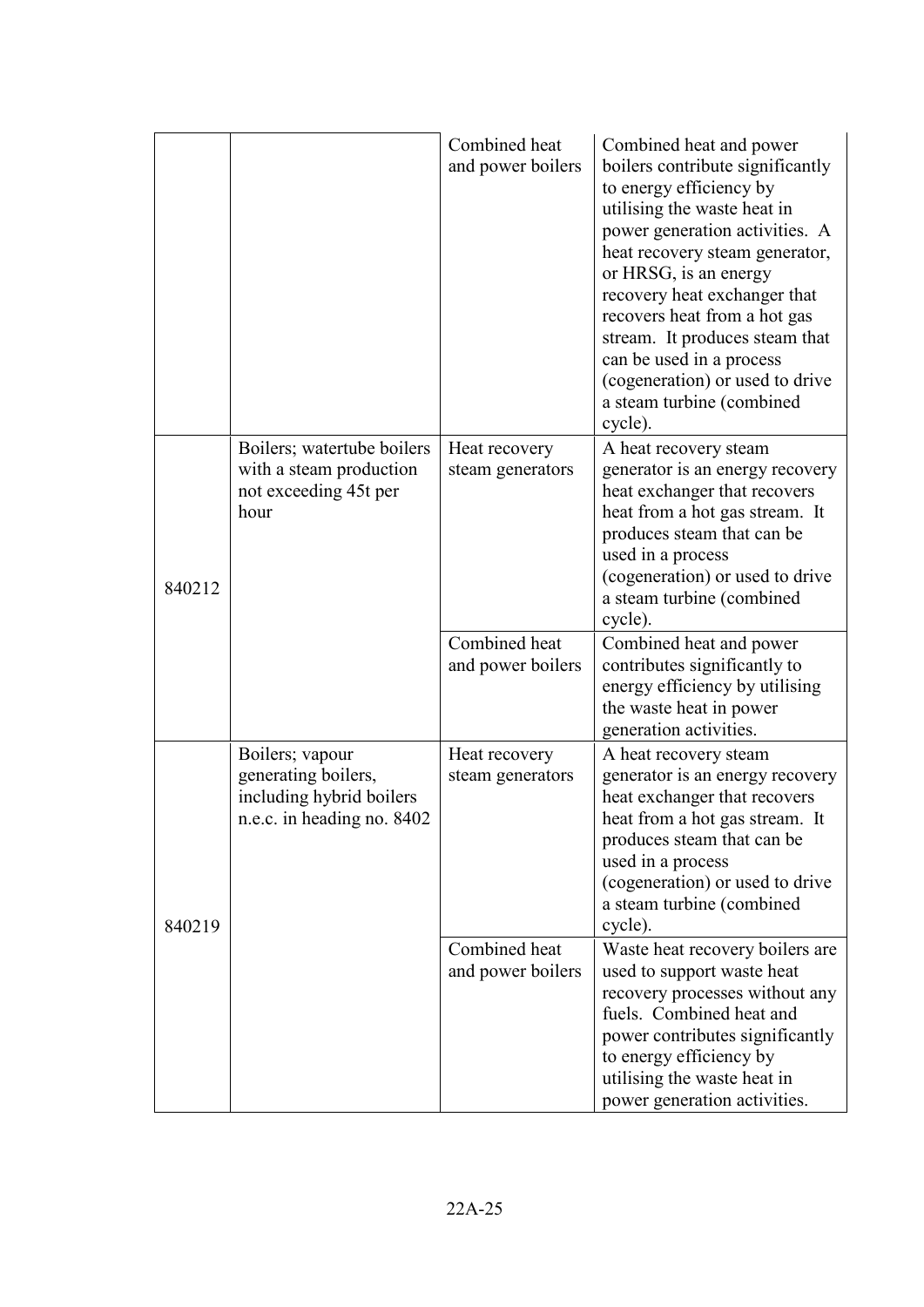| | | | |
|---|---|---|---|
| | | Combined heat and power boilers | Combined heat and power boilers contribute significantly to energy efficiency by utilising the waste heat in power generation activities. A heat recovery steam generator, or HRSG, is an energy recovery heat exchanger that recovers heat from a hot gas stream. It produces steam that can be used in a process (cogeneration) or used to drive a steam turbine (combined cycle). |
| 840212 | Boilers; watertube boilers with a steam production not exceeding 45t per hour | Heat recovery steam generators | A heat recovery steam generator is an energy recovery heat exchanger that recovers heat from a hot gas stream. It produces steam that can be used in a process (cogeneration) or used to drive a steam turbine (combined cycle). |
| | | Combined heat and power boilers | Combined heat and power contributes significantly to energy efficiency by utilising the waste heat in power generation activities. |
| 840219 | Boilers; vapour generating boilers, including hybrid boilers n.e.c. in heading no. 8402 | Heat recovery steam generators | A heat recovery steam generator is an energy recovery heat exchanger that recovers heat from a hot gas stream. It produces steam that can be used in a process (cogeneration) or used to drive a steam turbine (combined cycle). |
| | | Combined heat and power boilers | Waste heat recovery boilers are used to support waste heat recovery processes without any fuels. Combined heat and power contributes significantly to energy efficiency by utilising the waste heat in power generation activities. |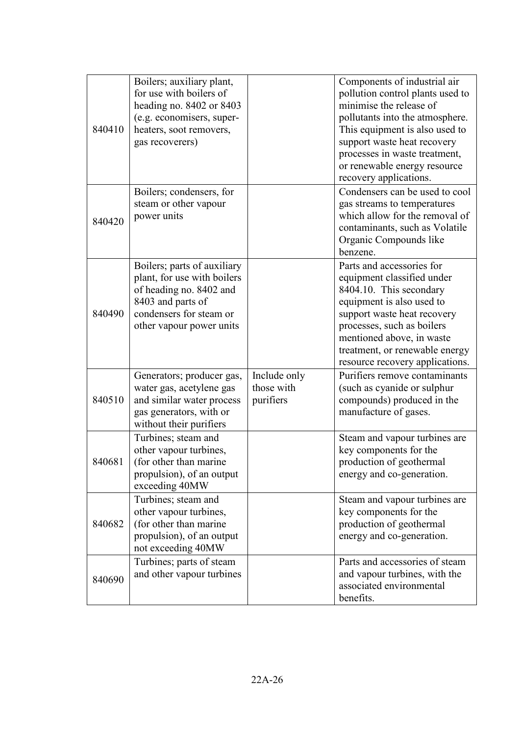| | | | |
|---|---|---|---|
| 840410 | Boilers; auxiliary plant, for use with boilers of heading no. 8402 or 8403 (e.g. economisers, super-heaters, soot removers, gas recoverers) | | Components of industrial air pollution control plants used to minimise the release of pollutants into the atmosphere. This equipment is also used to support waste heat recovery processes in waste treatment, or renewable energy resource recovery applications. |
| 840420 | Boilers; condensers, for steam or other vapour power units | | Condensers can be used to cool gas streams to temperatures which allow for the removal of contaminants, such as Volatile Organic Compounds like benzene. |
| 840490 | Boilers; parts of auxiliary plant, for use with boilers of heading no. 8402 and 8403 and parts of condensers for steam or other vapour power units | | Parts and accessories for equipment classified under 8404.10. This secondary equipment is also used to support waste heat recovery processes, such as boilers mentioned above, in waste treatment, or renewable energy resource recovery applications. |
| 840510 | Generators; producer gas, water gas, acetylene gas and similar water process gas generators, with or without their purifiers | Include only those with purifiers | Purifiers remove contaminants (such as cyanide or sulphur compounds) produced in the manufacture of gases. |
| 840681 | Turbines; steam and other vapour turbines, (for other than marine propulsion), of an output exceeding 40MW | | Steam and vapour turbines are key components for the production of geothermal energy and co-generation. |
| 840682 | Turbines; steam and other vapour turbines, (for other than marine propulsion), of an output not exceeding 40MW | | Steam and vapour turbines are key components for the production of geothermal energy and co-generation. |
| 840690 | Turbines; parts of steam and other vapour turbines | | Parts and accessories of steam and vapour turbines, with the associated environmental benefits. |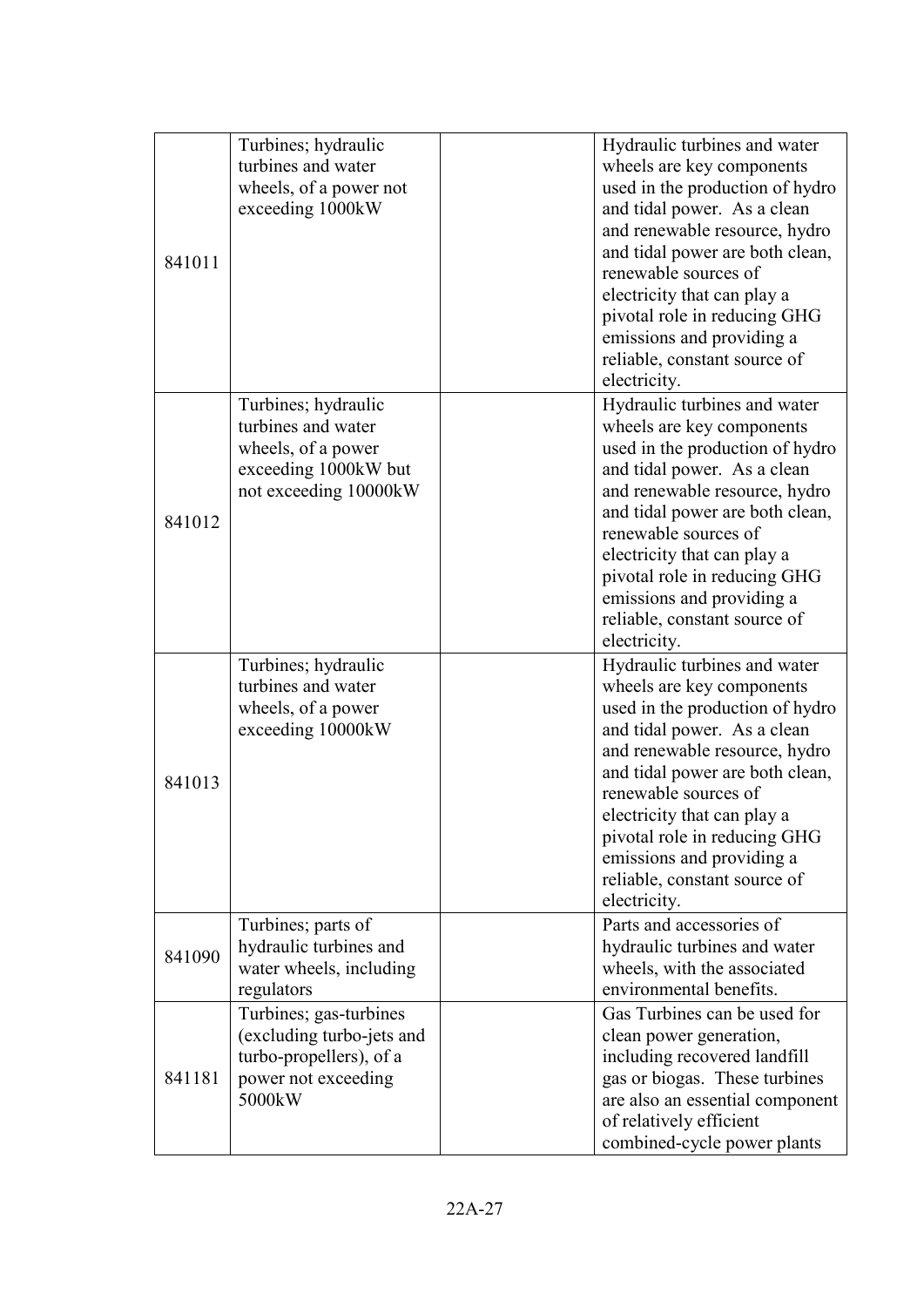| | | | |
|---|---|---|---|
| 841011 | Turbines; hydraulic turbines and water wheels, of a power not exceeding 1000kW | | Hydraulic turbines and water wheels are key components used in the production of hydro and tidal power. As a clean and renewable resource, hydro and tidal power are both clean, renewable sources of electricity that can play a pivotal role in reducing GHG emissions and providing a reliable, constant source of electricity. |
| 841012 | Turbines; hydraulic turbines and water wheels, of a power exceeding 1000kW but not exceeding 10000kW | | Hydraulic turbines and water wheels are key components used in the production of hydro and tidal power. As a clean and renewable resource, hydro and tidal power are both clean, renewable sources of electricity that can play a pivotal role in reducing GHG emissions and providing a reliable, constant source of electricity. |
| 841013 | Turbines; hydraulic turbines and water wheels, of a power exceeding 10000kW | | Hydraulic turbines and water wheels are key components used in the production of hydro and tidal power. As a clean and renewable resource, hydro and tidal power are both clean, renewable sources of electricity that can play a pivotal role in reducing GHG emissions and providing a reliable, constant source of electricity. |
| 841090 | Turbines; parts of hydraulic turbines and water wheels, including regulators | | Parts and accessories of hydraulic turbines and water wheels, with the associated environmental benefits. |
| 841181 | Turbines; gas-turbines (excluding turbo-jets and turbo-propellers), of a power not exceeding 5000kW | | Gas Turbines can be used for clean power generation, including recovered landfill gas or biogas. These turbines are also an essential component of relatively efficient combined-cycle power plants |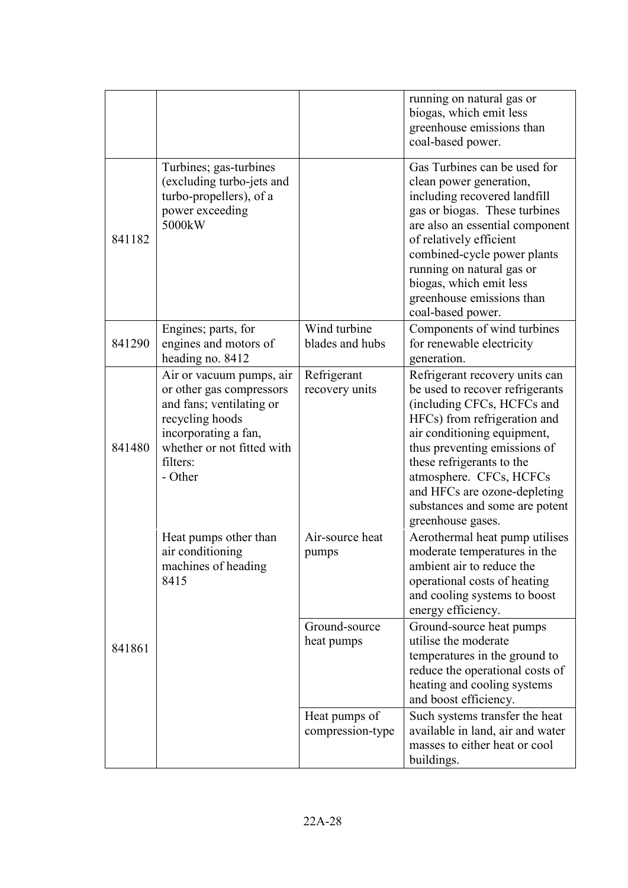| | | | |
|---|---|---|---|
| | | | running on natural gas or biogas, which emit less greenhouse emissions than coal-based power. |
| 841182 | Turbines; gas-turbines (excluding turbo-jets and turbo-propellers), of a power exceeding 5000kW | | Gas Turbines can be used for clean power generation, including recovered landfill gas or biogas. These turbines are also an essential component of relatively efficient combined-cycle power plants running on natural gas or biogas, which emit less greenhouse emissions than coal-based power. |
| 841290 | Engines; parts, for engines and motors of heading no. 8412 | Wind turbine blades and hubs | Components of wind turbines for renewable electricity generation. |
| 841480 | Air or vacuum pumps, air or other gas compressors and fans; ventilating or recycling hoods incorporating a fan, whether or not fitted with filters:<br>- Other | Refrigerant recovery units | Refrigerant recovery units can be used to recover refrigerants (including CFCs, HCFCs and HFCs) from refrigeration and air conditioning equipment, thus preventing emissions of these refrigerants to the atmosphere. CFCs, HCFCs and HFCs are ozone-depleting substances and some are potent greenhouse gases. |
| 841861 | Heat pumps other than air conditioning machines of heading 8415 | Air-source heat pumps | Aerothermal heat pump utilises moderate temperatures in the ambient air to reduce the operational costs of heating and cooling systems to boost energy efficiency. |
| | | Ground-source heat pumps | Ground-source heat pumps utilise the moderate temperatures in the ground to reduce the operational costs of heating and cooling systems and boost efficiency. |
| | | Heat pumps of compression-type | Such systems transfer the heat available in land, air and water masses to either heat or cool buildings. |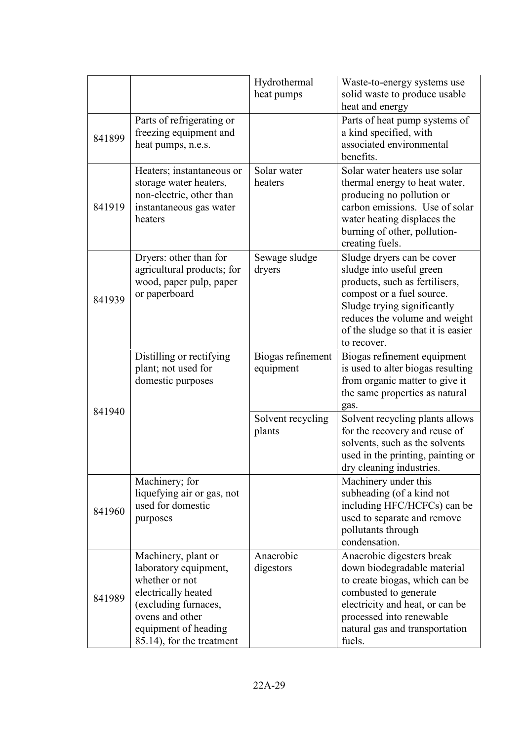| | | | |
|---|---|---|---|
| | | Hydrothermal heat pumps | Waste-to-energy systems use solid waste to produce usable heat and energy |
| 841899 | Parts of refrigerating or freezing equipment and heat pumps, n.e.s. | | Parts of heat pump systems of a kind specified, with associated environmental benefits. |
| 841919 | Heaters; instantaneous or storage water heaters, non-electric, other than instantaneous gas water heaters | Solar water heaters | Solar water heaters use solar thermal energy to heat water, producing no pollution or carbon emissions. Use of solar water heating displaces the burning of other, pollution-creating fuels. |
| 841939 | Dryers: other than for agricultural products; for wood, paper pulp, paper or paperboard | Sewage sludge dryers | Sludge dryers can be cover sludge into useful green products, such as fertilisers, compost or a fuel source. Sludge trying significantly reduces the volume and weight of the sludge so that it is easier to recover. |
| 841940 | Distilling or rectifying plant; not used for domestic purposes | Biogas refinement equipment | Biogas refinement equipment is used to alter biogas resulting from organic matter to give it the same properties as natural gas. |
| | | Solvent recycling plants | Solvent recycling plants allows for the recovery and reuse of solvents, such as the solvents used in the printing, painting or dry cleaning industries. |
| 841960 | Machinery; for liquefying air or gas, not used for domestic purposes | | Machinery under this subheading (of a kind not including HFC/HCFCs) can be used to separate and remove pollutants through condensation. |
| 841989 | Machinery, plant or laboratory equipment, whether or not electrically heated (excluding furnaces, ovens and other equipment of heading 85.14), for the treatment | Anaerobic digestors | Anaerobic digesters break down biodegradable material to create biogas, which can be combusted to generate electricity and heat, or can be processed into renewable natural gas and transportation fuels. |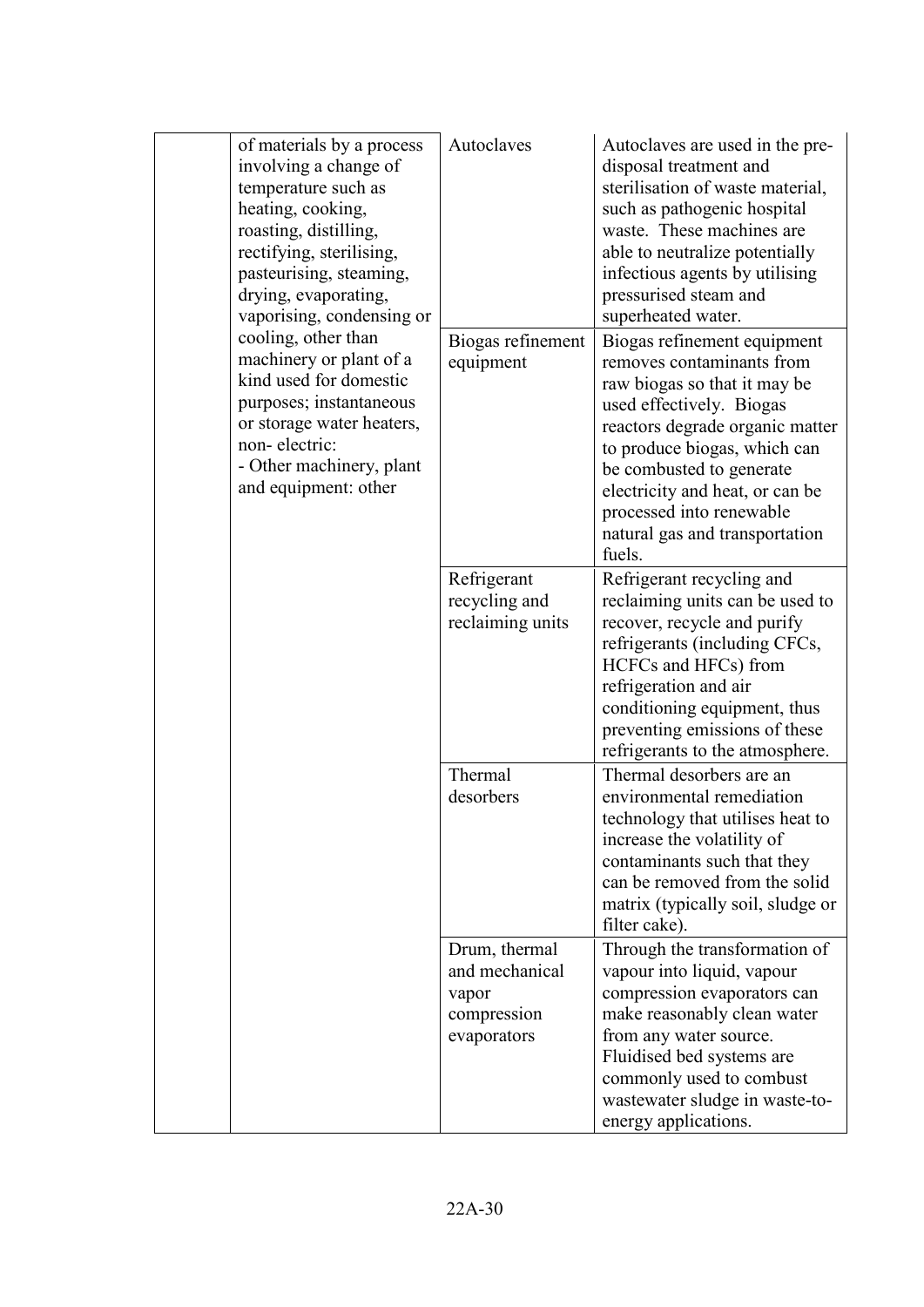| | | | |
|---|---|---|---|
| | of materials by a process involving a change of temperature such as heating, cooking, roasting, distilling, rectifying, sterilising, pasteurising, steaming, drying, evaporating, vaporising, condensing or cooling, other than machinery or plant of a kind used for domestic purposes; instantaneous or storage water heaters, non- electric:<br>- Other machinery, plant and equipment: other | Autoclaves | Autoclaves are used in the pre-disposal treatment and sterilisation of waste material, such as pathogenic hospital waste. These machines are able to neutralize potentially infectious agents by utilising pressurised steam and superheated water. |
| | | Biogas refinement equipment | Biogas refinement equipment removes contaminants from raw biogas so that it may be used effectively. Biogas reactors degrade organic matter to produce biogas, which can be combusted to generate electricity and heat, or can be processed into renewable natural gas and transportation fuels. |
| | | Refrigerant recycling and reclaiming units | Refrigerant recycling and reclaiming units can be used to recover, recycle and purify refrigerants (including CFCs, HCFCs and HFCs) from refrigeration and air conditioning equipment, thus preventing emissions of these refrigerants to the atmosphere. |
| | | Thermal desorbers | Thermal desorbers are an environmental remediation technology that utilises heat to increase the volatility of contaminants such that they can be removed from the solid matrix (typically soil, sludge or filter cake). |
| | | Drum, thermal and mechanical vapor compression evaporators | Through the transformation of vapour into liquid, vapour compression evaporators can make reasonably clean water from any water source. Fluidised bed systems are commonly used to combust wastewater sludge in waste-to-energy applications. |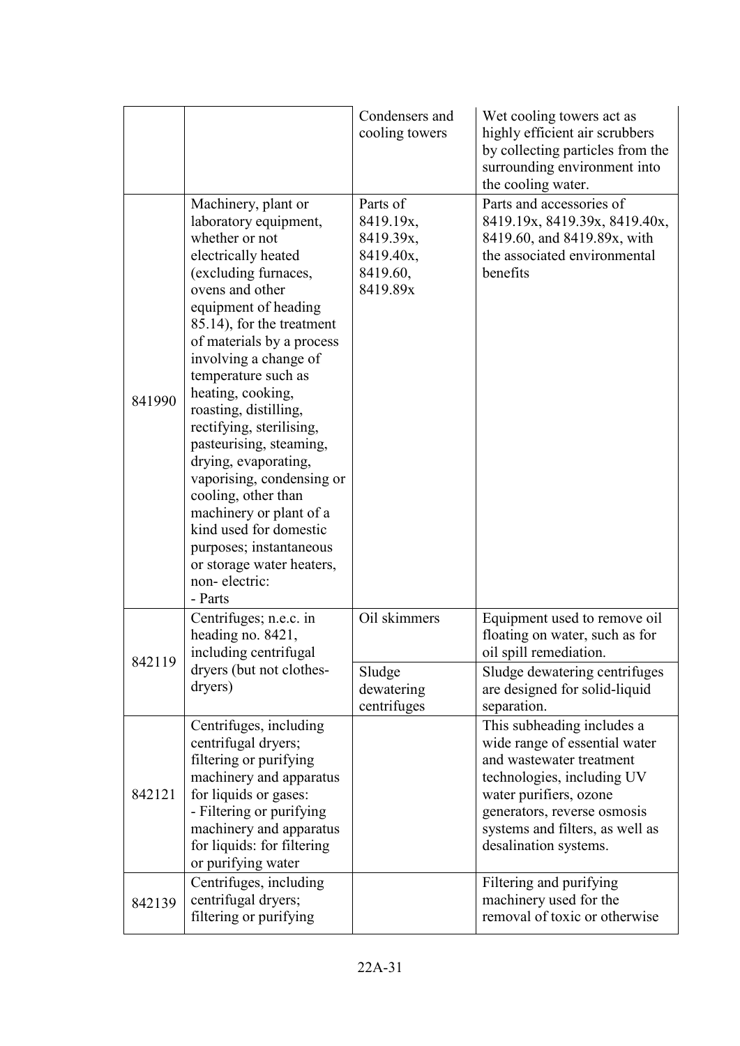| | | | |
|---|---|---|---|
| | | Condensers and cooling towers | Wet cooling towers act as highly efficient air scrubbers by collecting particles from the surrounding environment into the cooling water. |
| 841990 | Machinery, plant or laboratory equipment, whether or not electrically heated (excluding furnaces, ovens and other equipment of heading 85.14), for the treatment of materials by a process involving a change of temperature such as heating, cooking, roasting, distilling, rectifying, sterilising, pasteurising, steaming, drying, evaporating, vaporising, condensing or cooling, other than machinery or plant of a kind used for domestic purposes; instantaneous or storage water heaters, non- electric:<br>- Parts | Parts of 8419.19x, 8419.39x, 8419.40x, 8419.60, 8419.89x | Parts and accessories of 8419.19x, 8419.39x, 8419.40x, 8419.60, and 8419.89x, with the associated environmental benefits |
| 842119 | Centrifuges; n.e.c. in heading no. 8421, including centrifugal dryers (but not clothes-dryers) | Oil skimmers | Equipment used to remove oil floating on water, such as for oil spill remediation. |
| | | Sludge dewatering centrifuges | Sludge dewatering centrifuges are designed for solid-liquid separation. |
| 842121 | Centrifuges, including centrifugal dryers; filtering or purifying machinery and apparatus for liquids or gases:<br>- Filtering or purifying machinery and apparatus for liquids: for filtering or purifying water | | This subheading includes a wide range of essential water and wastewater treatment technologies, including UV water purifiers, ozone generators, reverse osmosis systems and filters, as well as desalination systems. |
| 842139 | Centrifuges, including centrifugal dryers; filtering or purifying | | Filtering and purifying machinery used for the removal of toxic or otherwise |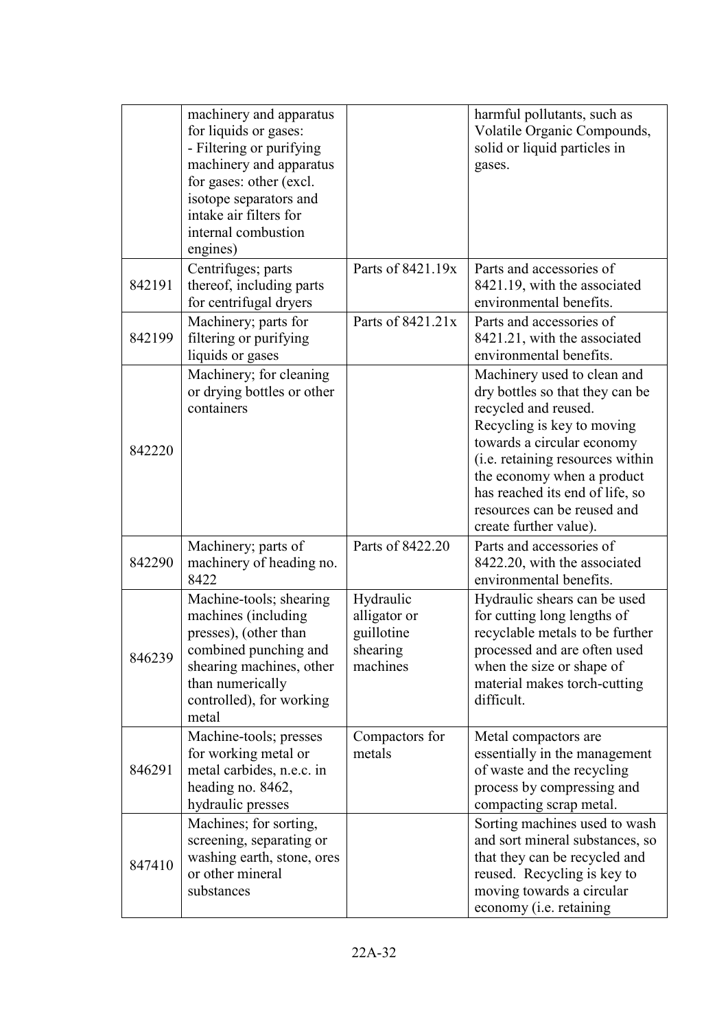| | | | |
|---|---|---|---|
| | machinery and apparatus for liquids or gases: - Filtering or purifying machinery and apparatus for gases: other (excl. isotope separators and intake air filters for internal combustion engines) | | harmful pollutants, such as Volatile Organic Compounds, solid or liquid particles in gases. |
| 842191 | Centrifuges; parts thereof, including parts for centrifugal dryers | Parts of 8421.19x | Parts and accessories of 8421.19, with the associated environmental benefits. |
| 842199 | Machinery; parts for filtering or purifying liquids or gases | Parts of 8421.21x | Parts and accessories of 8421.21, with the associated environmental benefits. |
| 842220 | Machinery; for cleaning or drying bottles or other containers | | Machinery used to clean and dry bottles so that they can be recycled and reused. Recycling is key to moving towards a circular economy (i.e. retaining resources within the economy when a product has reached its end of life, so resources can be reused and create further value). |
| 842290 | Machinery; parts of machinery of heading no. 8422 | Parts of 8422.20 | Parts and accessories of 8422.20, with the associated environmental benefits. |
| 846239 | Machine-tools; shearing machines (including presses), (other than combined punching and shearing machines, other than numerically controlled), for working metal | Hydraulic alligator or guillotine shearing machines | Hydraulic shears can be used for cutting long lengths of recyclable metals to be further processed and are often used when the size or shape of material makes torch-cutting difficult. |
| 846291 | Machine-tools; presses for working metal or metal carbides, n.e.c. in heading no. 8462, hydraulic presses | Compactors for metals | Metal compactors are essentially in the management of waste and the recycling process by compressing and compacting scrap metal. |
| 847410 | Machines; for sorting, screening, separating or washing earth, stone, ores or other mineral substances | | Sorting machines used to wash and sort mineral substances, so that they can be recycled and reused. Recycling is key to moving towards a circular economy (i.e. retaining |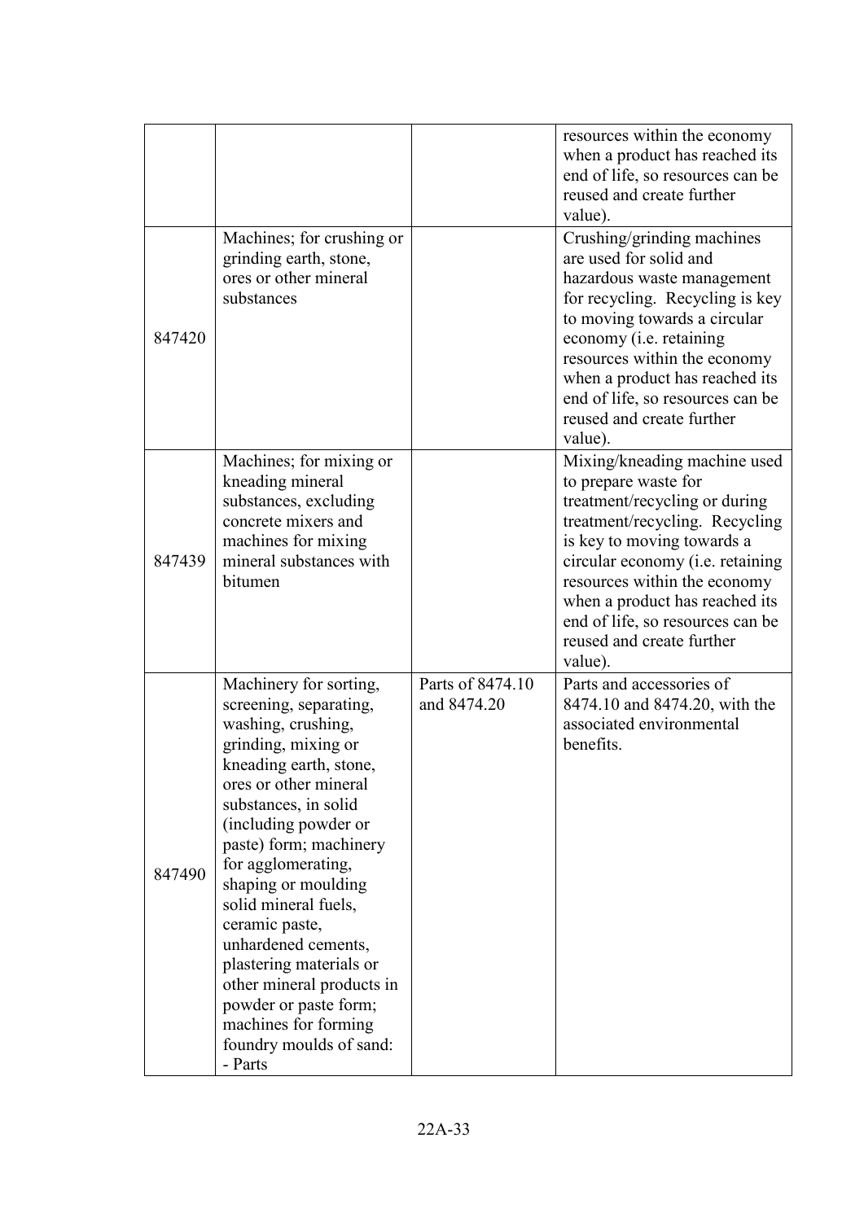|  |  |  | resources within the economy when a product has reached its end of life, so resources can be reused and create further value). |
|---|---|---|---|
| 847420 | Machines; for crushing or grinding earth, stone, ores or other mineral substances |  | Crushing/grinding machines are used for solid and hazardous waste management for recycling. Recycling is key to moving towards a circular economy (i.e. retaining resources within the economy when a product has reached its end of life, so resources can be reused and create further value). |
| 847439 | Machines; for mixing or kneading mineral substances, excluding concrete mixers and machines for mixing mineral substances with bitumen |  | Mixing/kneading machine used to prepare waste for treatment/recycling or during treatment/recycling. Recycling is key to moving towards a circular economy (i.e. retaining resources within the economy when a product has reached its end of life, so resources can be reused and create further value). |
| 847490 | Machinery for sorting, screening, separating, washing, crushing, grinding, mixing or kneading earth, stone, ores or other mineral substances, in solid (including powder or paste) form; machinery for agglomerating, shaping or moulding solid mineral fuels, ceramic paste, unhardened cements, plastering materials or other mineral products in powder or paste form; machines for forming foundry moulds of sand: - Parts | Parts of 8474.10 and 8474.20 | Parts and accessories of 8474.10 and 8474.20, with the associated environmental benefits. |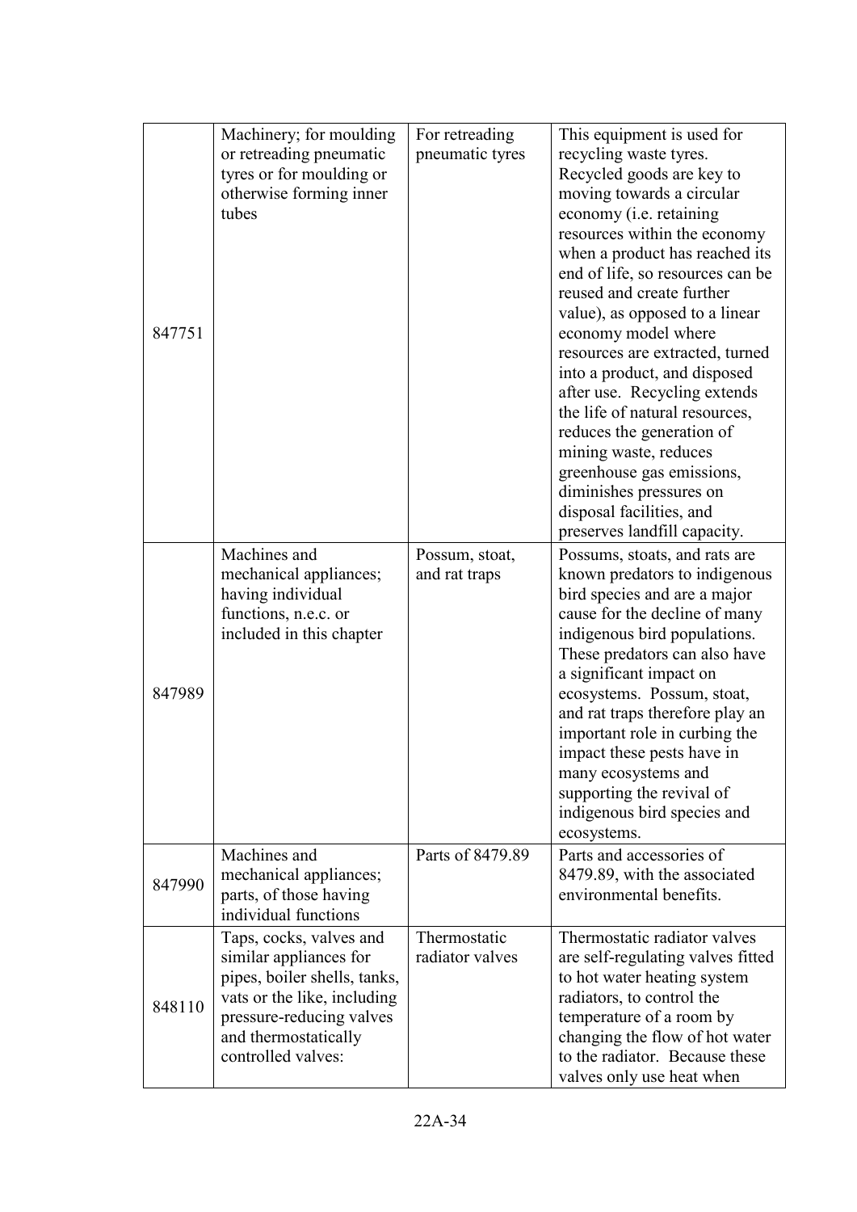| | | | |
|---|---|---|---|
| 847751 | Machinery; for moulding or retreading pneumatic tyres or for moulding or otherwise forming inner tubes | For retreading pneumatic tyres | This equipment is used for recycling waste tyres. Recycled goods are key to moving towards a circular economy (i.e. retaining resources within the economy when a product has reached its end of life, so resources can be reused and create further value), as opposed to a linear economy model where resources are extracted, turned into a product, and disposed after use. Recycling extends the life of natural resources, reduces the generation of mining waste, reduces greenhouse gas emissions, diminishes pressures on disposal facilities, and preserves landfill capacity. |
| 847989 | Machines and mechanical appliances; having individual functions, n.e.c. or included in this chapter | Possum, stoat, and rat traps | Possums, stoats, and rats are known predators to indigenous bird species and are a major cause for the decline of many indigenous bird populations. These predators can also have a significant impact on ecosystems. Possum, stoat, and rat traps therefore play an important role in curbing the impact these pests have in many ecosystems and supporting the revival of indigenous bird species and ecosystems. |
| 847990 | Machines and mechanical appliances; parts, of those having individual functions | Parts of 8479.89 | Parts and accessories of 8479.89, with the associated environmental benefits. |
| 848110 | Taps, cocks, valves and similar appliances for pipes, boiler shells, tanks, vats or the like, including pressure-reducing valves and thermostatically controlled valves: | Thermostatic radiator valves | Thermostatic radiator valves are self-regulating valves fitted to hot water heating system radiators, to control the temperature of a room by changing the flow of hot water to the radiator. Because these valves only use heat when |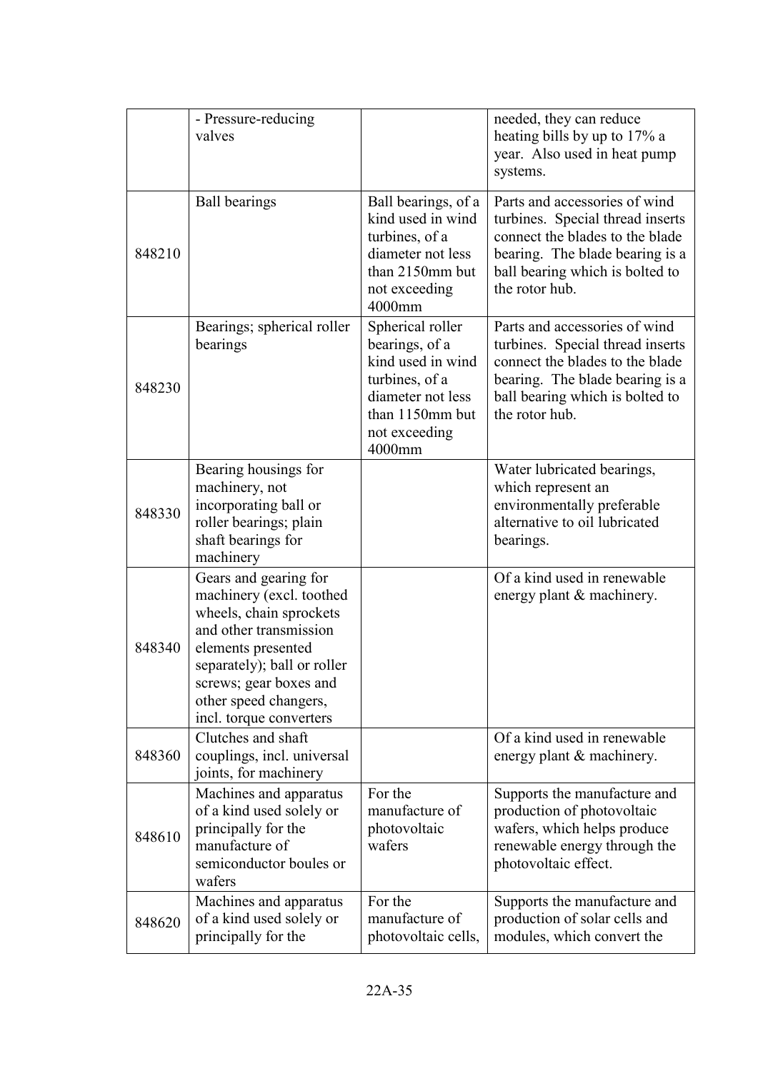| | | | |
|---|---|---|---|
| | - Pressure-reducing valves | | needed, they can reduce heating bills by up to 17% a year. Also used in heat pump systems. |
| 848210 | Ball bearings | Ball bearings, of a kind used in wind turbines, of a diameter not less than 2150mm but not exceeding 4000mm | Parts and accessories of wind turbines. Special thread inserts connect the blades to the blade bearing. The blade bearing is a ball bearing which is bolted to the rotor hub. |
| 848230 | Bearings; spherical roller bearings | Spherical roller bearings, of a kind used in wind turbines, of a diameter not less than 1150mm but not exceeding 4000mm | Parts and accessories of wind turbines. Special thread inserts connect the blades to the blade bearing. The blade bearing is a ball bearing which is bolted to the rotor hub. |
| 848330 | Bearing housings for machinery, not incorporating ball or roller bearings; plain shaft bearings for machinery | | Water lubricated bearings, which represent an environmentally preferable alternative to oil lubricated bearings. |
| 848340 | Gears and gearing for machinery (excl. toothed wheels, chain sprockets and other transmission elements presented separately); ball or roller screws; gear boxes and other speed changers, incl. torque converters | | Of a kind used in renewable energy plant & machinery. |
| 848360 | Clutches and shaft couplings, incl. universal joints, for machinery | | Of a kind used in renewable energy plant & machinery. |
| 848610 | Machines and apparatus of a kind used solely or principally for the manufacture of semiconductor boules or wafers | For the manufacture of photovoltaic wafers | Supports the manufacture and production of photovoltaic wafers, which helps produce renewable energy through the photovoltaic effect. |
| 848620 | Machines and apparatus of a kind used solely or principally for the | For the manufacture of photovoltaic cells, | Supports the manufacture and production of solar cells and modules, which convert the |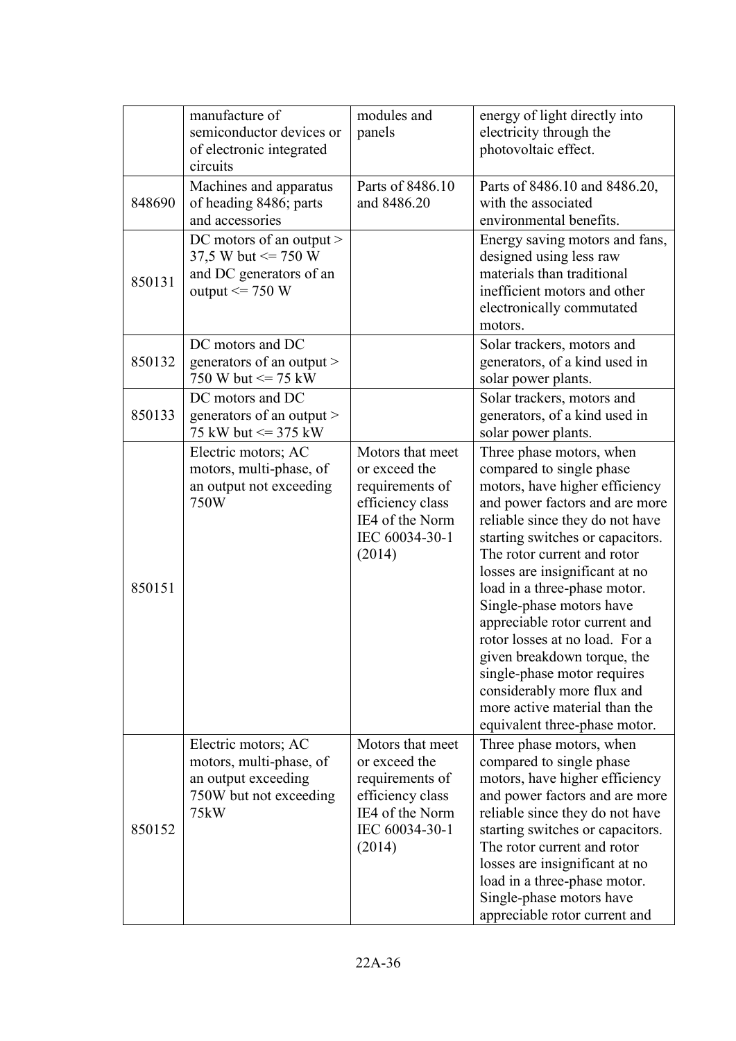| | | | |
|---|---|---|---|
| | manufacture of semiconductor devices or of electronic integrated circuits | modules and panels | energy of light directly into electricity through the photovoltaic effect. |
| 848690 | Machines and apparatus of heading 8486; parts and accessories | Parts of 8486.10 and 8486.20 | Parts of 8486.10 and 8486.20, with the associated environmental benefits. |
| 850131 | DC motors of an output > 37,5 W but <= 750 W and DC generators of an output <= 750 W | | Energy saving motors and fans, designed using less raw materials than traditional inefficient motors and other electronically commutated motors. |
| 850132 | DC motors and DC generators of an output > 750 W but <= 75 kW | | Solar trackers, motors and generators, of a kind used in solar power plants. |
| 850133 | DC motors and DC generators of an output > 75 kW but <= 375 kW | | Solar trackers, motors and generators, of a kind used in solar power plants. |
| 850151 | Electric motors; AC motors, multi-phase, of an output not exceeding 750W | Motors that meet or exceed the requirements of efficiency class IE4 of the Norm IEC 60034-30-1 (2014) | Three phase motors, when compared to single phase motors, have higher efficiency and power factors and are more reliable since they do not have starting switches or capacitors. The rotor current and rotor losses are insignificant at no load in a three-phase motor. Single-phase motors have appreciable rotor current and rotor losses at no load. For a given breakdown torque, the single-phase motor requires considerably more flux and more active material than the equivalent three-phase motor. |
| 850152 | Electric motors; AC motors, multi-phase, of an output exceeding 750W but not exceeding 75kW | Motors that meet or exceed the requirements of efficiency class IE4 of the Norm IEC 60034-30-1 (2014) | Three phase motors, when compared to single phase motors, have higher efficiency and power factors and are more reliable since they do not have starting switches or capacitors. The rotor current and rotor losses are insignificant at no load in a three-phase motor. Single-phase motors have appreciable rotor current and |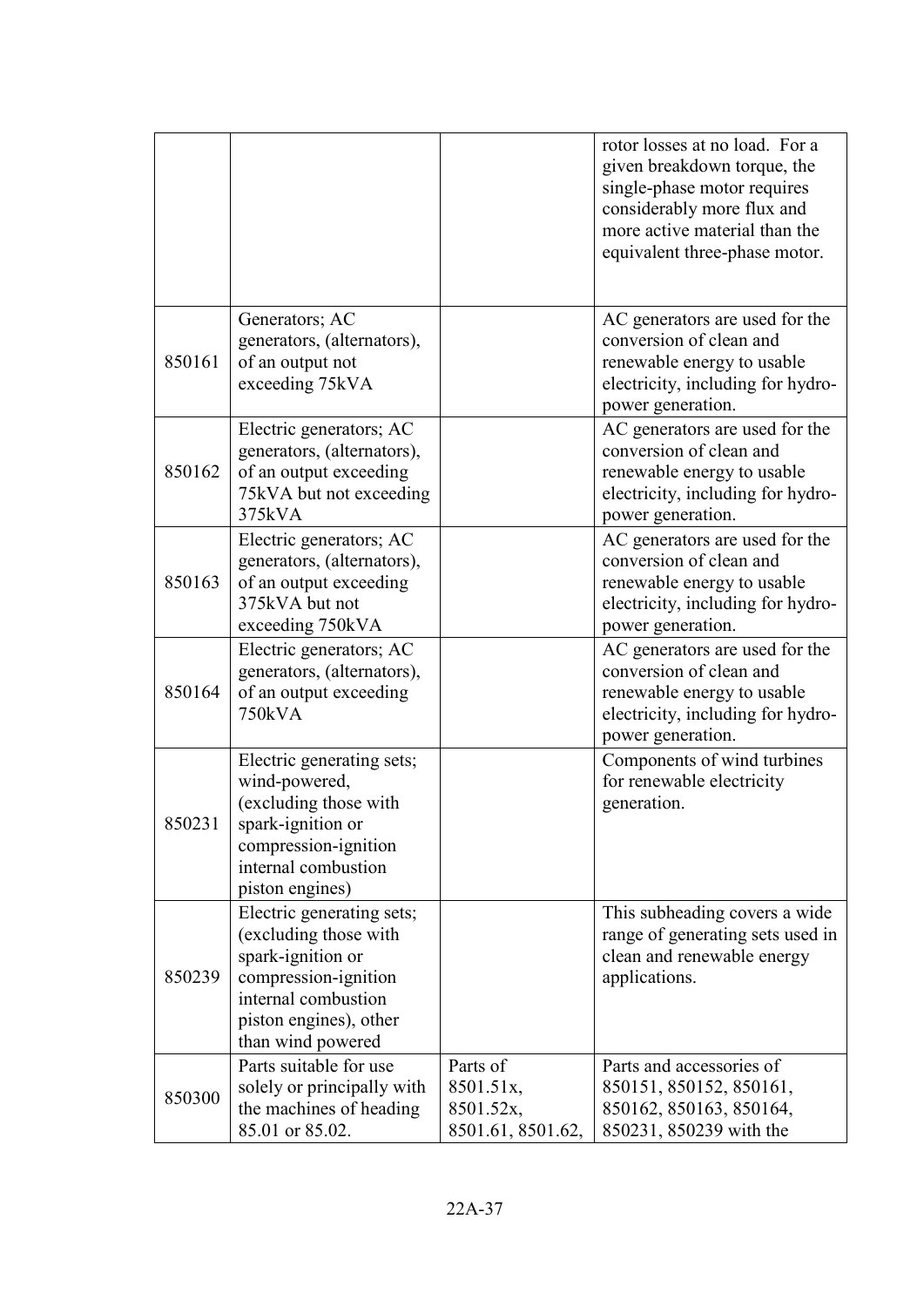| | | | |
|---|---|---|---|
| | | | rotor losses at no load. For a given breakdown torque, the single-phase motor requires considerably more flux and more active material than the equivalent three-phase motor. |
| 850161 | Generators; AC generators, (alternators), of an output not exceeding 75kVA | | AC generators are used for the conversion of clean and renewable energy to usable electricity, including for hydro-power generation. |
| 850162 | Electric generators; AC generators, (alternators), of an output exceeding 75kVA but not exceeding 375kVA | | AC generators are used for the conversion of clean and renewable energy to usable electricity, including for hydro-power generation. |
| 850163 | Electric generators; AC generators, (alternators), of an output exceeding 375kVA but not exceeding 750kVA | | AC generators are used for the conversion of clean and renewable energy to usable electricity, including for hydro-power generation. |
| 850164 | Electric generators; AC generators, (alternators), of an output exceeding 750kVA | | AC generators are used for the conversion of clean and renewable energy to usable electricity, including for hydro-power generation. |
| 850231 | Electric generating sets; wind-powered, (excluding those with spark-ignition or compression-ignition internal combustion piston engines) | | Components of wind turbines for renewable electricity generation. |
| 850239 | Electric generating sets; (excluding those with spark-ignition or compression-ignition internal combustion piston engines), other than wind powered | | This subheading covers a wide range of generating sets used in clean and renewable energy applications. |
| 850300 | Parts suitable for use solely or principally with the machines of heading 85.01 or 85.02. | Parts of 8501.51x, 8501.52x, 8501.61, 8501.62, | Parts and accessories of 850151, 850152, 850161, 850162, 850163, 850164, 850231, 850239 with the |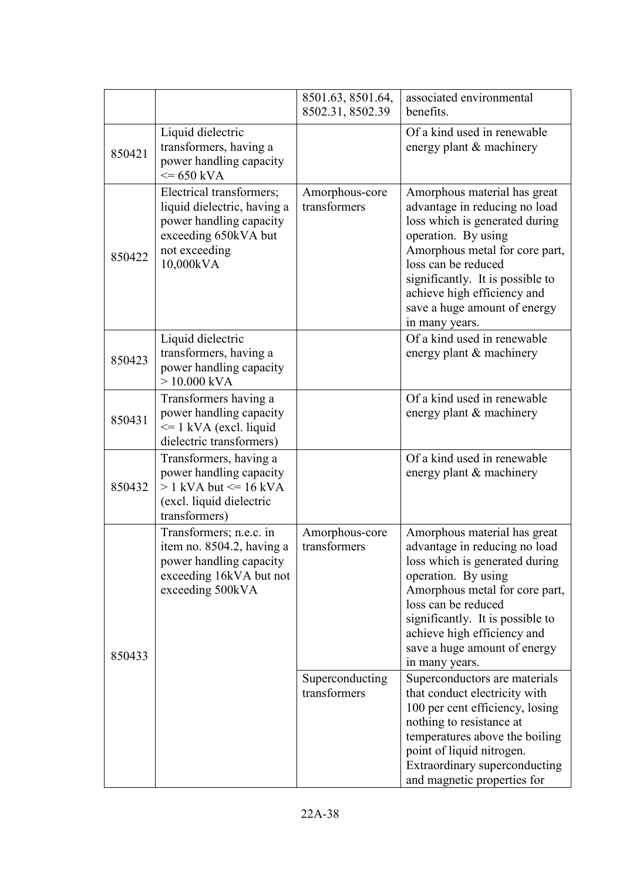| | | | |
|---|---|---|---|
| | | 8501.63, 8501.64, 8502.31, 8502.39 | associated environmental benefits. |
| 850421 | Liquid dielectric transformers, having a power handling capacity <= 650 kVA | | Of a kind used in renewable energy plant & machinery |
| 850422 | Electrical transformers; liquid dielectric, having a power handling capacity exceeding 650kVA but not exceeding 10,000kVA | Amorphous-core transformers | Amorphous material has great advantage in reducing no load loss which is generated during operation. By using Amorphous metal for core part, loss can be reduced significantly. It is possible to achieve high efficiency and save a huge amount of energy in many years. |
| 850423 | Liquid dielectric transformers, having a power handling capacity > 10.000 kVA | | Of a kind used in renewable energy plant & machinery |
| 850431 | Transformers having a power handling capacity <= 1 kVA (excl. liquid dielectric transformers) | | Of a kind used in renewable energy plant & machinery |
| 850432 | Transformers, having a power handling capacity > 1 kVA but <= 16 kVA (excl. liquid dielectric transformers) | | Of a kind used in renewable energy plant & machinery |
| 850433 | Transformers; n.e.c. in item no. 8504.2, having a power handling capacity exceeding 16kVA but not exceeding 500kVA | Amorphous-core transformers | Amorphous material has great advantage in reducing no load loss which is generated during operation. By using Amorphous metal for core part, loss can be reduced significantly. It is possible to achieve high efficiency and save a huge amount of energy in many years. |
| | | Superconducting transformers | Superconductors are materials that conduct electricity with 100 per cent efficiency, losing nothing to resistance at temperatures above the boiling point of liquid nitrogen. Extraordinary superconducting and magnetic properties for |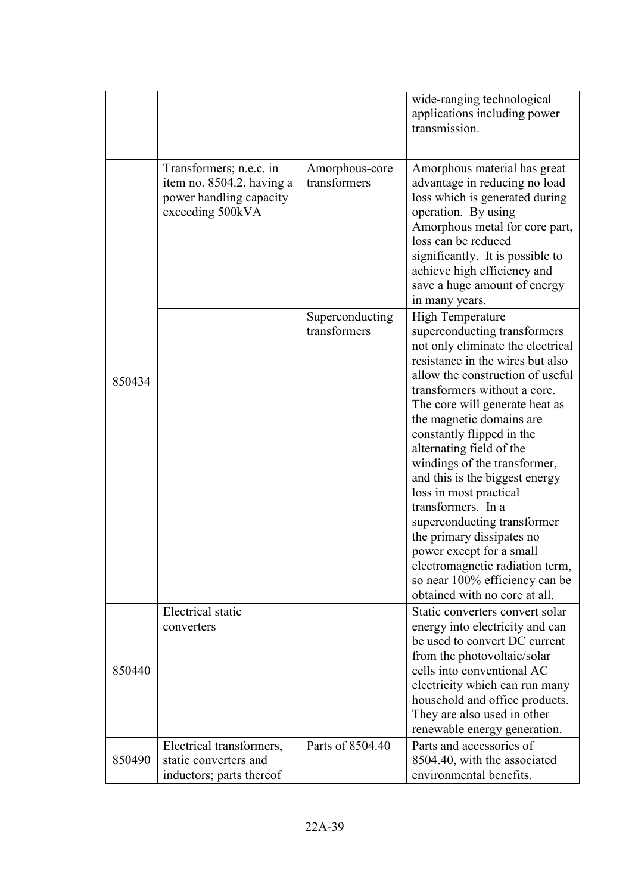| | | | |
|---|---|---|---|
| | | | wide-ranging technological applications including power transmission. |
| 850434 | Transformers; n.e.c. in item no. 8504.2, having a power handling capacity exceeding 500kVA | Amorphous-core transformers | Amorphous material has great advantage in reducing no load loss which is generated during operation. By using Amorphous metal for core part, loss can be reduced significantly. It is possible to achieve high efficiency and save a huge amount of energy in many years. |
| | | Superconducting transformers | High Temperature superconducting transformers not only eliminate the electrical resistance in the wires but also allow the construction of useful transformers without a core. The core will generate heat as the magnetic domains are constantly flipped in the alternating field of the windings of the transformer, and this is the biggest energy loss in most practical transformers. In a superconducting transformer the primary dissipates no power except for a small electromagnetic radiation term, so near 100% efficiency can be obtained with no core at all. |
| 850440 | Electrical static converters | | Static converters convert solar energy into electricity and can be used to convert DC current from the photovoltaic/solar cells into conventional AC electricity which can run many household and office products. They are also used in other renewable energy generation. |
| 850490 | Electrical transformers, static converters and inductors; parts thereof | Parts of 8504.40 | Parts and accessories of 8504.40, with the associated environmental benefits. |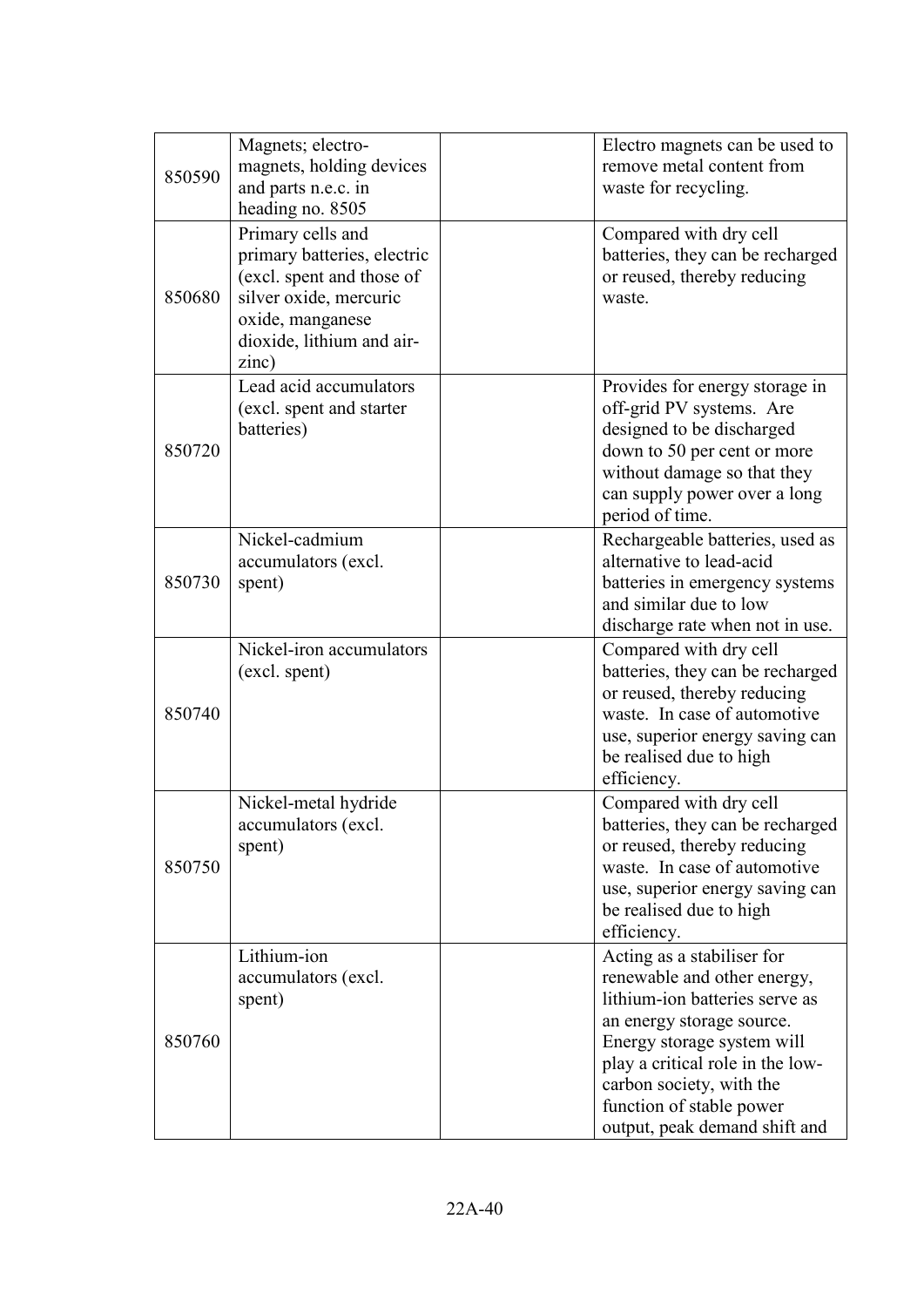| | | | |
|---|---|---|---|
| 850590 | Magnets; electro-magnets, holding devices and parts n.e.c. in heading no. 8505 | | Electro magnets can be used to remove metal content from waste for recycling. |
| 850680 | Primary cells and primary batteries, electric (excl. spent and those of silver oxide, mercuric oxide, manganese dioxide, lithium and air-zinc) | | Compared with dry cell batteries, they can be recharged or reused, thereby reducing waste. |
| 850720 | Lead acid accumulators (excl. spent and starter batteries) | | Provides for energy storage in off-grid PV systems. Are designed to be discharged down to 50 per cent or more without damage so that they can supply power over a long period of time. |
| 850730 | Nickel-cadmium accumulators (excl. spent) | | Rechargeable batteries, used as alternative to lead-acid batteries in emergency systems and similar due to low discharge rate when not in use. |
| 850740 | Nickel-iron accumulators (excl. spent) | | Compared with dry cell batteries, they can be recharged or reused, thereby reducing waste. In case of automotive use, superior energy saving can be realised due to high efficiency. |
| 850750 | Nickel-metal hydride accumulators (excl. spent) | | Compared with dry cell batteries, they can be recharged or reused, thereby reducing waste. In case of automotive use, superior energy saving can be realised due to high efficiency. |
| 850760 | Lithium-ion accumulators (excl. spent) | | Acting as a stabiliser for renewable and other energy, lithium-ion batteries serve as an energy storage source. Energy storage system will play a critical role in the low-carbon society, with the function of stable power output, peak demand shift and |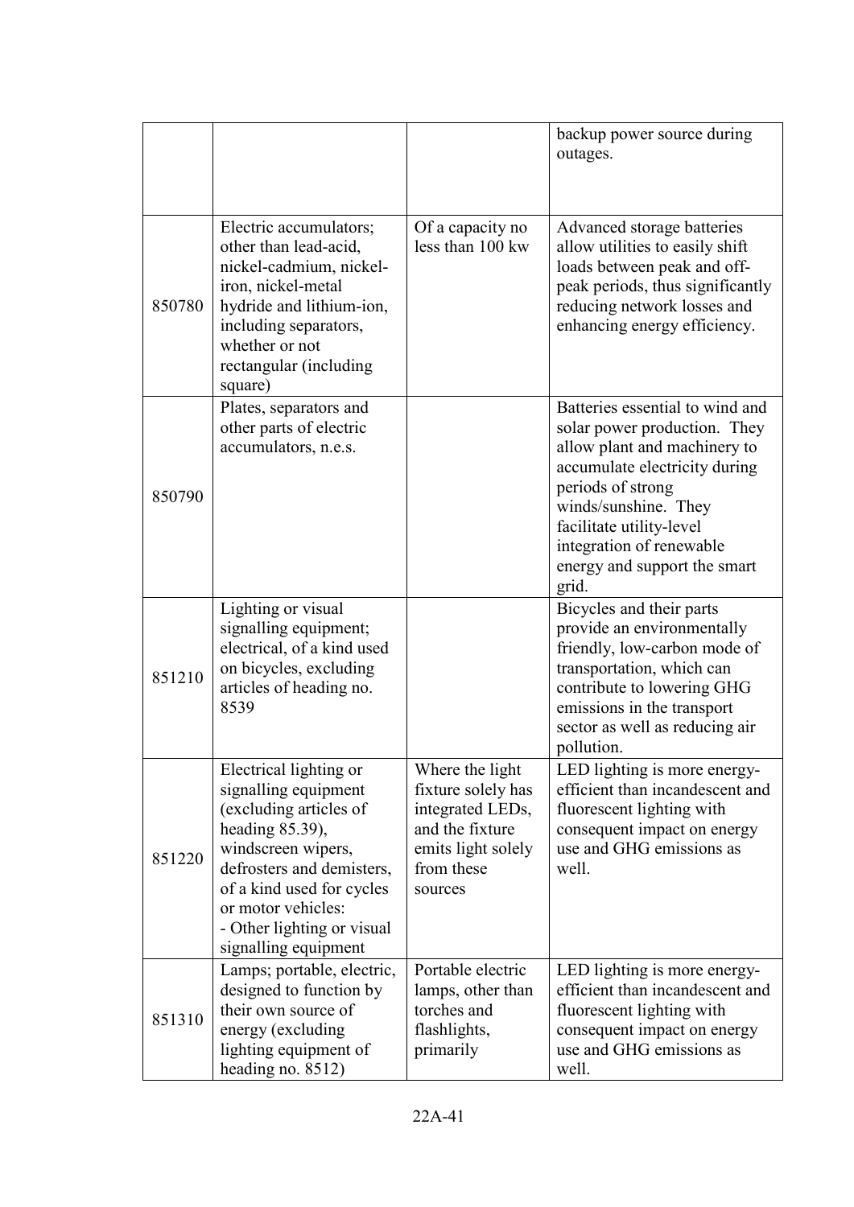| | | | |
|---|---|---|---|
| | | | backup power source during outages. |
| 850780 | Electric accumulators; other than lead-acid, nickel-cadmium, nickel-iron, nickel-metal hydride and lithium-ion, including separators, whether or not rectangular (including square) | Of a capacity no less than 100 kw | Advanced storage batteries allow utilities to easily shift loads between peak and off-peak periods, thus significantly reducing network losses and enhancing energy efficiency. |
| 850790 | Plates, separators and other parts of electric accumulators, n.e.s. | | Batteries essential to wind and solar power production. They allow plant and machinery to accumulate electricity during periods of strong winds/sunshine. They facilitate utility-level integration of renewable energy and support the smart grid. |
| 851210 | Lighting or visual signalling equipment; electrical, of a kind used on bicycles, excluding articles of heading no. 8539 | | Bicycles and their parts provide an environmentally friendly, low-carbon mode of transportation, which can contribute to lowering GHG emissions in the transport sector as well as reducing air pollution. |
| 851220 | Electrical lighting or signalling equipment (excluding articles of heading 85.39), windscreen wipers, defrosters and demisters, of a kind used for cycles or motor vehicles: - Other lighting or visual signalling equipment | Where the light fixture solely has integrated LEDs, and the fixture emits light solely from these sources | LED lighting is more energy-efficient than incandescent and fluorescent lighting with consequent impact on energy use and GHG emissions as well. |
| 851310 | Lamps; portable, electric, designed to function by their own source of energy (excluding lighting equipment of heading no. 8512) | Portable electric lamps, other than torches and flashlights, primarily | LED lighting is more energy-efficient than incandescent and fluorescent lighting with consequent impact on energy use and GHG emissions as well. |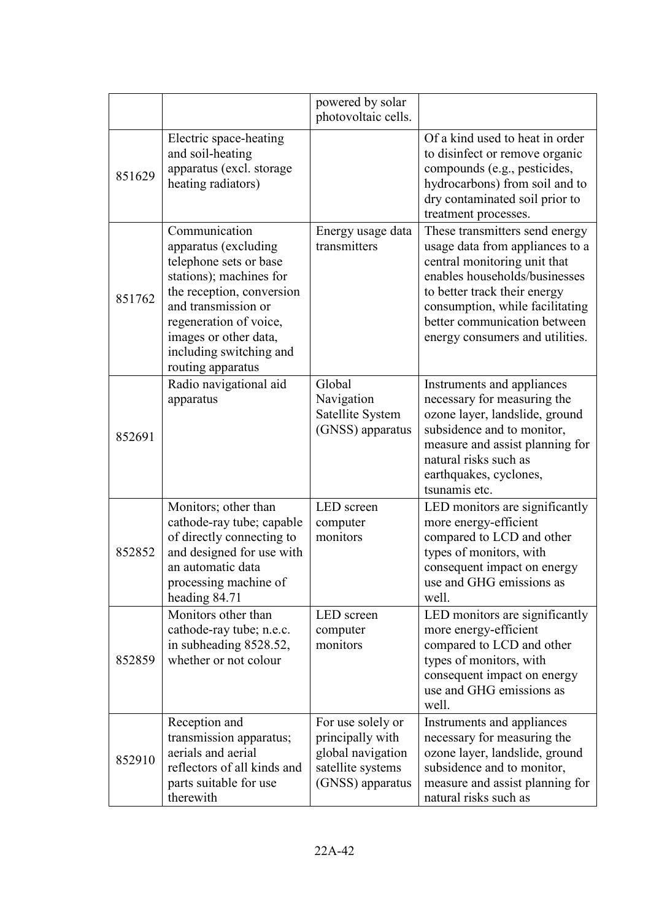| | | | |
|---|---|---|---|
| | | powered by solar photovoltaic cells. | |
| 851629 | Electric space-heating and soil-heating apparatus (excl. storage heating radiators) | | Of a kind used to heat in order to disinfect or remove organic compounds (e.g., pesticides, hydrocarbons) from soil and to dry contaminated soil prior to treatment processes. |
| 851762 | Communication apparatus (excluding telephone sets or base stations); machines for the reception, conversion and transmission or regeneration of voice, images or other data, including switching and routing apparatus | Energy usage data transmitters | These transmitters send energy usage data from appliances to a central monitoring unit that enables households/businesses to better track their energy consumption, while facilitating better communication between energy consumers and utilities. |
| 852691 | Radio navigational aid apparatus | Global Navigation Satellite System (GNSS) apparatus | Instruments and appliances necessary for measuring the ozone layer, landslide, ground subsidence and to monitor, measure and assist planning for natural risks such as earthquakes, cyclones, tsunamis etc. |
| 852852 | Monitors; other than cathode-ray tube; capable of directly connecting to and designed for use with an automatic data processing machine of heading 84.71 | LED screen computer monitors | LED monitors are significantly more energy-efficient compared to LCD and other types of monitors, with consequent impact on energy use and GHG emissions as well. |
| 852859 | Monitors other than cathode-ray tube; n.e.c. in subheading 8528.52, whether or not colour | LED screen computer monitors | LED monitors are significantly more energy-efficient compared to LCD and other types of monitors, with consequent impact on energy use and GHG emissions as well. |
| 852910 | Reception and transmission apparatus; aerials and aerial reflectors of all kinds and parts suitable for use therewith | For use solely or principally with global navigation satellite systems (GNSS) apparatus | Instruments and appliances necessary for measuring the ozone layer, landslide, ground subsidence and to monitor, measure and assist planning for natural risks such as |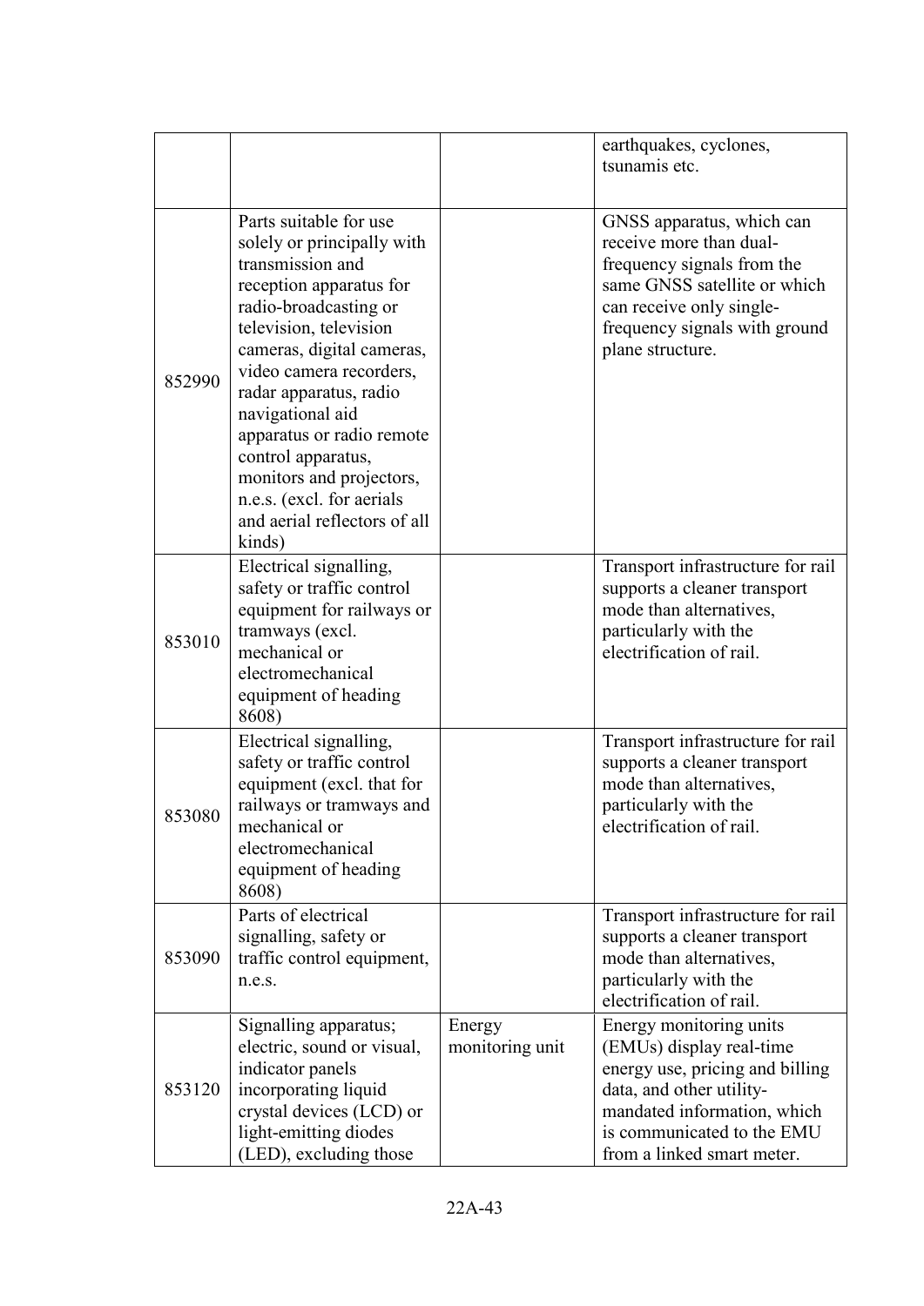| | | | |
|---|---|---|---|
| | | | earthquakes, cyclones, tsunamis etc. |
| 852990 | Parts suitable for use solely or principally with transmission and reception apparatus for radio-broadcasting or television, television cameras, digital cameras, video camera recorders, radar apparatus, radio navigational aid apparatus or radio remote control apparatus, monitors and projectors, n.e.s. (excl. for aerials and aerial reflectors of all kinds) | | GNSS apparatus, which can receive more than dual-frequency signals from the same GNSS satellite or which can receive only single-frequency signals with ground plane structure. |
| 853010 | Electrical signalling, safety or traffic control equipment for railways or tramways (excl. mechanical or electromechanical equipment of heading 8608) | | Transport infrastructure for rail supports a cleaner transport mode than alternatives, particularly with the electrification of rail. |
| 853080 | Electrical signalling, safety or traffic control equipment (excl. that for railways or tramways and mechanical or electromechanical equipment of heading 8608) | | Transport infrastructure for rail supports a cleaner transport mode than alternatives, particularly with the electrification of rail. |
| 853090 | Parts of electrical signalling, safety or traffic control equipment, n.e.s. | | Transport infrastructure for rail supports a cleaner transport mode than alternatives, particularly with the electrification of rail. |
| 853120 | Signalling apparatus; electric, sound or visual, indicator panels incorporating liquid crystal devices (LCD) or light-emitting diodes (LED), excluding those | Energy monitoring unit | Energy monitoring units (EMUs) display real-time energy use, pricing and billing data, and other utility-mandated information, which is communicated to the EMU from a linked smart meter. |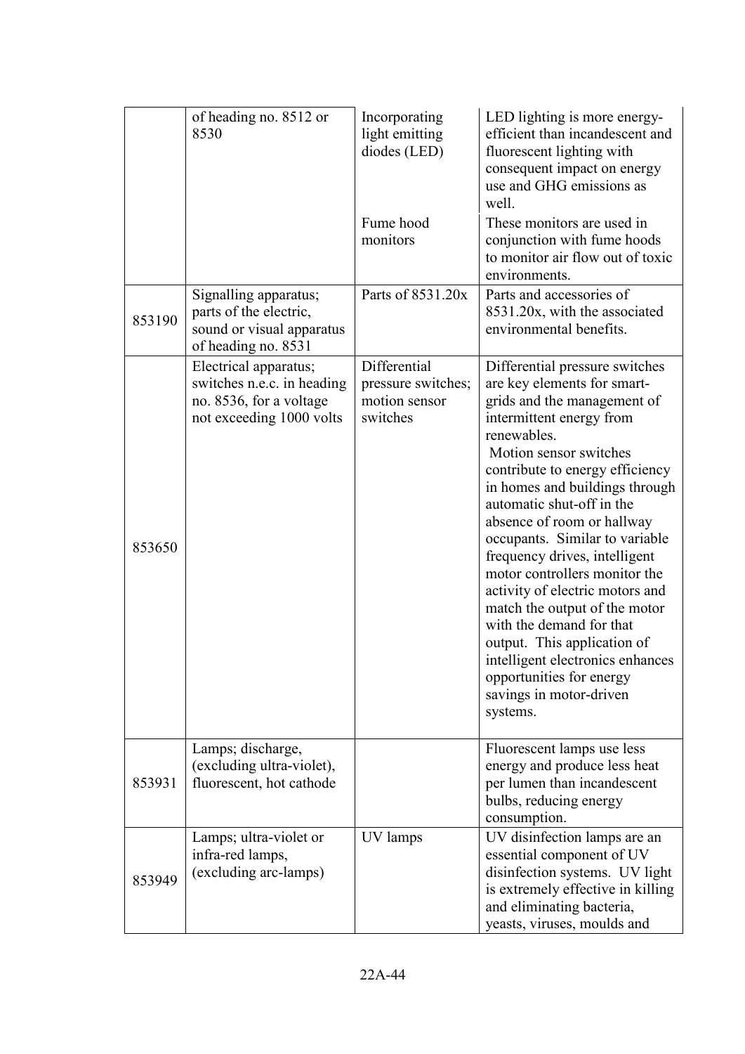| | | | |
|---|---|---|---|
| | of heading no. 8512 or 8530 | Incorporating light emitting diodes (LED) | LED lighting is more energy-efficient than incandescent and fluorescent lighting with consequent impact on energy use and GHG emissions as well. |
| | | Fume hood monitors | These monitors are used in conjunction with fume hoods to monitor air flow out of toxic environments. |
| 853190 | Signalling apparatus; parts of the electric, sound or visual apparatus of heading no. 8531 | Parts of 8531.20x | Parts and accessories of 8531.20x, with the associated environmental benefits. |
| 853650 | Electrical apparatus; switches n.e.c. in heading no. 8536, for a voltage not exceeding 1000 volts | Differential pressure switches; motion sensor switches | Differential pressure switches are key elements for smart-grids and the management of intermittent energy from renewables. Motion sensor switches contribute to energy efficiency in homes and buildings through automatic shut-off in the absence of room or hallway occupants. Similar to variable frequency drives, intelligent motor controllers monitor the activity of electric motors and match the output of the motor with the demand for that output. This application of intelligent electronics enhances opportunities for energy savings in motor-driven systems. |
| 853931 | Lamps; discharge, (excluding ultra-violet), fluorescent, hot cathode | | Fluorescent lamps use less energy and produce less heat per lumen than incandescent bulbs, reducing energy consumption. |
| 853949 | Lamps; ultra-violet or infra-red lamps, (excluding arc-lamps) | UV lamps | UV disinfection lamps are an essential component of UV disinfection systems. UV light is extremely effective in killing and eliminating bacteria, yeasts, viruses, moulds and |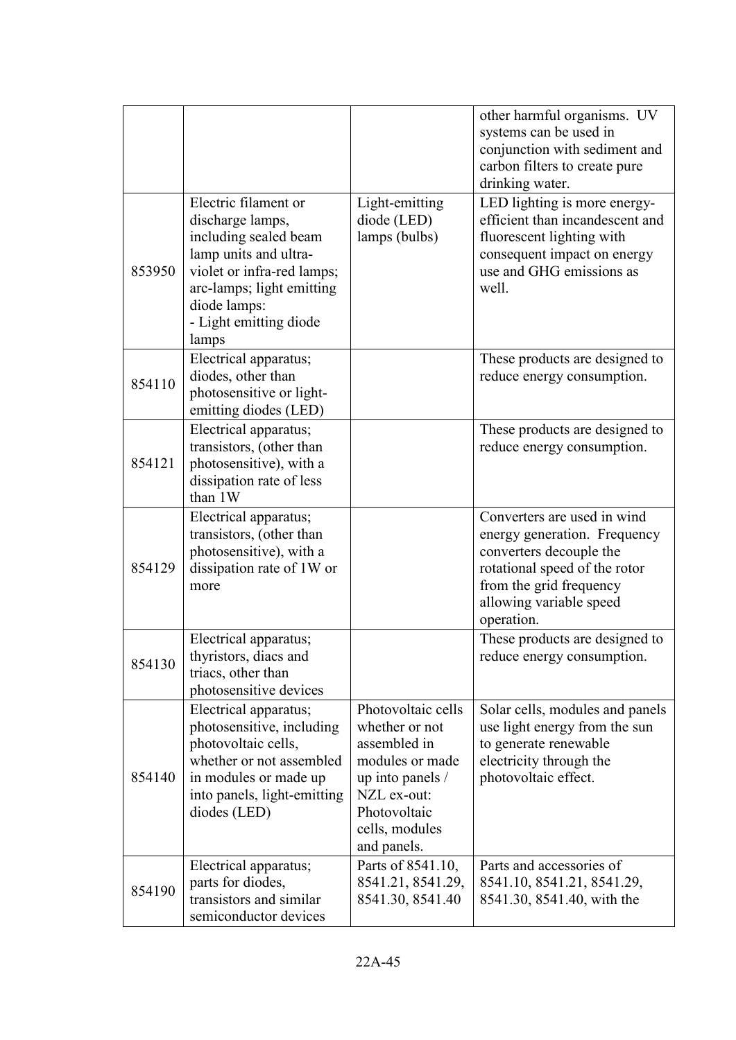| | | | |
|---|---|---|---|
| | | | other harmful organisms. UV systems can be used in conjunction with sediment and carbon filters to create pure drinking water. |
| 853950 | Electric filament or discharge lamps, including sealed beam lamp units and ultra-violet or infra-red lamps; arc-lamps; light emitting diode lamps:<br>- Light emitting diode lamps | Light-emitting diode (LED) lamps (bulbs) | LED lighting is more energy-efficient than incandescent and fluorescent lighting with consequent impact on energy use and GHG emissions as well. |
| 854110 | Electrical apparatus; diodes, other than photosensitive or light-emitting diodes (LED) | | These products are designed to reduce energy consumption. |
| 854121 | Electrical apparatus; transistors, (other than photosensitive), with a dissipation rate of less than 1W | | These products are designed to reduce energy consumption. |
| 854129 | Electrical apparatus; transistors, (other than photosensitive), with a dissipation rate of 1W or more | | Converters are used in wind energy generation. Frequency converters decouple the rotational speed of the rotor from the grid frequency allowing variable speed operation. |
| 854130 | Electrical apparatus; thyristors, diacs and triacs, other than photosensitive devices | | These products are designed to reduce energy consumption. |
| 854140 | Electrical apparatus; photosensitive, including photovoltaic cells, whether or not assembled in modules or made up into panels, light-emitting diodes (LED) | Photovoltaic cells whether or not assembled in modules or made up into panels / NZL ex-out: Photovoltaic cells, modules and panels. | Solar cells, modules and panels use light energy from the sun to generate renewable electricity through the photovoltaic effect. |
| 854190 | Electrical apparatus; parts for diodes, transistors and similar semiconductor devices | Parts of 8541.10, 8541.21, 8541.29, 8541.30, 8541.40 | Parts and accessories of 8541.10, 8541.21, 8541.29, 8541.30, 8541.40, with the |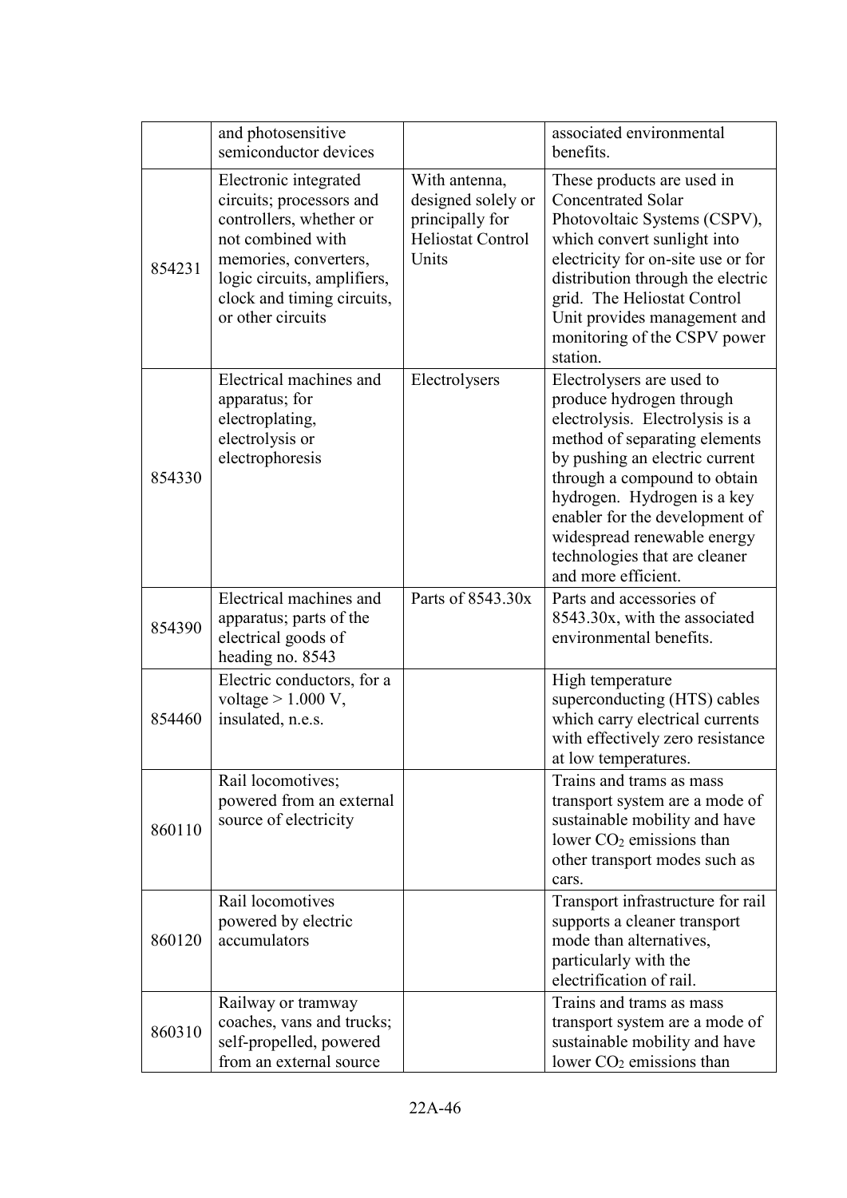| | | | |
|---|---|---|---|
| | and photosensitive semiconductor devices | | associated environmental benefits. |
| 854231 | Electronic integrated circuits; processors and controllers, whether or not combined with memories, converters, logic circuits, amplifiers, clock and timing circuits, or other circuits | With antenna, designed solely or principally for Heliostat Control Units | These products are used in Concentrated Solar Photovoltaic Systems (CSPV), which convert sunlight into electricity for on-site use or for distribution through the electric grid. The Heliostat Control Unit provides management and monitoring of the CSPV power station. |
| 854330 | Electrical machines and apparatus; for electroplating, electrolysis or electrophoresis | Electrolysers | Electrolysers are used to produce hydrogen through electrolysis. Electrolysis is a method of separating elements by pushing an electric current through a compound to obtain hydrogen. Hydrogen is a key enabler for the development of widespread renewable energy technologies that are cleaner and more efficient. |
| 854390 | Electrical machines and apparatus; parts of the electrical goods of heading no. 8543 | Parts of 8543.30x | Parts and accessories of 8543.30x, with the associated environmental benefits. |
| 854460 | Electric conductors, for a voltage > 1.000 V, insulated, n.e.s. | | High temperature superconducting (HTS) cables which carry electrical currents with effectively zero resistance at low temperatures. |
| 860110 | Rail locomotives; powered from an external source of electricity | | Trains and trams as mass transport system are a mode of sustainable mobility and have lower $CO_2$ emissions than other transport modes such as cars. |
| 860120 | Rail locomotives powered by electric accumulators | | Transport infrastructure for rail supports a cleaner transport mode than alternatives, particularly with the electrification of rail. |
| 860310 | Railway or tramway coaches, vans and trucks; self-propelled, powered from an external source | | Trains and trams as mass transport system are a mode of sustainable mobility and have lower $CO_2$ emissions than |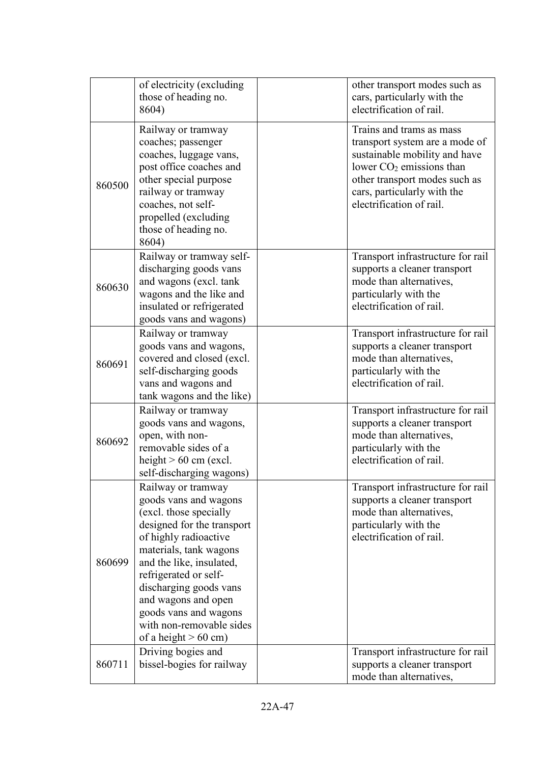| | | | |
|---|---|---|---|
| | of electricity (excluding those of heading no. 8604) | | other transport modes such as cars, particularly with the electrification of rail. |
| 860500 | Railway or tramway coaches; passenger coaches, luggage vans, post office coaches and other special purpose railway or tramway coaches, not self-propelled (excluding those of heading no. 8604) | | Trains and trams as mass transport system are a mode of sustainable mobility and have lower $CO_2$ emissions than other transport modes such as cars, particularly with the electrification of rail. |
| 860630 | Railway or tramway self-discharging goods vans and wagons (excl. tank wagons and the like and insulated or refrigerated goods vans and wagons) | | Transport infrastructure for rail supports a cleaner transport mode than alternatives, particularly with the electrification of rail. |
| 860691 | Railway or tramway goods vans and wagons, covered and closed (excl. self-discharging goods vans and wagons and tank wagons and the like) | | Transport infrastructure for rail supports a cleaner transport mode than alternatives, particularly with the electrification of rail. |
| 860692 | Railway or tramway goods vans and wagons, open, with non-removable sides of a height > 60 cm (excl. self-discharging wagons) | | Transport infrastructure for rail supports a cleaner transport mode than alternatives, particularly with the electrification of rail. |
| 860699 | Railway or tramway goods vans and wagons (excl. those specially designed for the transport of highly radioactive materials, tank wagons and the like, insulated, refrigerated or self-discharging goods vans and wagons and open goods vans and wagons with non-removable sides of a height > 60 cm) | | Transport infrastructure for rail supports a cleaner transport mode than alternatives, particularly with the electrification of rail. |
| 860711 | Driving bogies and bissel-bogies for railway | | Transport infrastructure for rail supports a cleaner transport mode than alternatives, |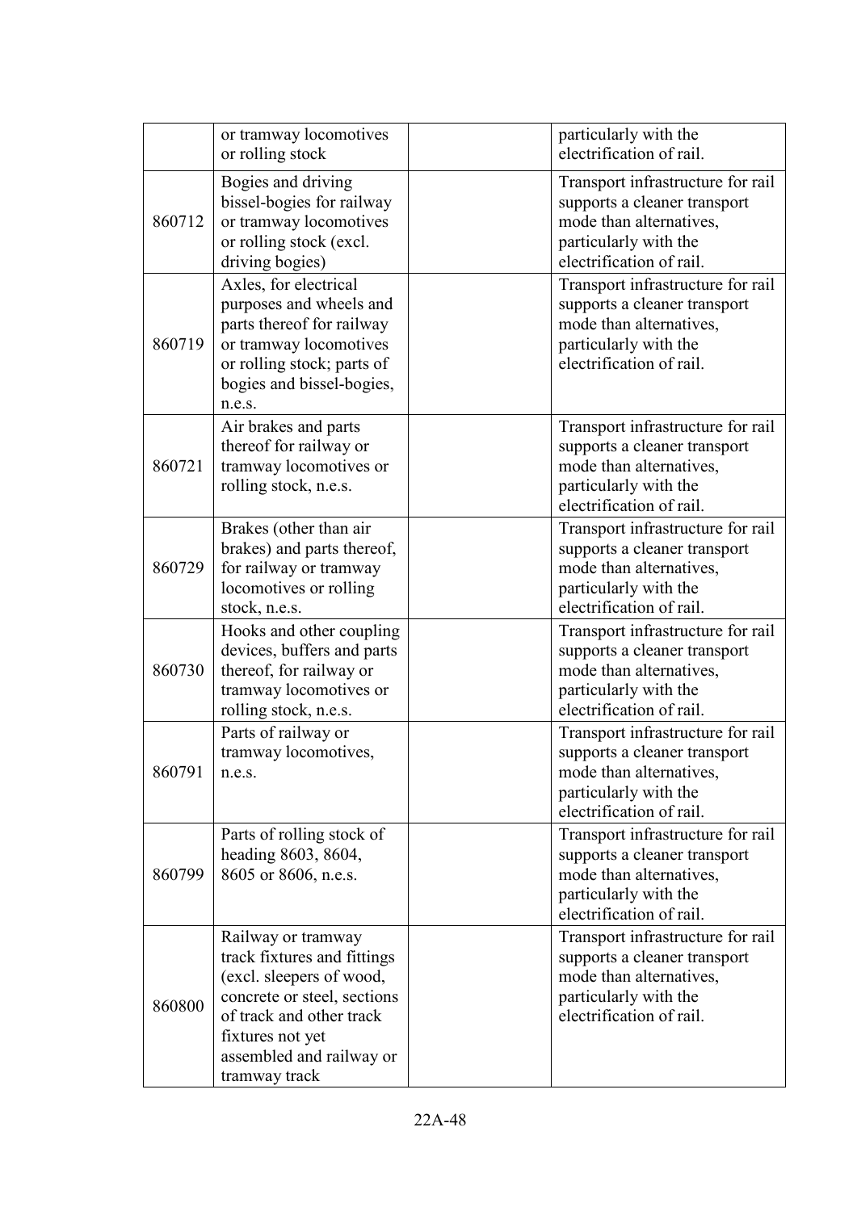| | | | |
|---|---|---|---|
| | or tramway locomotives or rolling stock | | particularly with the electrification of rail. |
| 860712 | Bogies and driving bissel-bogies for railway or tramway locomotives or rolling stock (excl. driving bogies) | | Transport infrastructure for rail supports a cleaner transport mode than alternatives, particularly with the electrification of rail. |
| 860719 | Axles, for electrical purposes and wheels and parts thereof for railway or tramway locomotives or rolling stock; parts of bogies and bissel-bogies, n.e.s. | | Transport infrastructure for rail supports a cleaner transport mode than alternatives, particularly with the electrification of rail. |
| 860721 | Air brakes and parts thereof for railway or tramway locomotives or rolling stock, n.e.s. | | Transport infrastructure for rail supports a cleaner transport mode than alternatives, particularly with the electrification of rail. |
| 860729 | Brakes (other than air brakes) and parts thereof, for railway or tramway locomotives or rolling stock, n.e.s. | | Transport infrastructure for rail supports a cleaner transport mode than alternatives, particularly with the electrification of rail. |
| 860730 | Hooks and other coupling devices, buffers and parts thereof, for railway or tramway locomotives or rolling stock, n.e.s. | | Transport infrastructure for rail supports a cleaner transport mode than alternatives, particularly with the electrification of rail. |
| 860791 | Parts of railway or tramway locomotives, n.e.s. | | Transport infrastructure for rail supports a cleaner transport mode than alternatives, particularly with the electrification of rail. |
| 860799 | Parts of rolling stock of heading 8603, 8604, 8605 or 8606, n.e.s. | | Transport infrastructure for rail supports a cleaner transport mode than alternatives, particularly with the electrification of rail. |
| 860800 | Railway or tramway track fixtures and fittings (excl. sleepers of wood, concrete or steel, sections of track and other track fixtures not yet assembled and railway or tramway track | | Transport infrastructure for rail supports a cleaner transport mode than alternatives, particularly with the electrification of rail. |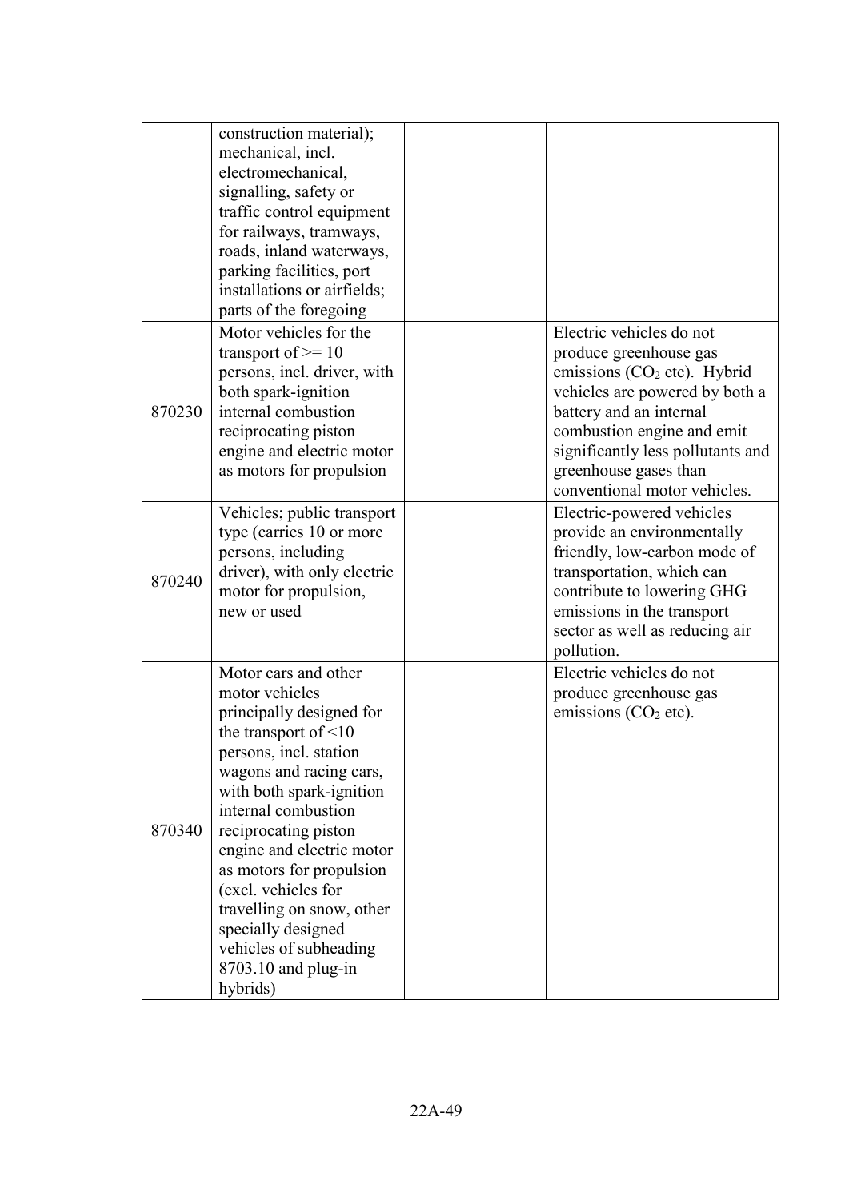| | | | |
|---|---|---|---|
| | construction material); mechanical, incl. electromechanical, signalling, safety or traffic control equipment for railways, tramways, roads, inland waterways, parking facilities, port installations or airfields; parts of the foregoing | | |
| 870230 | Motor vehicles for the transport of >= 10 persons, incl. driver, with both spark-ignition internal combustion reciprocating piston engine and electric motor as motors for propulsion | | Electric vehicles do not produce greenhouse gas emissions ($CO_2$ etc). Hybrid vehicles are powered by both a battery and an internal combustion engine and emit significantly less pollutants and greenhouse gases than conventional motor vehicles. |
| 870240 | Vehicles; public transport type (carries 10 or more persons, including driver), with only electric motor for propulsion, new or used | | Electric-powered vehicles provide an environmentally friendly, low-carbon mode of transportation, which can contribute to lowering GHG emissions in the transport sector as well as reducing air pollution. |
| 870340 | Motor cars and other motor vehicles principally designed for the transport of <10 persons, incl. station wagons and racing cars, with both spark-ignition internal combustion reciprocating piston engine and electric motor as motors for propulsion (excl. vehicles for travelling on snow, other specially designed vehicles of subheading 8703.10 and plug-in hybrids) | | Electric vehicles do not produce greenhouse gas emissions ($CO_2$ etc). |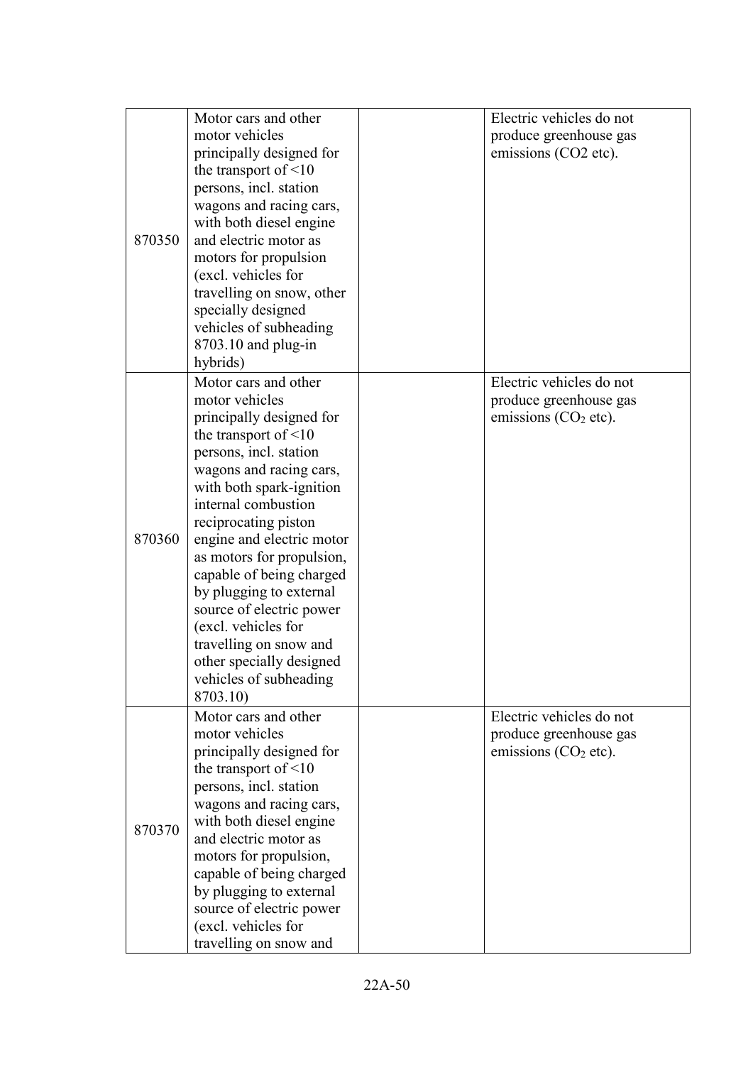| | | | |
|---|---|---|---|
| 870350 | Motor cars and other motor vehicles principally designed for the transport of <10 persons, incl. station wagons and racing cars, with both diesel engine and electric motor as motors for propulsion (excl. vehicles for travelling on snow, other specially designed vehicles of subheading 8703.10 and plug-in hybrids) | | Electric vehicles do not produce greenhouse gas emissions (CO2 etc). |
| 870360 | Motor cars and other motor vehicles principally designed for the transport of <10 persons, incl. station wagons and racing cars, with both spark-ignition internal combustion reciprocating piston engine and electric motor as motors for propulsion, capable of being charged by plugging to external source of electric power (excl. vehicles for travelling on snow and other specially designed vehicles of subheading 8703.10) | | Electric vehicles do not produce greenhouse gas emissions ($CO_2$ etc). |
| 870370 | Motor cars and other motor vehicles principally designed for the transport of <10 persons, incl. station wagons and racing cars, with both diesel engine and electric motor as motors for propulsion, capable of being charged by plugging to external source of electric power (excl. vehicles for travelling on snow and | | Electric vehicles do not produce greenhouse gas emissions ($CO_2$ etc). |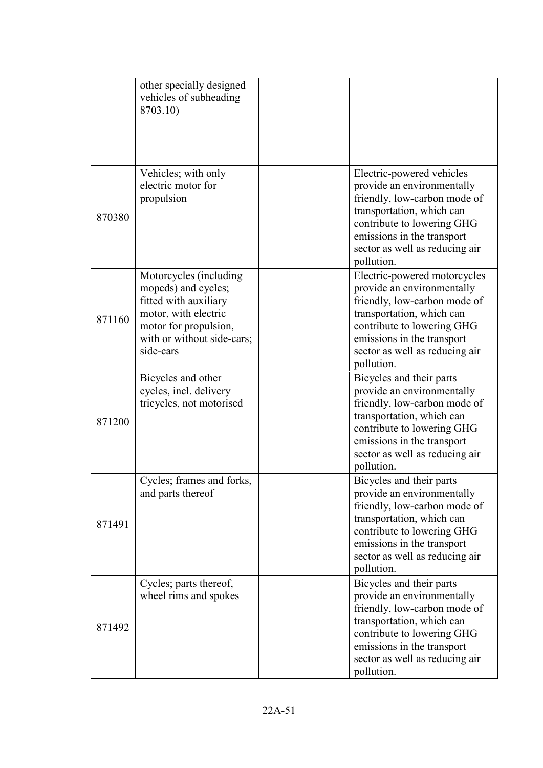| | | | |
|---|---|---|---|
| | other specially designed vehicles of subheading 8703.10) | | |
| 870380 | Vehicles; with only electric motor for propulsion | | Electric-powered vehicles provide an environmentally friendly, low-carbon mode of transportation, which can contribute to lowering GHG emissions in the transport sector as well as reducing air pollution. |
| 871160 | Motorcycles (including mopeds) and cycles; fitted with auxiliary motor, with electric motor for propulsion, with or without side-cars; side-cars | | Electric-powered motorcycles provide an environmentally friendly, low-carbon mode of transportation, which can contribute to lowering GHG emissions in the transport sector as well as reducing air pollution. |
| 871200 | Bicycles and other cycles, incl. delivery tricycles, not motorised | | Bicycles and their parts provide an environmentally friendly, low-carbon mode of transportation, which can contribute to lowering GHG emissions in the transport sector as well as reducing air pollution. |
| 871491 | Cycles; frames and forks, and parts thereof | | Bicycles and their parts provide an environmentally friendly, low-carbon mode of transportation, which can contribute to lowering GHG emissions in the transport sector as well as reducing air pollution. |
| 871492 | Cycles; parts thereof, wheel rims and spokes | | Bicycles and their parts provide an environmentally friendly, low-carbon mode of transportation, which can contribute to lowering GHG emissions in the transport sector as well as reducing air pollution. |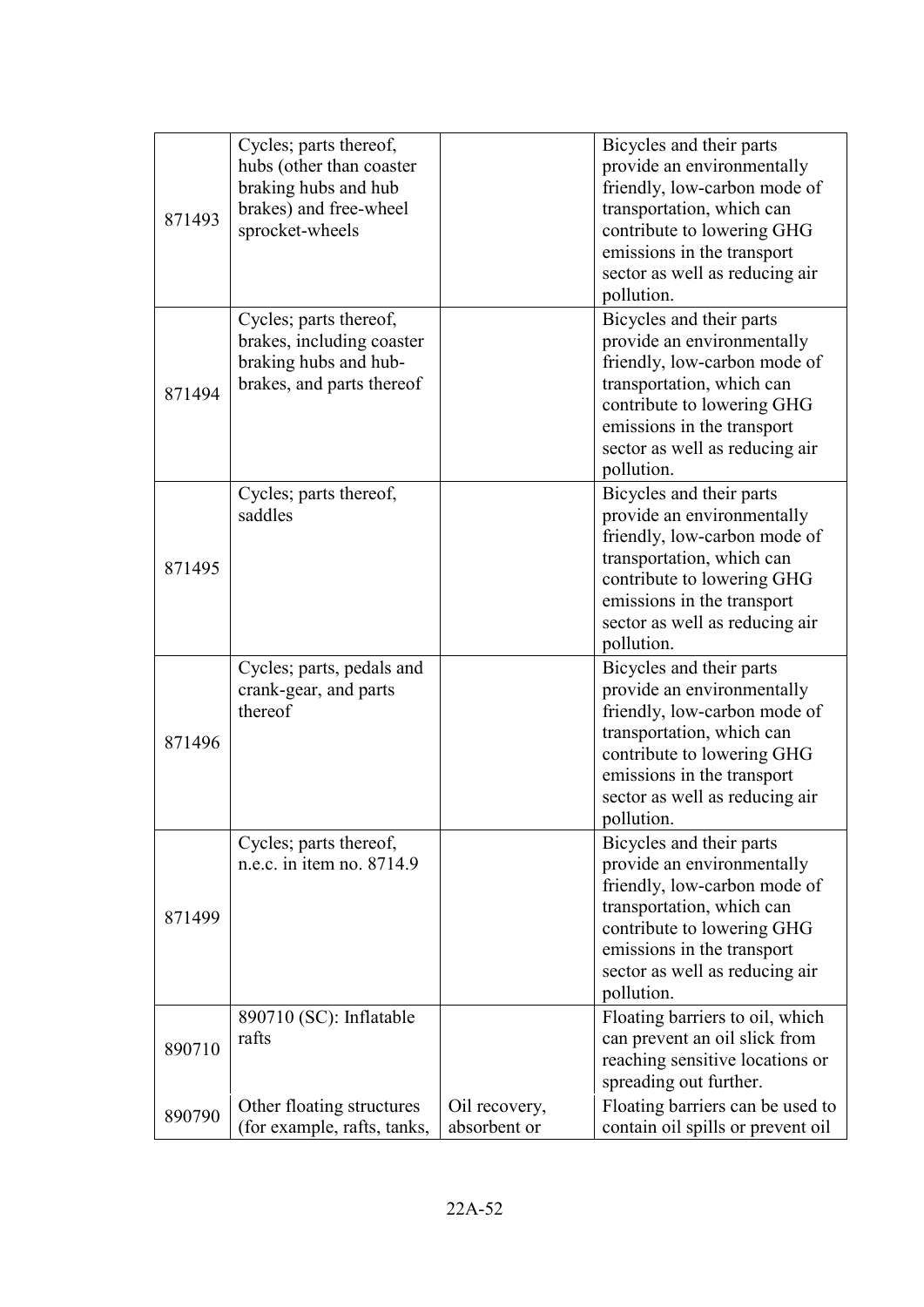| | | | |
|---|---|---|---|
| 871493 | Cycles; parts thereof, hubs (other than coaster braking hubs and hub brakes) and free-wheel sprocket-wheels | | Bicycles and their parts provide an environmentally friendly, low-carbon mode of transportation, which can contribute to lowering GHG emissions in the transport sector as well as reducing air pollution. |
| 871494 | Cycles; parts thereof, brakes, including coaster braking hubs and hub-brakes, and parts thereof | | Bicycles and their parts provide an environmentally friendly, low-carbon mode of transportation, which can contribute to lowering GHG emissions in the transport sector as well as reducing air pollution. |
| 871495 | Cycles; parts thereof, saddles | | Bicycles and their parts provide an environmentally friendly, low-carbon mode of transportation, which can contribute to lowering GHG emissions in the transport sector as well as reducing air pollution. |
| 871496 | Cycles; parts, pedals and crank-gear, and parts thereof | | Bicycles and their parts provide an environmentally friendly, low-carbon mode of transportation, which can contribute to lowering GHG emissions in the transport sector as well as reducing air pollution. |
| 871499 | Cycles; parts thereof, n.e.c. in item no. 8714.9 | | Bicycles and their parts provide an environmentally friendly, low-carbon mode of transportation, which can contribute to lowering GHG emissions in the transport sector as well as reducing air pollution. |
| 890710 | 890710 (SC): Inflatable rafts | | Floating barriers to oil, which can prevent an oil slick from reaching sensitive locations or spreading out further. |
| 890790 | Other floating structures (for example, rafts, tanks, | Oil recovery, absorbent or | Floating barriers can be used to contain oil spills or prevent oil |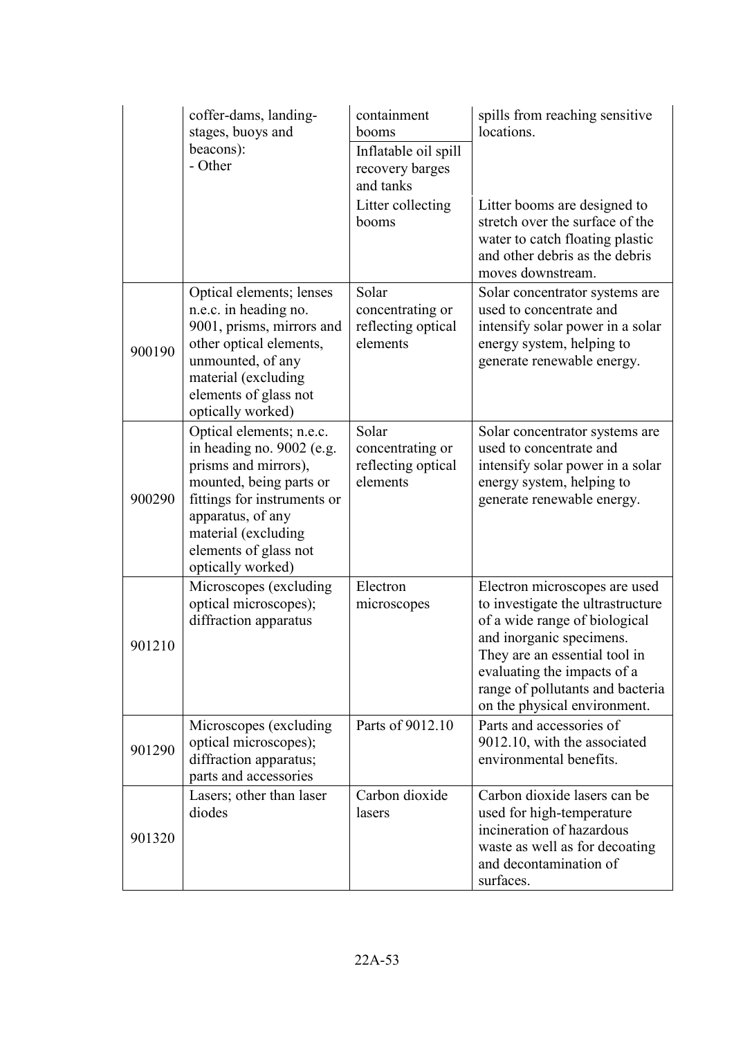| | | | |
|---|---|---|---|
| | coffer-dams, landing-stages, buoys and beacons): - Other | containment booms | spills from reaching sensitive locations. |
| | | Inflatable oil spill recovery barges and tanks | |
| | | Litter collecting booms | Litter booms are designed to stretch over the surface of the water to catch floating plastic and other debris as the debris moves downstream. |
| 900190 | Optical elements; lenses n.e.c. in heading no. 9001, prisms, mirrors and other optical elements, unmounted, of any material (excluding elements of glass not optically worked) | Solar concentrating or reflecting optical elements | Solar concentrator systems are used to concentrate and intensify solar power in a solar energy system, helping to generate renewable energy. |
| 900290 | Optical elements; n.e.c. in heading no. 9002 (e.g. prisms and mirrors), mounted, being parts or fittings for instruments or apparatus, of any material (excluding elements of glass not optically worked) | Solar concentrating or reflecting optical elements | Solar concentrator systems are used to concentrate and intensify solar power in a solar energy system, helping to generate renewable energy. |
| 901210 | Microscopes (excluding optical microscopes); diffraction apparatus | Electron microscopes | Electron microscopes are used to investigate the ultrastructure of a wide range of biological and inorganic specimens. They are an essential tool in evaluating the impacts of a range of pollutants and bacteria on the physical environment. |
| 901290 | Microscopes (excluding optical microscopes); diffraction apparatus; parts and accessories | Parts of 9012.10 | Parts and accessories of 9012.10, with the associated environmental benefits. |
| 901320 | Lasers; other than laser diodes | Carbon dioxide lasers | Carbon dioxide lasers can be used for high-temperature incineration of hazardous waste as well as for decoating and decontamination of surfaces. |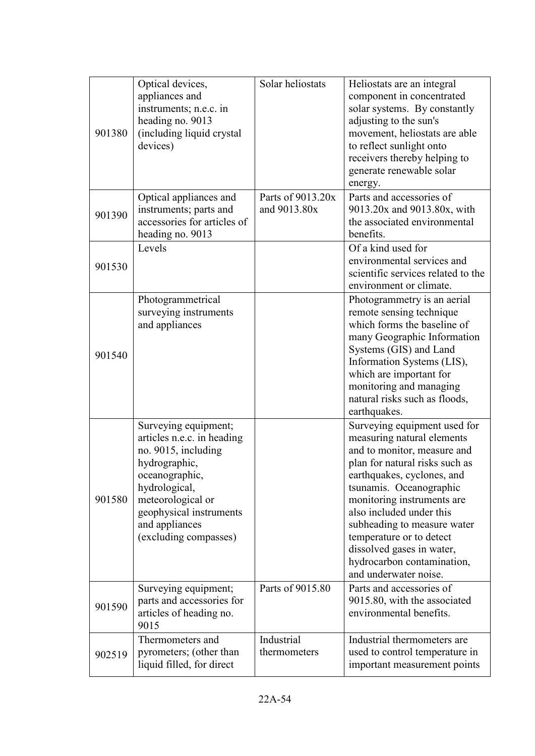| | | | |
|---|---|---|---|
| 901380 | Optical devices, appliances and instruments; n.e.c. in heading no. 9013 (including liquid crystal devices) | Solar heliostats | Heliostats are an integral component in concentrated solar systems. By constantly adjusting to the sun's movement, heliostats are able to reflect sunlight onto receivers thereby helping to generate renewable solar energy. |
| 901390 | Optical appliances and instruments; parts and accessories for articles of heading no. 9013 | Parts of 9013.20x and 9013.80x | Parts and accessories of 9013.20x and 9013.80x, with the associated environmental benefits. |
| 901530 | Levels | | Of a kind used for environmental services and scientific services related to the environment or climate. |
| 901540 | Photogrammetrical surveying instruments and appliances | | Photogrammetry is an aerial remote sensing technique which forms the baseline of many Geographic Information Systems (GIS) and Land Information Systems (LIS), which are important for monitoring and managing natural risks such as floods, earthquakes. |
| 901580 | Surveying equipment; articles n.e.c. in heading no. 9015, including hydrographic, oceanographic, hydrological, meteorological or geophysical instruments and appliances (excluding compasses) | | Surveying equipment used for measuring natural elements and to monitor, measure and plan for natural risks such as earthquakes, cyclones, and tsunamis. Oceanographic monitoring instruments are also included under this subheading to measure water temperature or to detect dissolved gases in water, hydrocarbon contamination, and underwater noise. |
| 901590 | Surveying equipment; parts and accessories for articles of heading no. 9015 | Parts of 9015.80 | Parts and accessories of 9015.80, with the associated environmental benefits. |
| 902519 | Thermometers and pyrometers; (other than liquid filled, for direct | Industrial thermometers | Industrial thermometers are used to control temperature in important measurement points |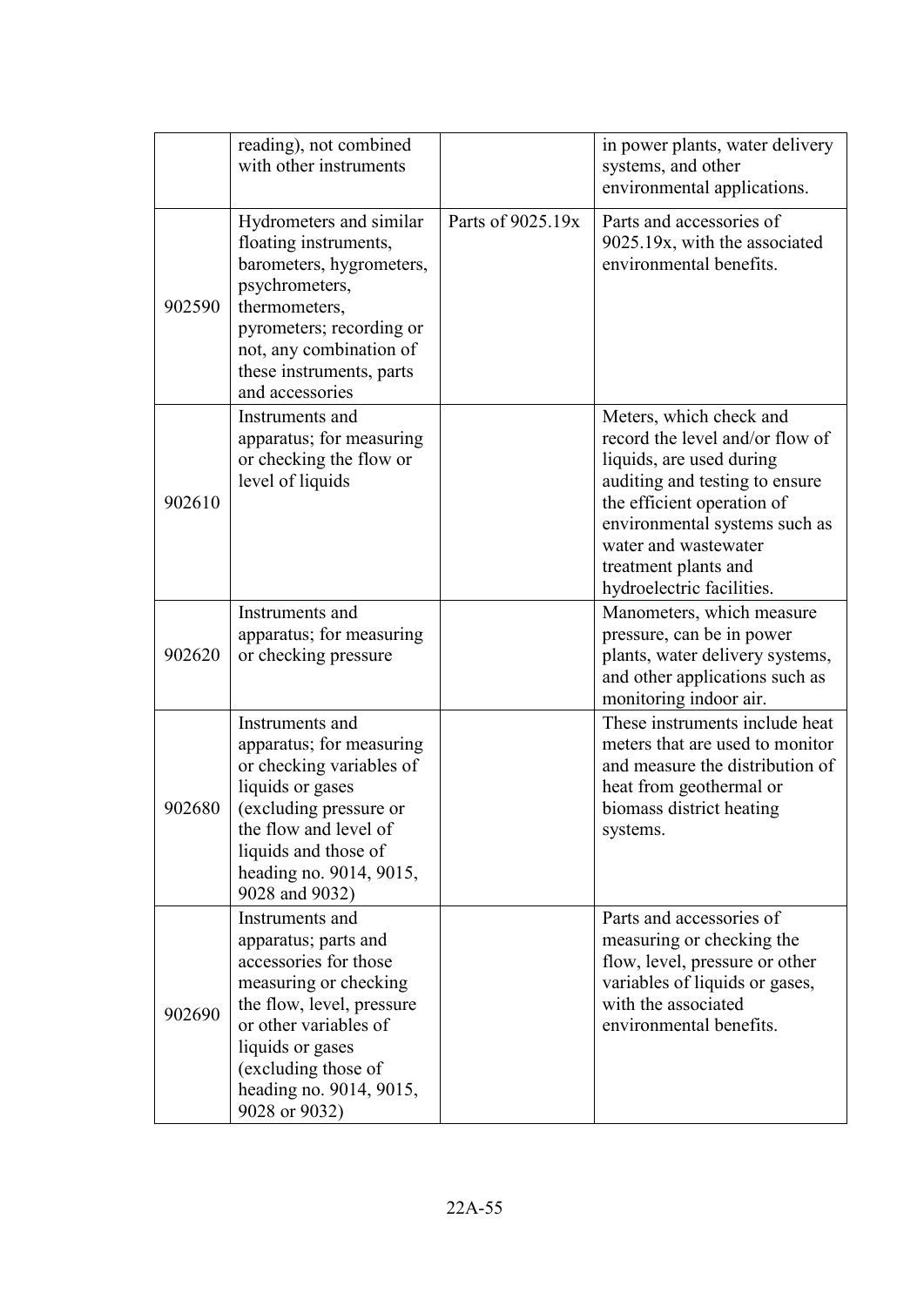| | | | |
|---|---|---|---|
| | reading), not combined with other instruments | | in power plants, water delivery systems, and other environmental applications. |
| 902590 | Hydrometers and similar floating instruments, barometers, hygrometers, psychrometers, thermometers, pyrometers; recording or not, any combination of these instruments, parts and accessories | Parts of 9025.19x | Parts and accessories of 9025.19x, with the associated environmental benefits. |
| 902610 | Instruments and apparatus; for measuring or checking the flow or level of liquids | | Meters, which check and record the level and/or flow of liquids, are used during auditing and testing to ensure the efficient operation of environmental systems such as water and wastewater treatment plants and hydroelectric facilities. |
| 902620 | Instruments and apparatus; for measuring or checking pressure | | Manometers, which measure pressure, can be in power plants, water delivery systems, and other applications such as monitoring indoor air. |
| 902680 | Instruments and apparatus; for measuring or checking variables of liquids or gases (excluding pressure or the flow and level of liquids and those of heading no. 9014, 9015, 9028 and 9032) | | These instruments include heat meters that are used to monitor and measure the distribution of heat from geothermal or biomass district heating systems. |
| 902690 | Instruments and apparatus; parts and accessories for those measuring or checking the flow, level, pressure or other variables of liquids or gases (excluding those of heading no. 9014, 9015, 9028 or 9032) | | Parts and accessories of measuring or checking the flow, level, pressure or other variables of liquids or gases, with the associated environmental benefits. |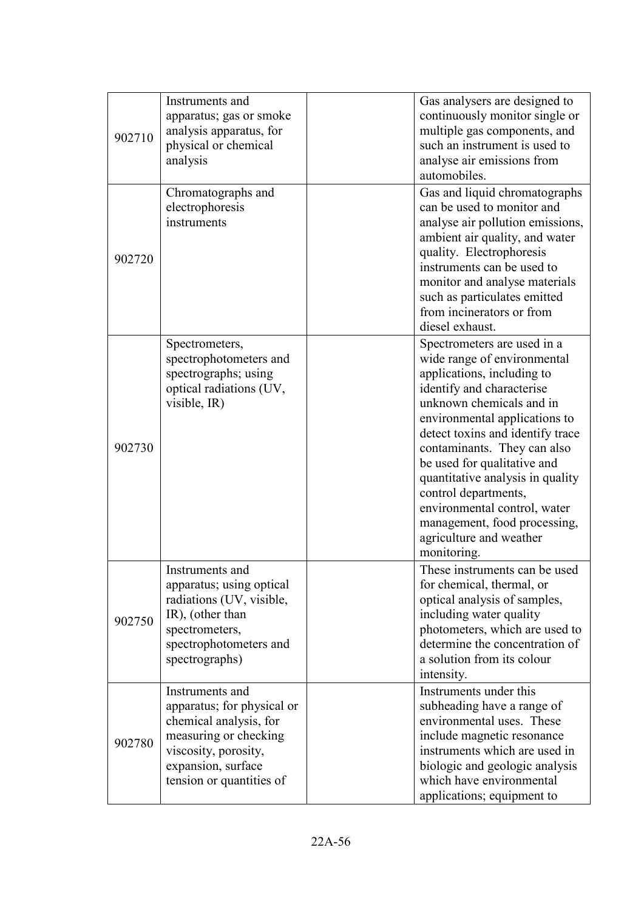| | | | |
|---|---|---|---|
| 902710 | Instruments and apparatus; gas or smoke analysis apparatus, for physical or chemical analysis | | Gas analysers are designed to continuously monitor single or multiple gas components, and such an instrument is used to analyse air emissions from automobiles. |
| 902720 | Chromatographs and electrophoresis instruments | | Gas and liquid chromatographs can be used to monitor and analyse air pollution emissions, ambient air quality, and water quality. Electrophoresis instruments can be used to monitor and analyse materials such as particulates emitted from incinerators or from diesel exhaust. |
| 902730 | Spectrometers, spectrophotometers and spectrographs; using optical radiations (UV, visible, IR) | | Spectrometers are used in a wide range of environmental applications, including to identify and characterise unknown chemicals and in environmental applications to detect toxins and identify trace contaminants. They can also be used for qualitative and quantitative analysis in quality control departments, environmental control, water management, food processing, agriculture and weather monitoring. |
| 902750 | Instruments and apparatus; using optical radiations (UV, visible, IR), (other than spectrometers, spectrophotometers and spectrographs) | | These instruments can be used for chemical, thermal, or optical analysis of samples, including water quality photometers, which are used to determine the concentration of a solution from its colour intensity. |
| 902780 | Instruments and apparatus; for physical or chemical analysis, for measuring or checking viscosity, porosity, expansion, surface tension or quantities of | | Instruments under this subheading have a range of environmental uses. These include magnetic resonance instruments which are used in biologic and geologic analysis which have environmental applications; equipment to |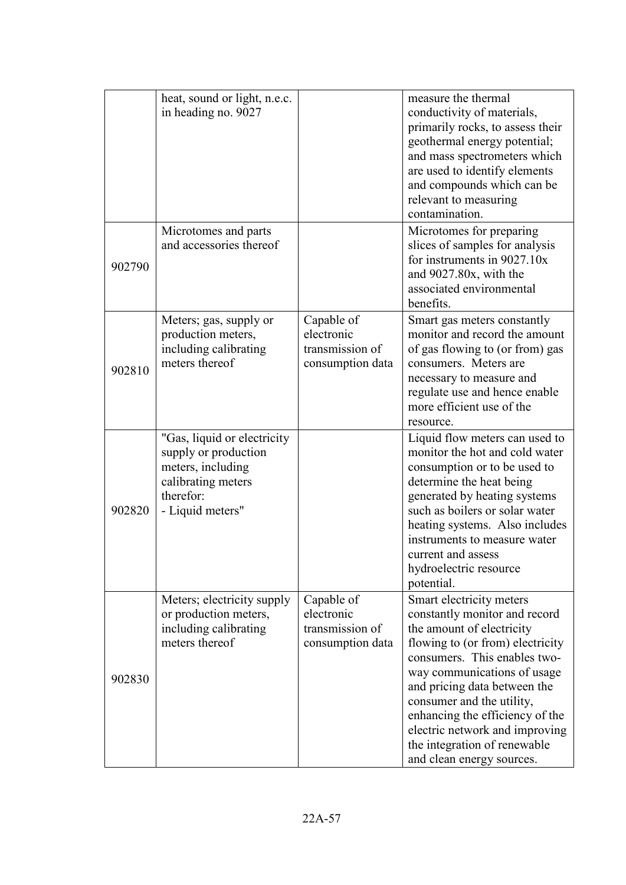| | | | |
|---|---|---|---|
| | heat, sound or light, n.e.c. in heading no. 9027 | | measure the thermal conductivity of materials, primarily rocks, to assess their geothermal energy potential; and mass spectrometers which are used to identify elements and compounds which can be relevant to measuring contamination. |
| 902790 | Microtomes and parts and accessories thereof | | Microtomes for preparing slices of samples for analysis for instruments in 9027.10x and 9027.80x, with the associated environmental benefits. |
| 902810 | Meters; gas, supply or production meters, including calibrating meters thereof | Capable of electronic transmission of consumption data | Smart gas meters constantly monitor and record the amount of gas flowing to (or from) gas consumers. Meters are necessary to measure and regulate use and hence enable more efficient use of the resource. |
| 902820 | "Gas, liquid or electricity supply or production meters, including calibrating meters therefor: - Liquid meters" | | Liquid flow meters can used to monitor the hot and cold water consumption or to be used to determine the heat being generated by heating systems such as boilers or solar water heating systems. Also includes instruments to measure water current and assess hydroelectric resource potential. |
| 902830 | Meters; electricity supply or production meters, including calibrating meters thereof | Capable of electronic transmission of consumption data | Smart electricity meters constantly monitor and record the amount of electricity flowing to (or from) electricity consumers. This enables two-way communications of usage and pricing data between the consumer and the utility, enhancing the efficiency of the electric network and improving the integration of renewable and clean energy sources. |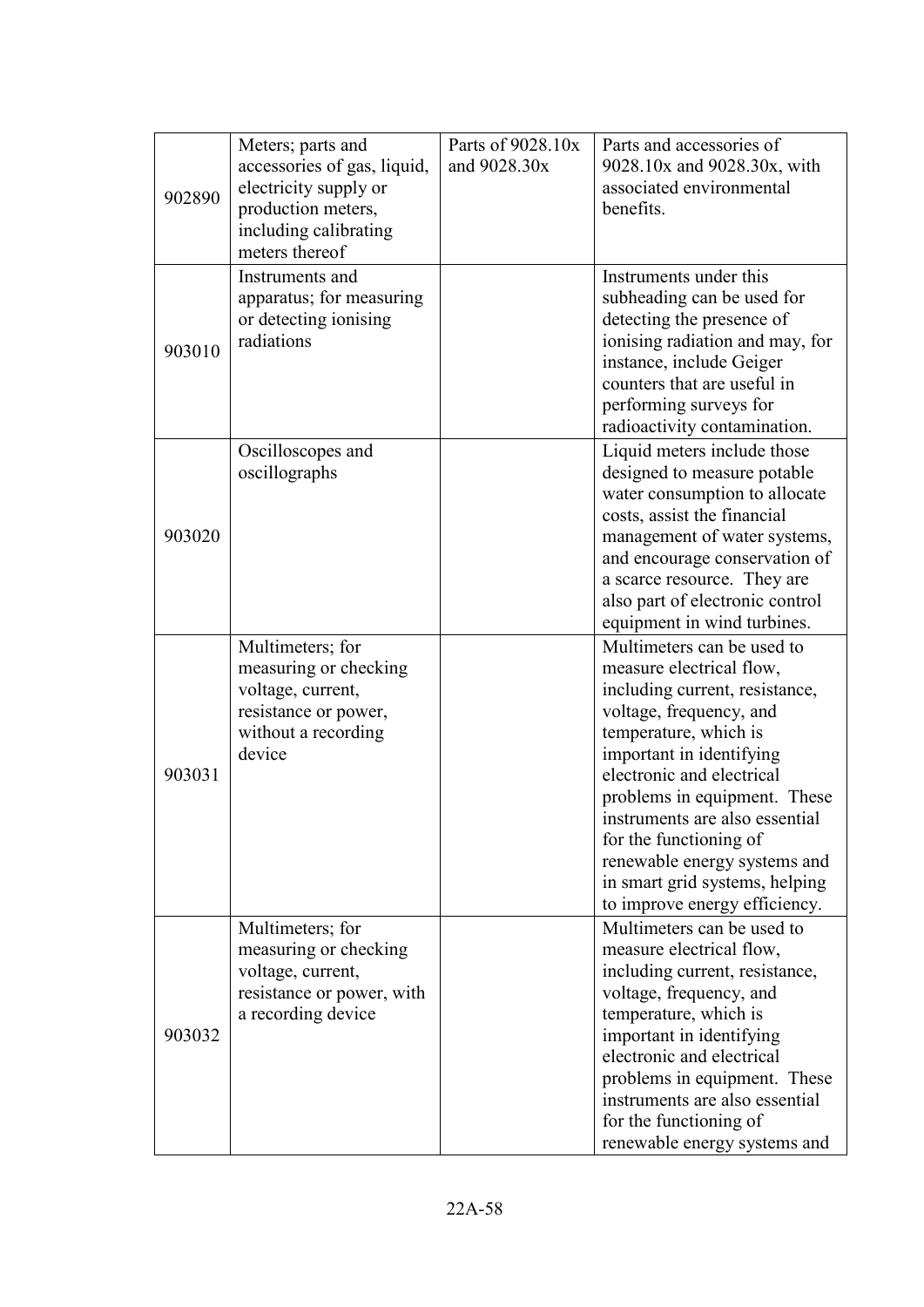| 902890 | Meters; parts and accessories of gas, liquid, electricity supply or production meters, including calibrating meters thereof | Parts of 9028.10x and 9028.30x | Parts and accessories of 9028.10x and 9028.30x, with associated environmental benefits. |
|---|---|---|---|
| 903010 | Instruments and apparatus; for measuring or detecting ionising radiations | | Instruments under this subheading can be used for detecting the presence of ionising radiation and may, for instance, include Geiger counters that are useful in performing surveys for radioactivity contamination. |
| 903020 | Oscilloscopes and oscillographs | | Liquid meters include those designed to measure potable water consumption to allocate costs, assist the financial management of water systems, and encourage conservation of a scarce resource. They are also part of electronic control equipment in wind turbines. |
| 903031 | Multimeters; for measuring or checking voltage, current, resistance or power, without a recording device | | Multimeters can be used to measure electrical flow, including current, resistance, voltage, frequency, and temperature, which is important in identifying electronic and electrical problems in equipment. These instruments are also essential for the functioning of renewable energy systems and in smart grid systems, helping to improve energy efficiency. |
| 903032 | Multimeters; for measuring or checking voltage, current, resistance or power, with a recording device | | Multimeters can be used to measure electrical flow, including current, resistance, voltage, frequency, and temperature, which is important in identifying electronic and electrical problems in equipment. These instruments are also essential for the functioning of renewable energy systems and |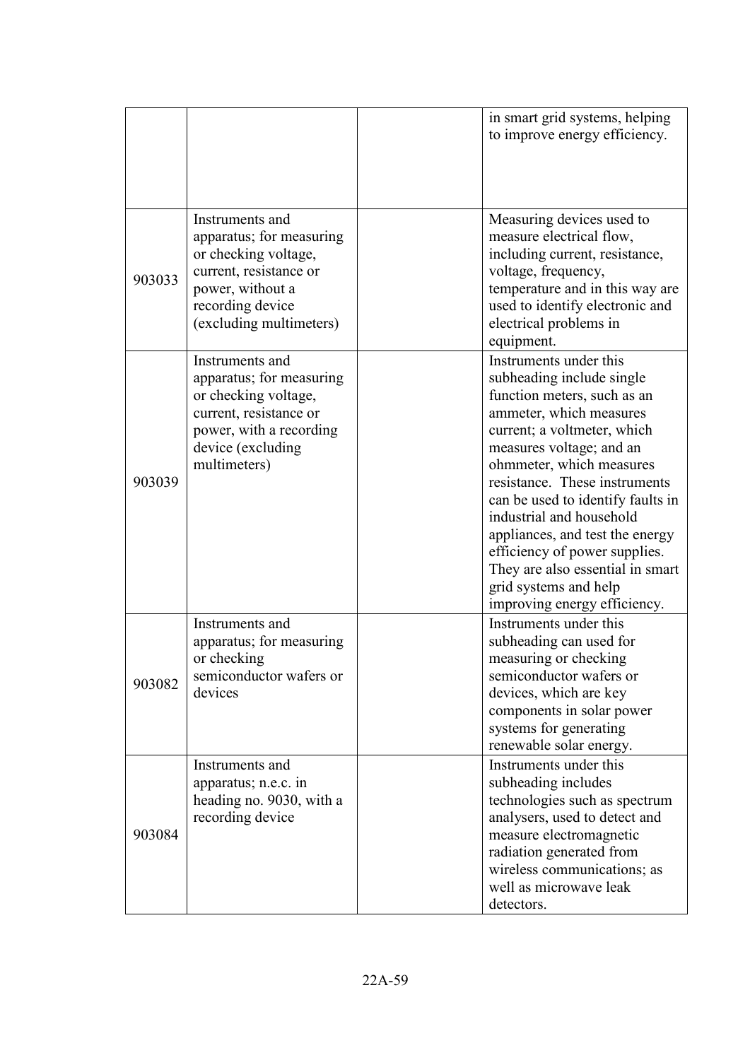| | | | |
|---|---|---|---|
| | | | in smart grid systems, helping to improve energy efficiency. |
| 903033 | Instruments and apparatus; for measuring or checking voltage, current, resistance or power, without a recording device (excluding multimeters) | | Measuring devices used to measure electrical flow, including current, resistance, voltage, frequency, temperature and in this way are used to identify electronic and electrical problems in equipment. |
| 903039 | Instruments and apparatus; for measuring or checking voltage, current, resistance or power, with a recording device (excluding multimeters) | | Instruments under this subheading include single function meters, such as an ammeter, which measures current; a voltmeter, which measures voltage; and an ohmmeter, which measures resistance. These instruments can be used to identify faults in industrial and household appliances, and test the energy efficiency of power supplies. They are also essential in smart grid systems and help improving energy efficiency. |
| 903082 | Instruments and apparatus; for measuring or checking semiconductor wafers or devices | | Instruments under this subheading can used for measuring or checking semiconductor wafers or devices, which are key components in solar power systems for generating renewable solar energy. |
| 903084 | Instruments and apparatus; n.e.c. in heading no. 9030, with a recording device | | Instruments under this subheading includes technologies such as spectrum analysers, used to detect and measure electromagnetic radiation generated from wireless communications; as well as microwave leak detectors. |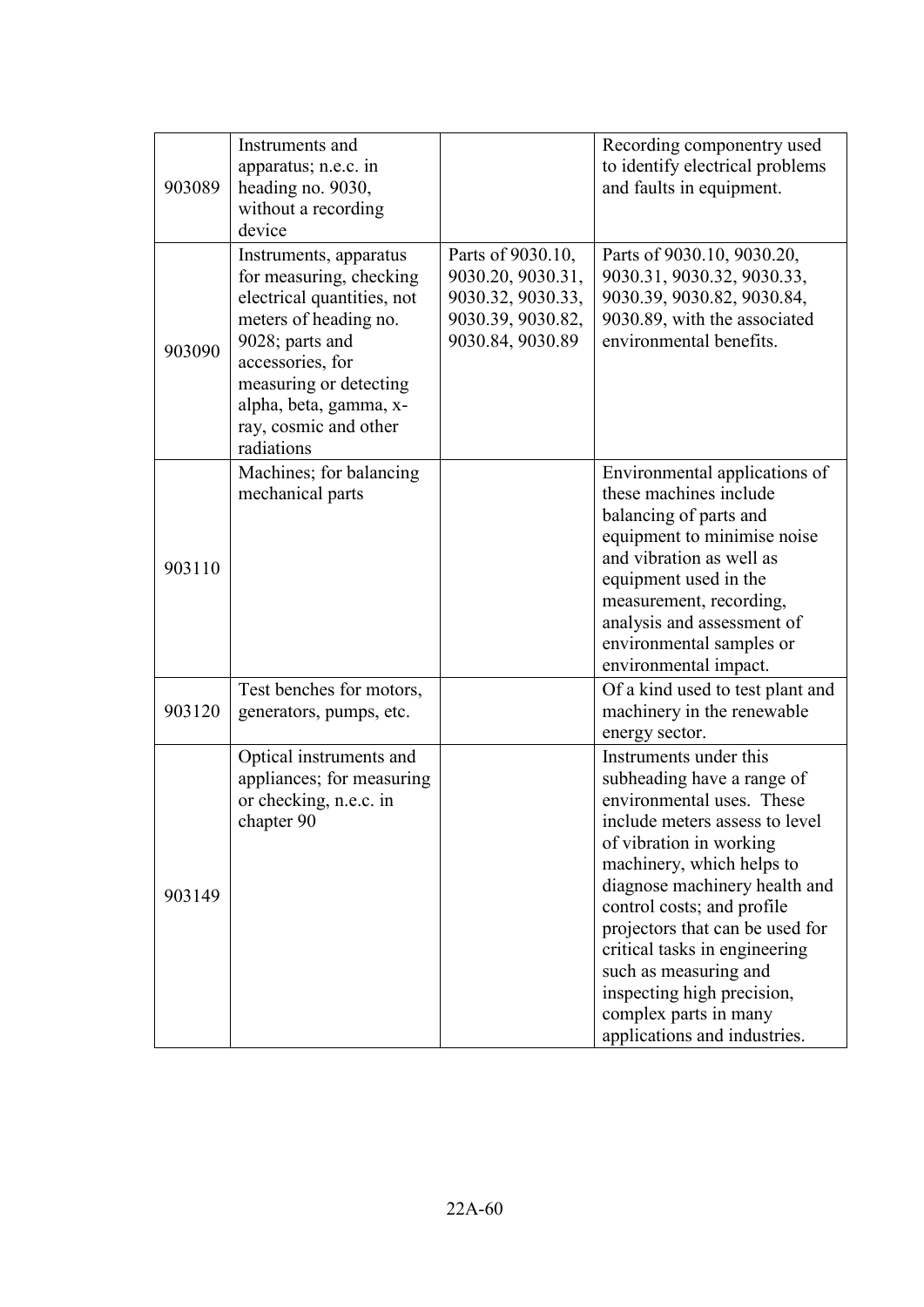| | | | |
|---|---|---|---|
| 903089 | Instruments and apparatus; n.e.c. in heading no. 9030, without a recording device | | Recording componentry used to identify electrical problems and faults in equipment. |
| 903090 | Instruments, apparatus for measuring, checking electrical quantities, not meters of heading no. 9028; parts and accessories, for measuring or detecting alpha, beta, gamma, x-ray, cosmic and other radiations | Parts of 9030.10, 9030.20, 9030.31, 9030.32, 9030.33, 9030.39, 9030.82, 9030.84, 9030.89 | Parts of 9030.10, 9030.20, 9030.31, 9030.32, 9030.33, 9030.39, 9030.82, 9030.84, 9030.89, with the associated environmental benefits. |
| 903110 | Machines; for balancing mechanical parts | | Environmental applications of these machines include balancing of parts and equipment to minimise noise and vibration as well as equipment used in the measurement, recording, analysis and assessment of environmental samples or environmental impact. |
| 903120 | Test benches for motors, generators, pumps, etc. | | Of a kind used to test plant and machinery in the renewable energy sector. |
| 903149 | Optical instruments and appliances; for measuring or checking, n.e.c. in chapter 90 | | Instruments under this subheading have a range of environmental uses. These include meters assess to level of vibration in working machinery, which helps to diagnose machinery health and control costs; and profile projectors that can be used for critical tasks in engineering such as measuring and inspecting high precision, complex parts in many applications and industries. |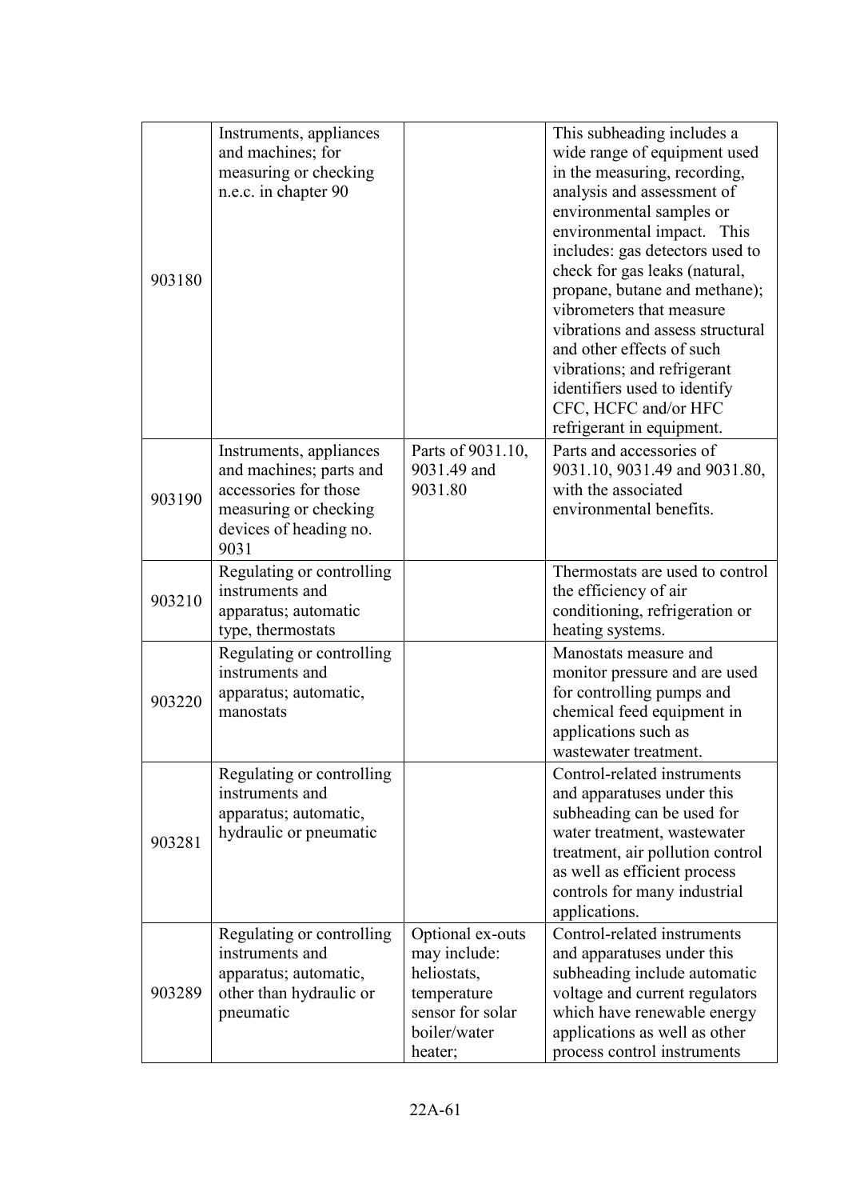| | | | |
|---|---|---|---|
| 903180 | Instruments, appliances and machines; for measuring or checking n.e.c. in chapter 90 | | This subheading includes a wide range of equipment used in the measuring, recording, analysis and assessment of environmental samples or environmental impact. This includes: gas detectors used to check for gas leaks (natural, propane, butane and methane); vibrometers that measure vibrations and assess structural and other effects of such vibrations; and refrigerant identifiers used to identify CFC, HCFC and/or HFC refrigerant in equipment. |
| 903190 | Instruments, appliances and machines; parts and accessories for those measuring or checking devices of heading no. 9031 | Parts of 9031.10, 9031.49 and 9031.80 | Parts and accessories of 9031.10, 9031.49 and 9031.80, with the associated environmental benefits. |
| 903210 | Regulating or controlling instruments and apparatus; automatic type, thermostats | | Thermostats are used to control the efficiency of air conditioning, refrigeration or heating systems. |
| 903220 | Regulating or controlling instruments and apparatus; automatic, manostats | | Manostats measure and monitor pressure and are used for controlling pumps and chemical feed equipment in applications such as wastewater treatment. |
| 903281 | Regulating or controlling instruments and apparatus; automatic, hydraulic or pneumatic | | Control-related instruments and apparatuses under this subheading can be used for water treatment, wastewater treatment, air pollution control as well as efficient process controls for many industrial applications. |
| 903289 | Regulating or controlling instruments and apparatus; automatic, other than hydraulic or pneumatic | Optional ex-outs may include: heliostats, temperature sensor for solar boiler/water heater; | Control-related instruments and apparatuses under this subheading include automatic voltage and current regulators which have renewable energy applications as well as other process control instruments |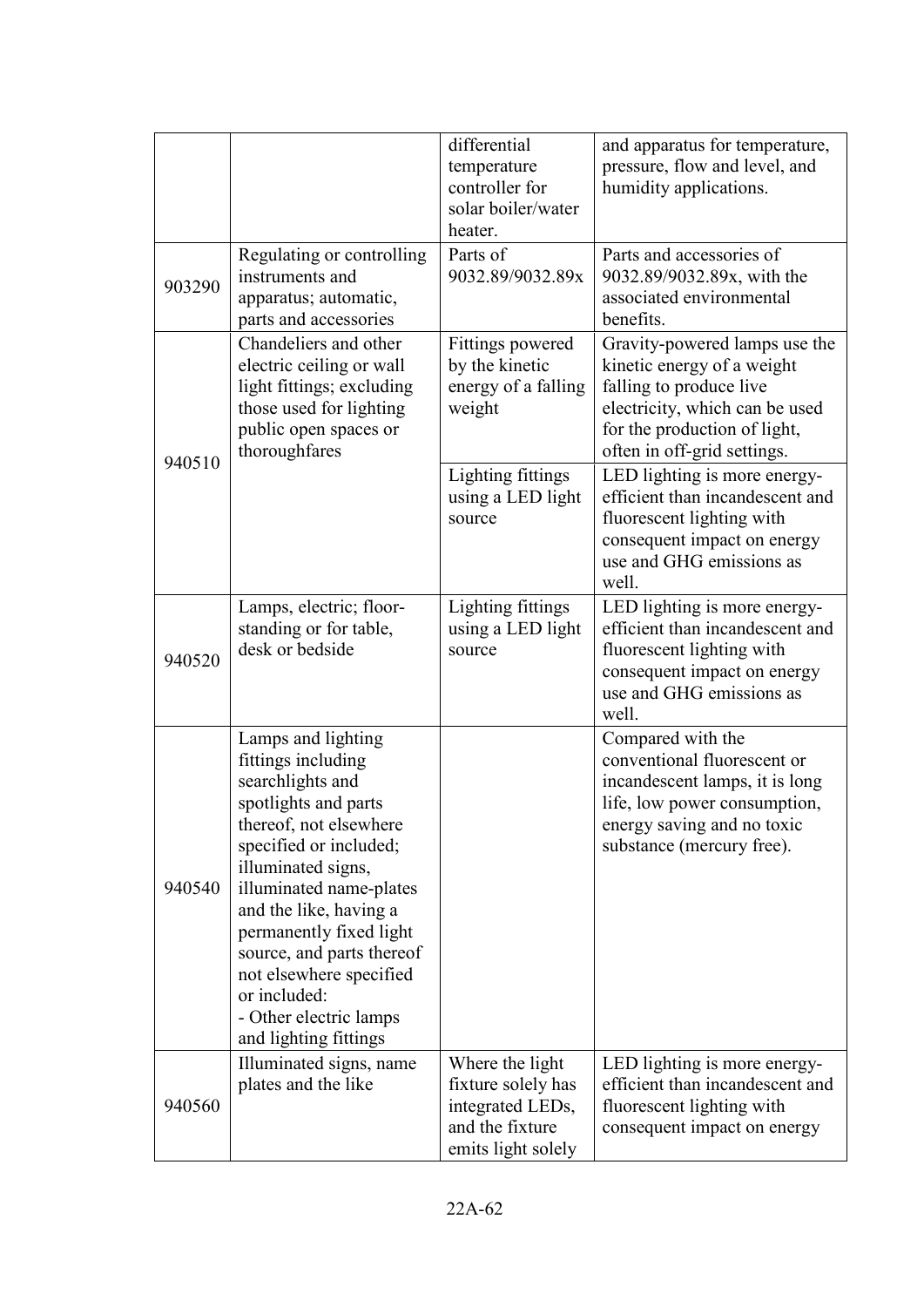| | | | |
|---|---|---|---|
| | | differential temperature controller for solar boiler/water heater. | and apparatus for temperature, pressure, flow and level, and humidity applications. |
| 903290 | Regulating or controlling instruments and apparatus; automatic, parts and accessories | Parts of 9032.89/9032.89x | Parts and accessories of 9032.89/9032.89x, with the associated environmental benefits. |
| 940510 | Chandeliers and other electric ceiling or wall light fittings; excluding those used for lighting public open spaces or thoroughfares | Fittings powered by the kinetic energy of a falling weight | Gravity-powered lamps use the kinetic energy of a weight falling to produce live electricity, which can be used for the production of light, often in off-grid settings. |
| | | Lighting fittings using a LED light source | LED lighting is more energy-efficient than incandescent and fluorescent lighting with consequent impact on energy use and GHG emissions as well. |
| 940520 | Lamps, electric; floor-standing or for table, desk or bedside | Lighting fittings using a LED light source | LED lighting is more energy-efficient than incandescent and fluorescent lighting with consequent impact on energy use and GHG emissions as well. |
| 940540 | Lamps and lighting fittings including searchlights and spotlights and parts thereof, not elsewhere specified or included; illuminated signs, illuminated name-plates and the like, having a permanently fixed light source, and parts thereof not elsewhere specified or included:<br>- Other electric lamps and lighting fittings | | Compared with the conventional fluorescent or incandescent lamps, it is long life, low power consumption, energy saving and no toxic substance (mercury free). |
| 940560 | Illuminated signs, name plates and the like | Where the light fixture solely has integrated LEDs, and the fixture emits light solely | LED lighting is more energy-efficient than incandescent and fluorescent lighting with consequent impact on energy |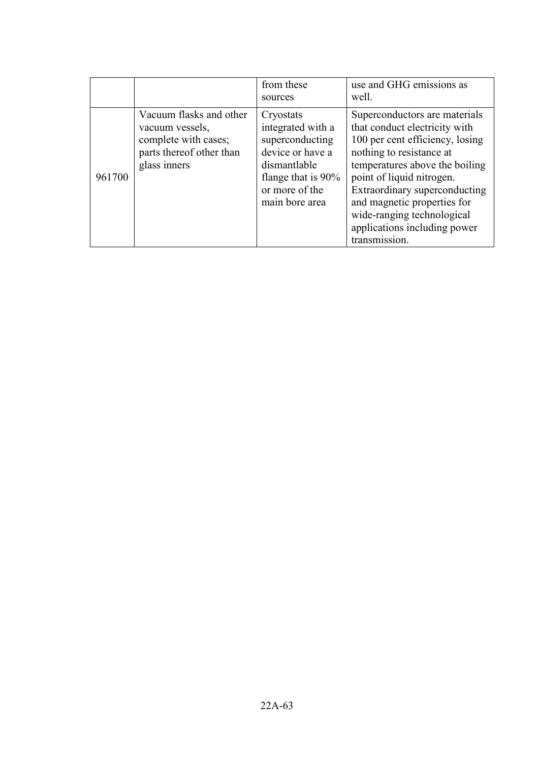| | | | |
|---|---|---|---|
| | | from these sources | use and GHG emissions as well. |
| 961700 | Vacuum flasks and other vacuum vessels, complete with cases; parts thereof other than glass inners | Cryostats integrated with a superconducting device or have a dismantlable flange that is 90% or more of the main bore area | Superconductors are materials that conduct electricity with 100 per cent efficiency, losing nothing to resistance at temperatures above the boiling point of liquid nitrogen. Extraordinary superconducting and magnetic properties for wide-ranging technological applications including power transmission. |